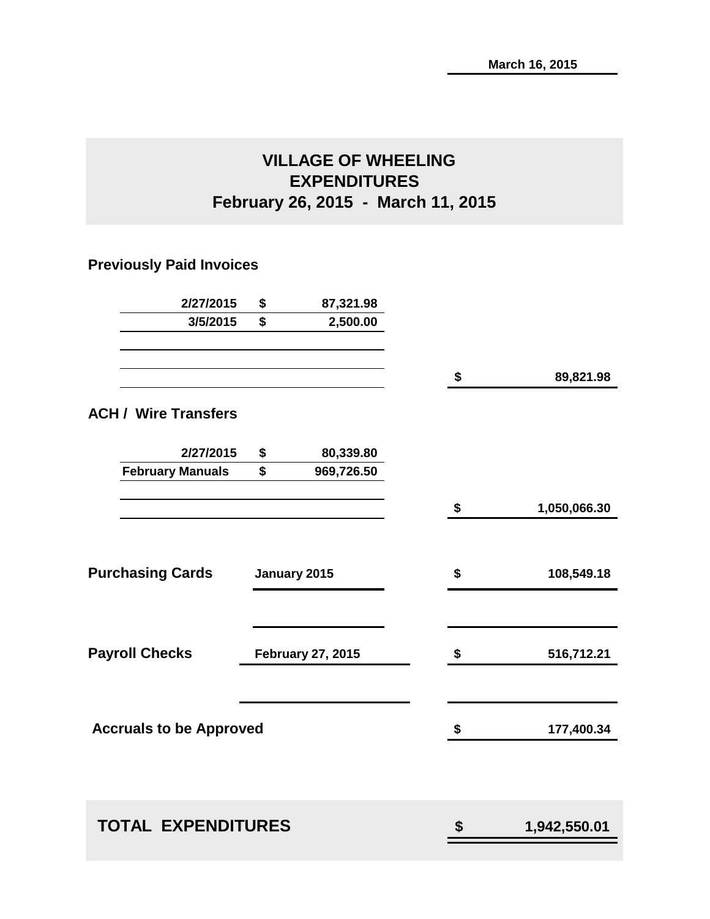March 16, 2015

# VILLAGE OF WHEELING
## EXPENDITURES
## February 26, 2015 - March 11, 2015

**Previously Paid Invoices**

| | | | | |
|---|---|---|---|---|
| 2/27/2015 | $ | 87,321.98 | | |
| 3/5/2015 | $ | 2,500.00 | | |
| | | | $ | 89,821.98 |

**ACH / Wire Transfers**

| | | | | |
|---|---|---|---|---|
| 2/27/2015 | $ | 80,339.80 | | |
| February Manuals | $ | 969,726.50 | | |
| | | | $ | 1,050,066.30 |

| | | | |
|---|---|---|---|
| **Purchasing Cards** | January 2015 | $ | 108,549.18 |
| **Payroll Checks** | February 27, 2015 | $ | 516,712.21 |
| **Accruals to be Approved** | | $ | 177,400.34 |

| | | |
|---|---|---|
| **TOTAL EXPENDITURES** | **$** | **1,942,550.01** |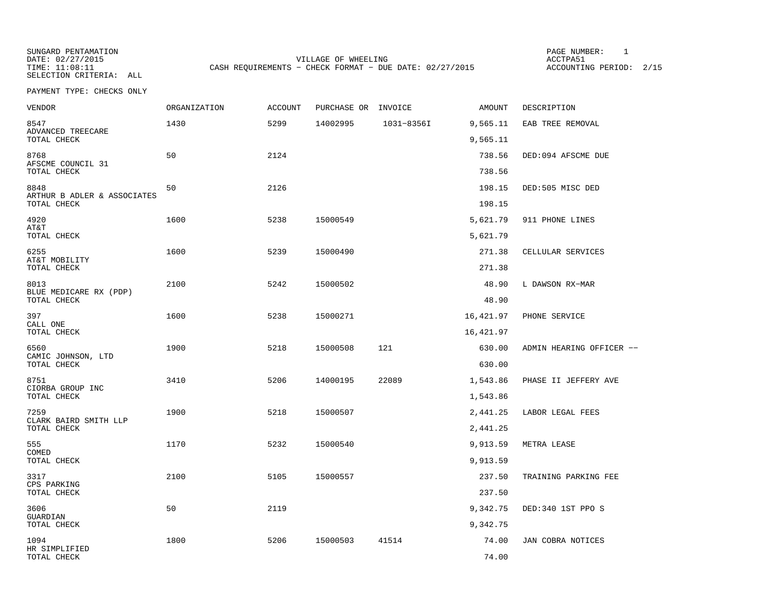SUNGARD PENTAMATION
DATE: 02/27/2015
TIME: 11:08:11
SELECTION CRITERIA: ALL

VILLAGE OF WHEELING
CASH REQUIREMENTS - CHECK FORMAT - DUE DATE: 02/27/2015

PAGE NUMBER: 1
ACCTPA51
ACCOUNTING PERIOD: 2/15

PAYMENT TYPE: CHECKS ONLY

| VENDOR | ORGANIZATION | ACCOUNT | PURCHASE OR | INVOICE | AMOUNT | DESCRIPTION |
|---|---|---|---|---|---|---|
| 8547 ADVANCED TREECARE | 1430 | 5299 | 14002995 | 1031-8356I | 9,565.11 | EAB TREE REMOVAL |
| TOTAL CHECK | | | | | 9,565.11 | |
| 8768 AFSCME COUNCIL 31 | 50 | 2124 | | | 738.56 | DED:094 AFSCME DUE |
| TOTAL CHECK | | | | | 738.56 | |
| 8848 ARTHUR B ADLER & ASSOCIATES | 50 | 2126 | | | 198.15 | DED:505 MISC DED |
| TOTAL CHECK | | | | | 198.15 | |
| 4920 AT&T | 1600 | 5238 | 15000549 | | 5,621.79 | 911 PHONE LINES |
| TOTAL CHECK | | | | | 5,621.79 | |
| 6255 AT&T MOBILITY | 1600 | 5239 | 15000490 | | 271.38 | CELLULAR SERVICES |
| TOTAL CHECK | | | | | 271.38 | |
| 8013 BLUE MEDICARE RX (PDP) | 2100 | 5242 | 15000502 | | 48.90 | L DAWSON RX-MAR |
| TOTAL CHECK | | | | | 48.90 | |
| 397 CALL ONE | 1600 | 5238 | 15000271 | | 16,421.97 | PHONE SERVICE |
| TOTAL CHECK | | | | | 16,421.97 | |
| 6560 CAMIC JOHNSON, LTD | 1900 | 5218 | 15000508 | 121 | 630.00 | ADMIN HEARING OFFICER -- |
| TOTAL CHECK | | | | | 630.00 | |
| 8751 CIORBA GROUP INC | 3410 | 5206 | 14000195 | 22089 | 1,543.86 | PHASE II JEFFERY AVE |
| TOTAL CHECK | | | | | 1,543.86 | |
| 7259 CLARK BAIRD SMITH LLP | 1900 | 5218 | 15000507 | | 2,441.25 | LABOR LEGAL FEES |
| TOTAL CHECK | | | | | 2,441.25 | |
| 555 COMED | 1170 | 5232 | 15000540 | | 9,913.59 | METRA LEASE |
| TOTAL CHECK | | | | | 9,913.59 | |
| 3317 CPS PARKING | 2100 | 5105 | 15000557 | | 237.50 | TRAINING PARKING FEE |
| TOTAL CHECK | | | | | 237.50 | |
| 3606 GUARDIAN | 50 | 2119 | | | 9,342.75 | DED:340 1ST PPO S |
| TOTAL CHECK | | | | | 9,342.75 | |
| 1094 HR SIMPLIFIED | 1800 | 5206 | 15000503 | 41514 | 74.00 | JAN COBRA NOTICES |
| TOTAL CHECK | | | | | 74.00 | |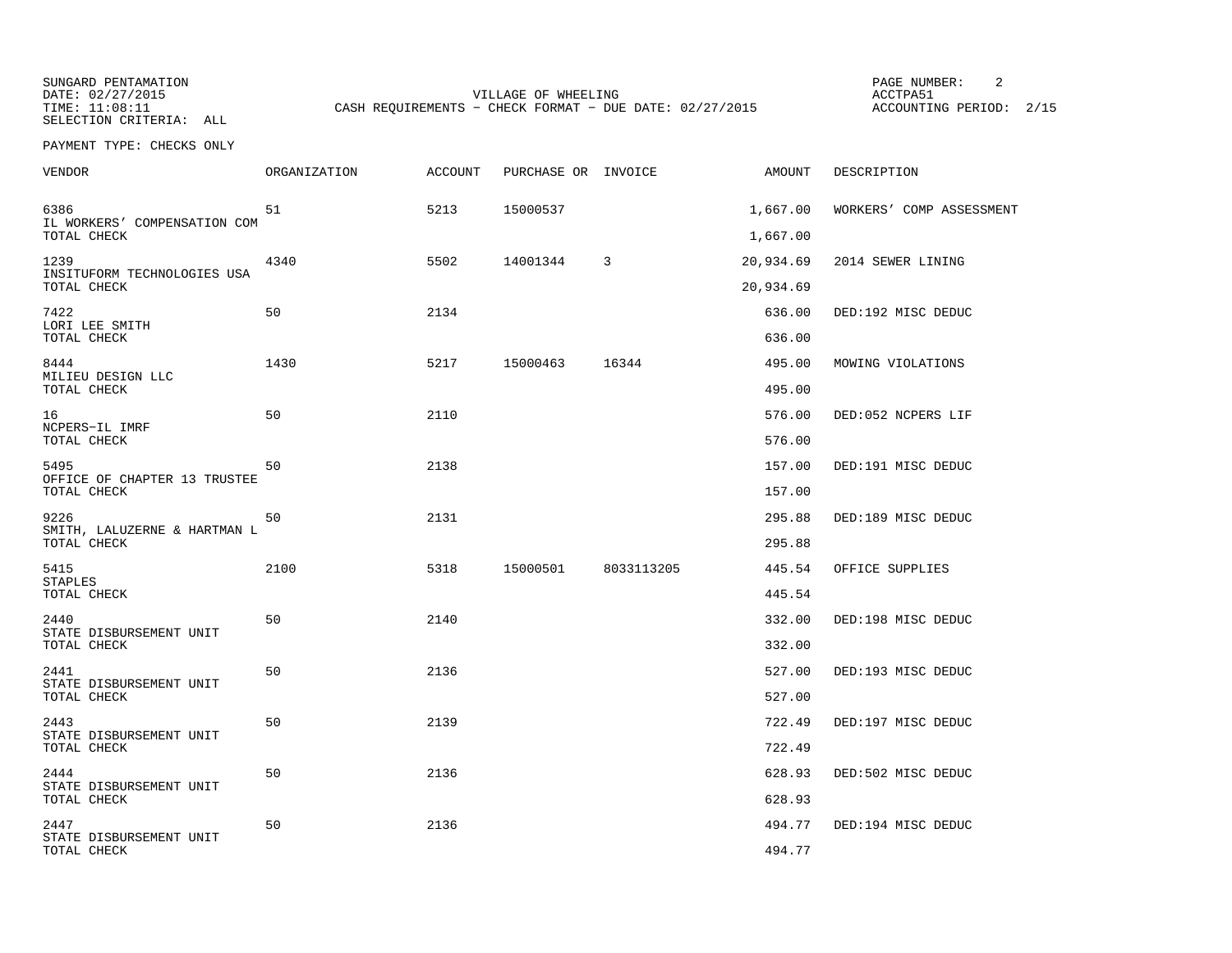SUNGARD PENTAMATION
DATE: 02/27/2015
TIME: 11:08:11
SELECTION CRITERIA: ALL

VILLAGE OF WHEELING
CASH REQUIREMENTS - CHECK FORMAT - DUE DATE: 02/27/2015

ACCTPA51
ACCOUNTING PERIOD: 2/15

PAYMENT TYPE: CHECKS ONLY

| VENDOR | ORGANIZATION | ACCOUNT | PURCHASE OR | INVOICE | AMOUNT | DESCRIPTION |
|---|---|---|---|---|---|---|
| 6386 IL WORKERS' COMPENSATION COM | 51 | 5213 | 15000537 | | 1,667.00 | WORKERS' COMP ASSESSMENT |
| TOTAL CHECK | | | | | 1,667.00 | |
| 1239 INSITUFORM TECHNOLOGIES USA | 4340 | 5502 | 14001344 | 3 | 20,934.69 | 2014 SEWER LINING |
| TOTAL CHECK | | | | | 20,934.69 | |
| 7422 LORI LEE SMITH | 50 | 2134 | | | 636.00 | DED:192 MISC DEDUC |
| TOTAL CHECK | | | | | 636.00 | |
| 8444 MILIEU DESIGN LLC | 1430 | 5217 | 15000463 | 16344 | 495.00 | MOWING VIOLATIONS |
| TOTAL CHECK | | | | | 495.00 | |
| 16 NCPERS-IL IMRF | 50 | 2110 | | | 576.00 | DED:052 NCPERS LIF |
| TOTAL CHECK | | | | | 576.00 | |
| 5495 OFFICE OF CHAPTER 13 TRUSTEE | 50 | 2138 | | | 157.00 | DED:191 MISC DEDUC |
| TOTAL CHECK | | | | | 157.00 | |
| 9226 SMITH, LALUZERNE & HARTMAN L | 50 | 2131 | | | 295.88 | DED:189 MISC DEDUC |
| TOTAL CHECK | | | | | 295.88 | |
| 5415 STAPLES | 2100 | 5318 | 15000501 | 8033113205 | 445.54 | OFFICE SUPPLIES |
| TOTAL CHECK | | | | | 445.54 | |
| 2440 STATE DISBURSEMENT UNIT | 50 | 2140 | | | 332.00 | DED:198 MISC DEDUC |
| TOTAL CHECK | | | | | 332.00 | |
| 2441 STATE DISBURSEMENT UNIT | 50 | 2136 | | | 527.00 | DED:193 MISC DEDUC |
| TOTAL CHECK | | | | | 527.00 | |
| 2443 STATE DISBURSEMENT UNIT | 50 | 2139 | | | 722.49 | DED:197 MISC DEDUC |
| TOTAL CHECK | | | | | 722.49 | |
| 2444 STATE DISBURSEMENT UNIT | 50 | 2136 | | | 628.93 | DED:502 MISC DEDUC |
| TOTAL CHECK | | | | | 628.93 | |
| 2447 STATE DISBURSEMENT UNIT | 50 | 2136 | | | 494.77 | DED:194 MISC DEDUC |
| TOTAL CHECK | | | | | 494.77 | |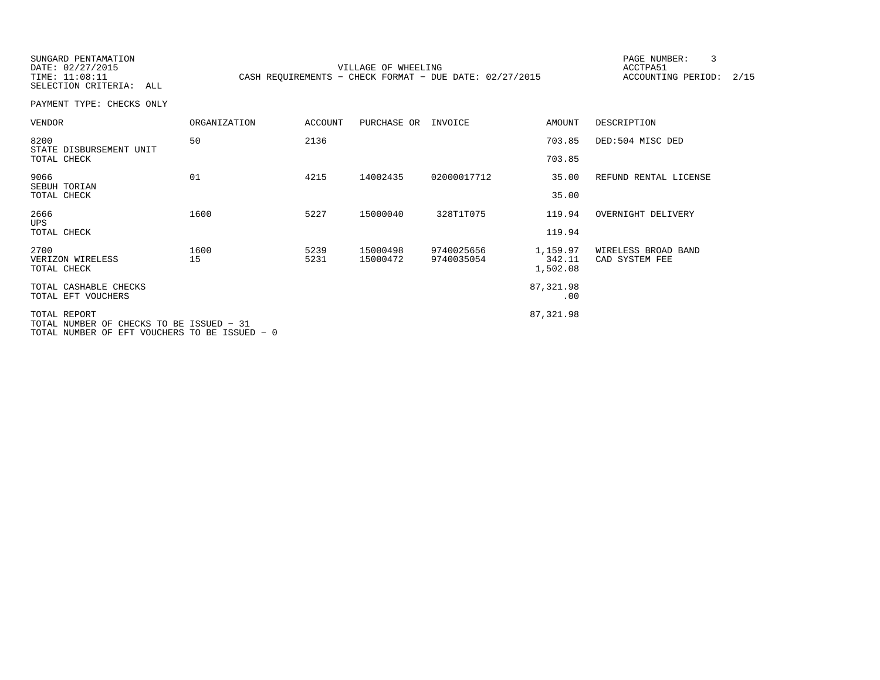SUNGARD PENTAMATION
DATE: 02/27/2015
TIME: 11:08:11
SELECTION CRITERIA: ALL

VILLAGE OF WHEELING
CASH REQUIREMENTS - CHECK FORMAT - DUE DATE: 02/27/2015

PAGE NUMBER: 3
ACCTPA51
ACCOUNTING PERIOD: 2/15

PAYMENT TYPE: CHECKS ONLY

| VENDOR | ORGANIZATION | ACCOUNT | PURCHASE OR | INVOICE | AMOUNT | DESCRIPTION |
|---|---|---|---|---|---|---|
| 8200 | 50 | 2136 | | | 703.85 | DED:504 MISC DED |
| STATE DISBURSEMENT UNIT | | | | | | |
| TOTAL CHECK | | | | | 703.85 | |
| 9066 | 01 | 4215 | 14002435 | 02000017712 | 35.00 | REFUND RENTAL LICENSE |
| SEBUH TORIAN | | | | | | |
| TOTAL CHECK | | | | | 35.00 | |
| 2666 | 1600 | 5227 | 15000040 | 328T1T075 | 119.94 | OVERNIGHT DELIVERY |
| UPS | | | | | | |
| TOTAL CHECK | | | | | 119.94 | |
| 2700 | 1600 | 5239 | 15000498 | 9740025656 | 1,159.97 | WIRELESS BROAD BAND |
| VERIZON WIRELESS | 15 | 5231 | 15000472 | 9740035054 | 342.11 | CAD SYSTEM FEE |
| TOTAL CHECK | | | | | 1,502.08 | |
| TOTAL CASHABLE CHECKS | | | | | 87,321.98 | |
| TOTAL EFT VOUCHERS | | | | | .00 | |
| TOTAL REPORT | | | | | 87,321.98 | |

TOTAL NUMBER OF CHECKS TO BE ISSUED - 31
TOTAL NUMBER OF EFT VOUCHERS TO BE ISSUED - 0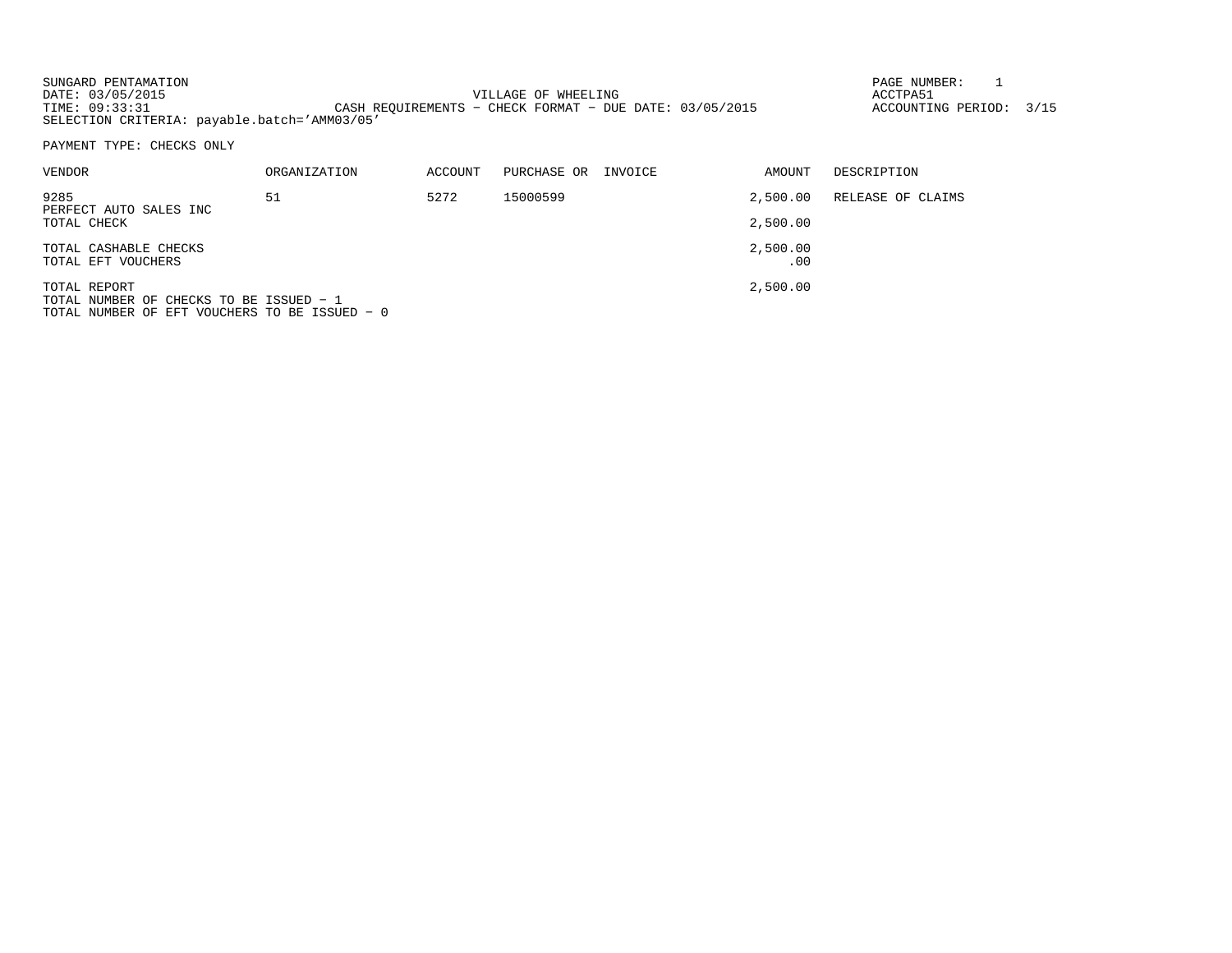SUNGARD PENTAMATION
DATE: 03/05/2015
TIME: 09:33:31

VILLAGE OF WHEELING
CASH REQUIREMENTS - CHECK FORMAT - DUE DATE: 03/05/2015

PAGE NUMBER: 1
ACCTPA51
ACCOUNTING PERIOD: 3/15

SELECTION CRITERIA: payable.batch='AMM03/05'

PAYMENT TYPE: CHECKS ONLY

| VENDOR | ORGANIZATION | ACCOUNT | PURCHASE OR | INVOICE | AMOUNT | DESCRIPTION |
|---|---|---|---|---|---|---|
| 9285<br>PERFECT AUTO SALES INC | 51 | 5272 | 15000599 | | 2,500.00 | RELEASE OF CLAIMS |
| TOTAL CHECK | | | | | 2,500.00 | |
| TOTAL CASHABLE CHECKS | | | | | 2,500.00 | |
| TOTAL EFT VOUCHERS | | | | | .00 | |
| TOTAL REPORT | | | | | 2,500.00 | |

TOTAL NUMBER OF CHECKS TO BE ISSUED - 1
TOTAL NUMBER OF EFT VOUCHERS TO BE ISSUED - 0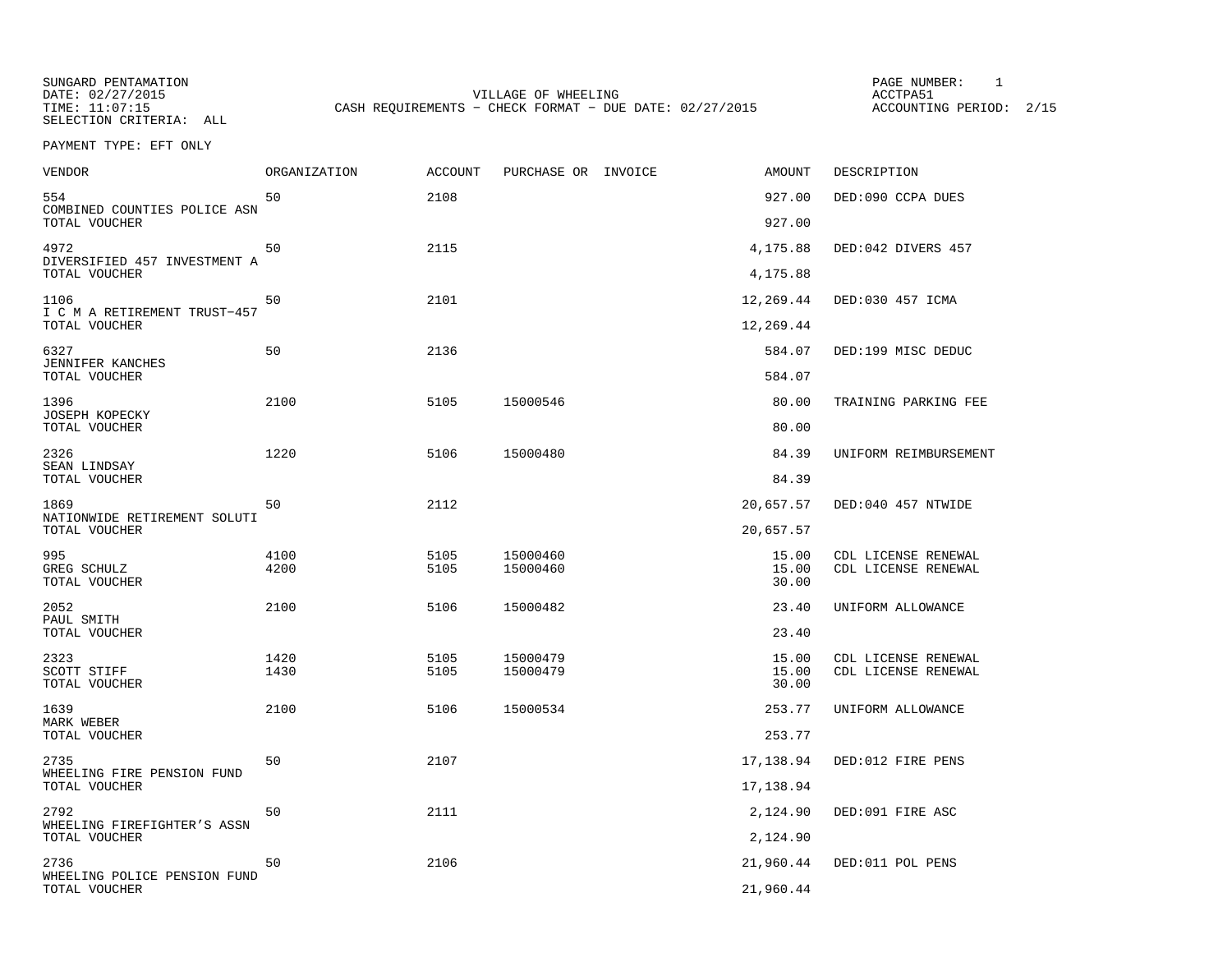SUNGARD PENTAMATION
DATE: 02/27/2015
TIME: 11:07:15
SELECTION CRITERIA: ALL

VILLAGE OF WHEELING
CASH REQUIREMENTS - CHECK FORMAT - DUE DATE: 02/27/2015

PAGE NUMBER: 1
ACCTPA51
ACCOUNTING PERIOD: 2/15

PAYMENT TYPE: EFT ONLY

| VENDOR | ORGANIZATION | ACCOUNT | PURCHASE OR | INVOICE | AMOUNT | DESCRIPTION |
|---|---|---|---|---|---|---|
| 554 COMBINED COUNTIES POLICE ASN | 50 | 2108 | | | 927.00 | DED:090 CCPA DUES |
| TOTAL VOUCHER | | | | | 927.00 | |
| 4972 DIVERSIFIED 457 INVESTMENT A | 50 | 2115 | | | 4,175.88 | DED:042 DIVERS 457 |
| TOTAL VOUCHER | | | | | 4,175.88 | |
| 1106 I C M A RETIREMENT TRUST-457 | 50 | 2101 | | | 12,269.44 | DED:030 457 ICMA |
| TOTAL VOUCHER | | | | | 12,269.44 | |
| 6327 JENNIFER KANCHES | 50 | 2136 | | | 584.07 | DED:199 MISC DEDUC |
| TOTAL VOUCHER | | | | | 584.07 | |
| 1396 JOSEPH KOPECKY | 2100 | 5105 | 15000546 | | 80.00 | TRAINING PARKING FEE |
| TOTAL VOUCHER | | | | | 80.00 | |
| 2326 SEAN LINDSAY | 1220 | 5106 | 15000480 | | 84.39 | UNIFORM REIMBURSEMENT |
| TOTAL VOUCHER | | | | | 84.39 | |
| 1869 NATIONWIDE RETIREMENT SOLUTI | 50 | 2112 | | | 20,657.57 | DED:040 457 NTWIDE |
| TOTAL VOUCHER | | | | | 20,657.57 | |
| 995 | 4100 | 5105 | 15000460 | | 15.00 | CDL LICENSE RENEWAL |
| GREG SCHULZ | 4200 | 5105 | 15000460 | | 15.00 | CDL LICENSE RENEWAL |
| TOTAL VOUCHER | | | | | 30.00 | |
| 2052 PAUL SMITH | 2100 | 5106 | 15000482 | | 23.40 | UNIFORM ALLOWANCE |
| TOTAL VOUCHER | | | | | 23.40 | |
| 2323 | 1420 | 5105 | 15000479 | | 15.00 | CDL LICENSE RENEWAL |
| SCOTT STIFF | 1430 | 5105 | 15000479 | | 15.00 | CDL LICENSE RENEWAL |
| TOTAL VOUCHER | | | | | 30.00 | |
| 1639 MARK WEBER | 2100 | 5106 | 15000534 | | 253.77 | UNIFORM ALLOWANCE |
| TOTAL VOUCHER | | | | | 253.77 | |
| 2735 WHEELING FIRE PENSION FUND | 50 | 2107 | | | 17,138.94 | DED:012 FIRE PENS |
| TOTAL VOUCHER | | | | | 17,138.94 | |
| 2792 WHEELING FIREFIGHTER'S ASSN | 50 | 2111 | | | 2,124.90 | DED:091 FIRE ASC |
| TOTAL VOUCHER | | | | | 2,124.90 | |
| 2736 WHEELING POLICE PENSION FUND | 50 | 2106 | | | 21,960.44 | DED:011 POL PENS |
| TOTAL VOUCHER | | | | | 21,960.44 | |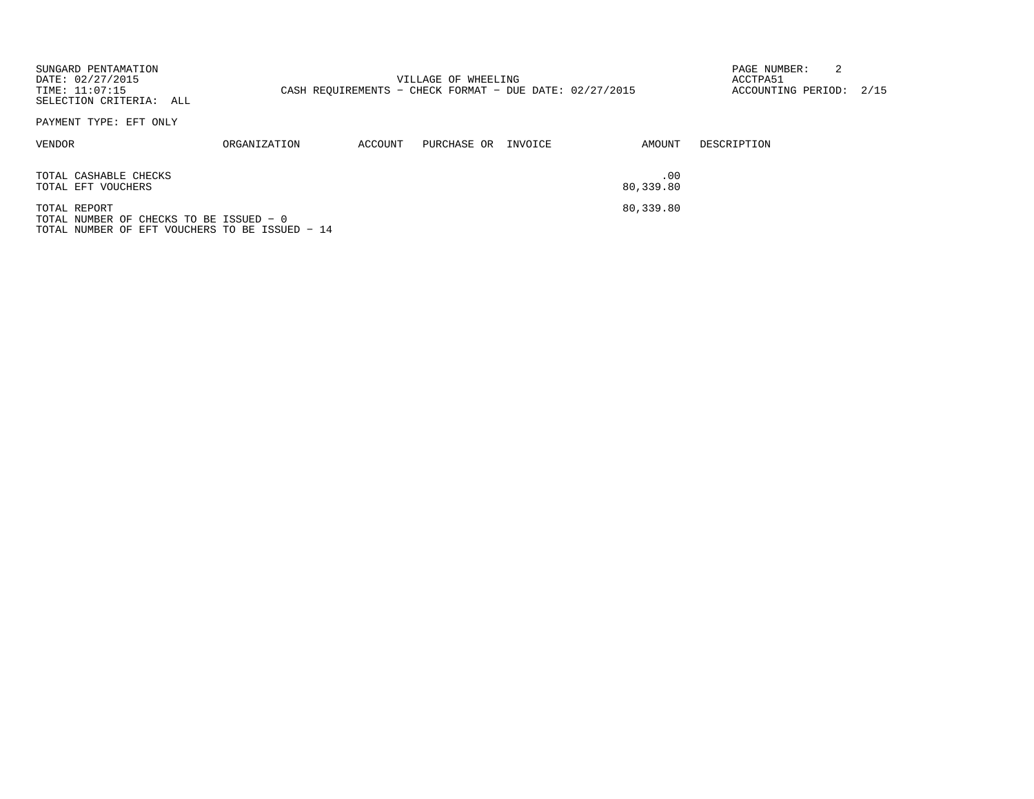SUNGARD PENTAMATION
DATE: 02/27/2015
TIME: 11:07:15
SELECTION CRITERIA: ALL

VILLAGE OF WHEELING
CASH REQUIREMENTS - CHECK FORMAT - DUE DATE: 02/27/2015

ACCTPA51
ACCOUNTING PERIOD: 2/15

PAYMENT TYPE: EFT ONLY

| VENDOR | ORGANIZATION | ACCOUNT | PURCHASE OR | INVOICE | AMOUNT | DESCRIPTION |
|---|---|---|---|---|---|---|
| TOTAL CASHABLE CHECKS | | | | | .00 | |
| TOTAL EFT VOUCHERS | | | | | 80,339.80 | |
| TOTAL REPORT | | | | | 80,339.80 | |

TOTAL NUMBER OF CHECKS TO BE ISSUED - 0
TOTAL NUMBER OF EFT VOUCHERS TO BE ISSUED - 14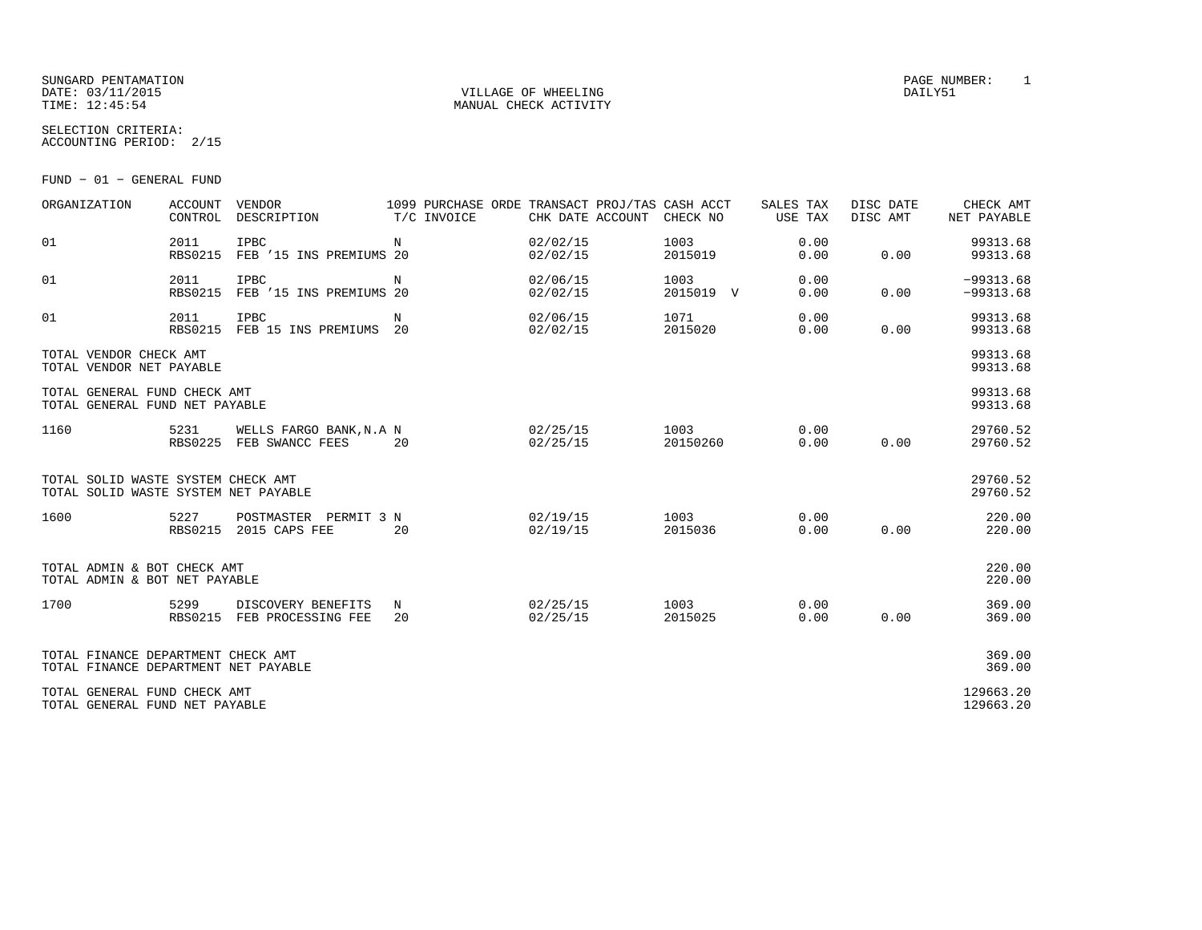SUNGARD PENTAMATION
DATE: 03/11/2015
TIME: 12:45:54

VILLAGE OF WHEELING
MANUAL CHECK ACTIVITY

PAGE NUMBER: 1
DAILY51

SELECTION CRITERIA:
ACCOUNTING PERIOD: 2/15

FUND - 01 - GENERAL FUND

| ORGANIZATION | ACCOUNT CONTROL | VENDOR DESCRIPTION | 1099 T/C | PURCHASE ORDE INVOICE | TRANSACT CHK DATE | PROJ/TAS ACCOUNT | CASH ACCT CHECK NO | SALES TAX USE TAX | DISC DATE DISC AMT | CHECK AMT NET PAYABLE |
|---|---|---|---|---|---|---|---|---|---|---|
| 01 | 2011<br>RBS0215 | IPBC<br>FEB '15 INS PREMIUMS | N<br>20 | | 02/02/15<br>02/02/15 | | 1003<br>2015019 | 0.00<br>0.00 | <br>0.00 | 99313.68<br>99313.68 |
| 01 | 2011<br>RBS0215 | IPBC<br>FEB '15 INS PREMIUMS | N<br>20 | | 02/06/15<br>02/02/15 | | 1003<br>2015019 V | 0.00<br>0.00 | <br>0.00 | -99313.68<br>-99313.68 |
| 01 | 2011<br>RBS0215 | IPBC<br>FEB 15 INS PREMIUMS | N<br>20 | | 02/06/15<br>02/02/15 | | 1071<br>2015020 | 0.00<br>0.00 | <br>0.00 | 99313.68<br>99313.68 |
| TOTAL VENDOR CHECK AMT<br>TOTAL VENDOR NET PAYABLE | | | | | | | | | | 99313.68<br>99313.68 |
| TOTAL GENERAL FUND CHECK AMT<br>TOTAL GENERAL FUND NET PAYABLE | | | | | | | | | | 99313.68<br>99313.68 |
| 1160 | 5231<br>RBS0225 | WELLS FARGO BANK,N.A<br>FEB SWANCC FEES | N<br>20 | | 02/25/15<br>02/25/15 | | 1003<br>20150260 | 0.00<br>0.00 | <br>0.00 | 29760.52<br>29760.52 |
| TOTAL SOLID WASTE SYSTEM CHECK AMT<br>TOTAL SOLID WASTE SYSTEM NET PAYABLE | | | | | | | | | | 29760.52<br>29760.52 |
| 1600 | 5227<br>RBS0215 | POSTMASTER PERMIT 3<br>2015 CAPS FEE | N<br>20 | | 02/19/15<br>02/19/15 | | 1003<br>2015036 | 0.00<br>0.00 | <br>0.00 | 220.00<br>220.00 |
| TOTAL ADMIN & BOT CHECK AMT<br>TOTAL ADMIN & BOT NET PAYABLE | | | | | | | | | | 220.00<br>220.00 |
| 1700 | 5299<br>RBS0215 | DISCOVERY BENEFITS<br>FEB PROCESSING FEE | N<br>20 | | 02/25/15<br>02/25/15 | | 1003<br>2015025 | 0.00<br>0.00 | <br>0.00 | 369.00<br>369.00 |
| TOTAL FINANCE DEPARTMENT CHECK AMT<br>TOTAL FINANCE DEPARTMENT NET PAYABLE | | | | | | | | | | 369.00<br>369.00 |
| TOTAL GENERAL FUND CHECK AMT<br>TOTAL GENERAL FUND NET PAYABLE | | | | | | | | | | 129663.20<br>129663.20 |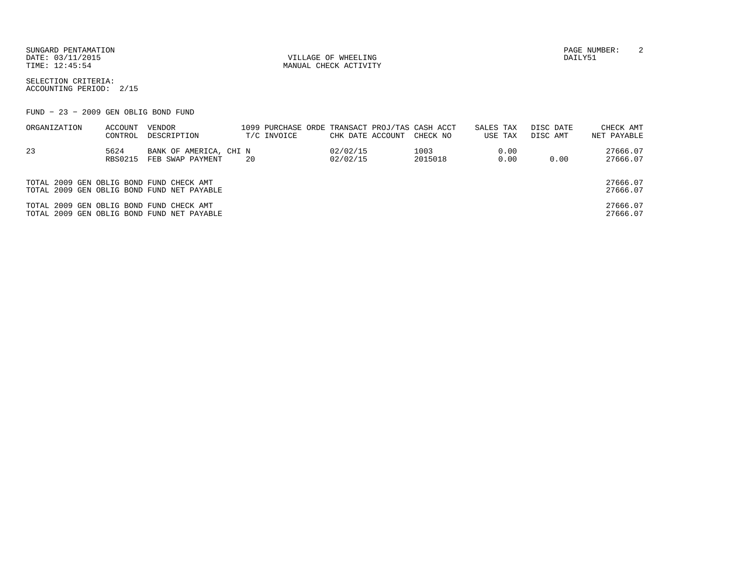SUNGARD PENTAMATION
DATE: 03/11/2015
TIME: 12:45:54

VILLAGE OF WHEELING
MANUAL CHECK ACTIVITY

PAGE NUMBER: 2
DAILY51

SELECTION CRITERIA:
ACCOUNTING PERIOD: 2/15

FUND - 23 - 2009 GEN OBLIG BOND FUND

| ORGANIZATION | ACCOUNT CONTROL | VENDOR DESCRIPTION | 1099 T/C | PURCHASE ORDE INVOICE | TRANSACT CHK DATE | PROJ/TAS ACCOUNT | CASH ACCT CHECK NO | SALES TAX USE TAX | DISC DATE DISC AMT | CHECK AMT NET PAYABLE |
|---|---|---|---|---|---|---|---|---|---|---|
| 23 | 5624 | BANK OF AMERICA, CHI | N | | 02/02/15 | | 1003 | 0.00 | | 27666.07 |
| | RBS0215 | FEB SWAP PAYMENT | 20 | | 02/02/15 | | 2015018 | 0.00 | 0.00 | 27666.07 |

| | |
|---|---|
| TOTAL 2009 GEN OBLIG BOND FUND CHECK AMT | 27666.07 |
| TOTAL 2009 GEN OBLIG BOND FUND NET PAYABLE | 27666.07 |
| TOTAL 2009 GEN OBLIG BOND FUND CHECK AMT | 27666.07 |
| TOTAL 2009 GEN OBLIG BOND FUND NET PAYABLE | 27666.07 |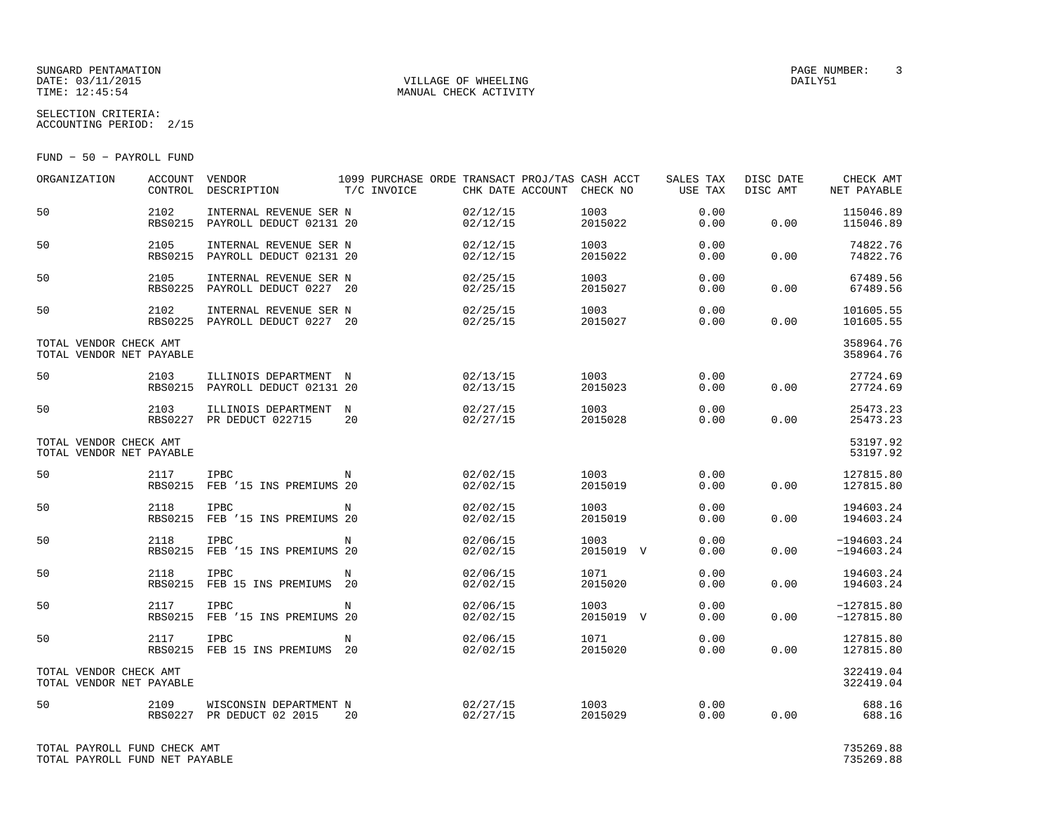SUNGARD PENTAMATION
DATE: 03/11/2015
TIME: 12:45:54

VILLAGE OF WHEELING
MANUAL CHECK ACTIVITY

PAGE NUMBER: 3
DAILY51

SELECTION CRITERIA:
ACCOUNTING PERIOD: 2/15

FUND - 50 - PAYROLL FUND

| ORGANIZATION | ACCOUNT CONTROL | VENDOR DESCRIPTION | 1099 T/C | PURCHASE ORDE INVOICE | TRANSACT CHK DATE | PROJ/TAS ACCOUNT | CASH ACCT CHECK NO | SALES TAX USE TAX | DISC DATE DISC AMT | CHECK AMT NET PAYABLE |
|---|---|---|---|---|---|---|---|---|---|---|
| 50 | 2102 RBS0215 | INTERNAL REVENUE SER PAYROLL DEDUCT 02131 | N 20 | | 02/12/15 02/12/15 | | 1003 2015022 | 0.00 0.00 | 0.00 | 115046.89 115046.89 |
| 50 | 2105 RBS0215 | INTERNAL REVENUE SER PAYROLL DEDUCT 02131 | N 20 | | 02/12/15 02/12/15 | | 1003 2015022 | 0.00 0.00 | 0.00 | 74822.76 74822.76 |
| 50 | 2105 RBS0225 | INTERNAL REVENUE SER PAYROLL DEDUCT 0227 | N 20 | | 02/25/15 02/25/15 | | 1003 2015027 | 0.00 0.00 | 0.00 | 67489.56 67489.56 |
| 50 | 2102 RBS0225 | INTERNAL REVENUE SER PAYROLL DEDUCT 0227 | N 20 | | 02/25/15 02/25/15 | | 1003 2015027 | 0.00 0.00 | 0.00 | 101605.55 101605.55 |
| TOTAL VENDOR CHECK AMT TOTAL VENDOR NET PAYABLE | | | | | | | | | | 358964.76 358964.76 |
| 50 | 2103 RBS0215 | ILLINOIS DEPARTMENT PAYROLL DEDUCT 02131 | N 20 | | 02/13/15 02/13/15 | | 1003 2015023 | 0.00 0.00 | 0.00 | 27724.69 27724.69 |
| 50 | 2103 RBS0227 | ILLINOIS DEPARTMENT PR DEDUCT 022715 | N 20 | | 02/27/15 02/27/15 | | 1003 2015028 | 0.00 0.00 | 0.00 | 25473.23 25473.23 |
| TOTAL VENDOR CHECK AMT TOTAL VENDOR NET PAYABLE | | | | | | | | | | 53197.92 53197.92 |
| 50 | 2117 RBS0215 | IPBC FEB '15 INS PREMIUMS | N 20 | | 02/02/15 02/02/15 | | 1003 2015019 | 0.00 0.00 | 0.00 | 127815.80 127815.80 |
| 50 | 2118 RBS0215 | IPBC FEB '15 INS PREMIUMS | N 20 | | 02/02/15 02/02/15 | | 1003 2015019 | 0.00 0.00 | 0.00 | 194603.24 194603.24 |
| 50 | 2118 RBS0215 | IPBC FEB '15 INS PREMIUMS | N 20 | | 02/06/15 02/02/15 | | 1003 2015019 V | 0.00 0.00 | 0.00 | -194603.24 -194603.24 |
| 50 | 2118 RBS0215 | IPBC FEB 15 INS PREMIUMS | N 20 | | 02/06/15 02/02/15 | | 1071 2015020 | 0.00 0.00 | 0.00 | 194603.24 194603.24 |
| 50 | 2117 RBS0215 | IPBC FEB '15 INS PREMIUMS | N 20 | | 02/06/15 02/02/15 | | 1003 2015019 V | 0.00 0.00 | 0.00 | -127815.80 -127815.80 |
| 50 | 2117 RBS0215 | IPBC FEB 15 INS PREMIUMS | N 20 | | 02/06/15 02/02/15 | | 1071 2015020 | 0.00 0.00 | 0.00 | 127815.80 127815.80 |
| TOTAL VENDOR CHECK AMT TOTAL VENDOR NET PAYABLE | | | | | | | | | | 322419.04 322419.04 |
| 50 | 2109 RBS0227 | WISCONSIN DEPARTMENT PR DEDUCT 02 2015 | N 20 | | 02/27/15 02/27/15 | | 1003 2015029 | 0.00 0.00 | 0.00 | 688.16 688.16 |
| TOTAL PAYROLL FUND CHECK AMT TOTAL PAYROLL FUND NET PAYABLE | | | | | | | | | | 735269.88 735269.88 |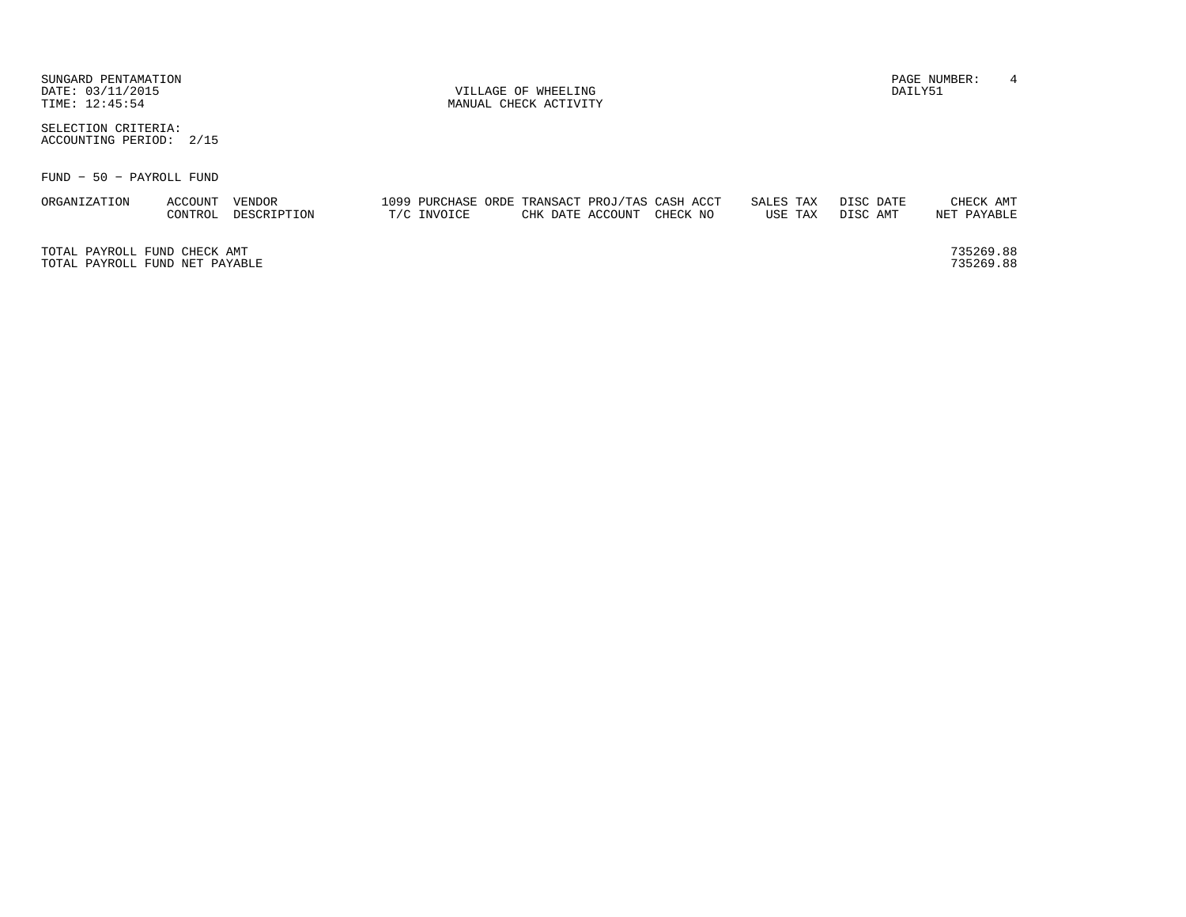SUNGARD PENTAMATION
DATE: 03/11/2015
TIME: 12:45:54

VILLAGE OF WHEELING
MANUAL CHECK ACTIVITY

DAILY51

SELECTION CRITERIA:
ACCOUNTING PERIOD: 2/15

FUND - 50 - PAYROLL FUND

| ORGANIZATION | ACCOUNT CONTROL | VENDOR DESCRIPTION | 1099 PURCHASE ORDE T/C INVOICE | TRANSACT CHK DATE | PROJ/TAS ACCOUNT | CASH ACCT CHECK NO | SALES TAX USE TAX | DISC DATE DISC AMT | CHECK AMT NET PAYABLE |
|---|---|---|---|---|---|---|---|---|---|
| TOTAL PAYROLL FUND CHECK AMT | | | | | | | | | 735269.88 |
| TOTAL PAYROLL FUND NET PAYABLE | | | | | | | | | 735269.88 |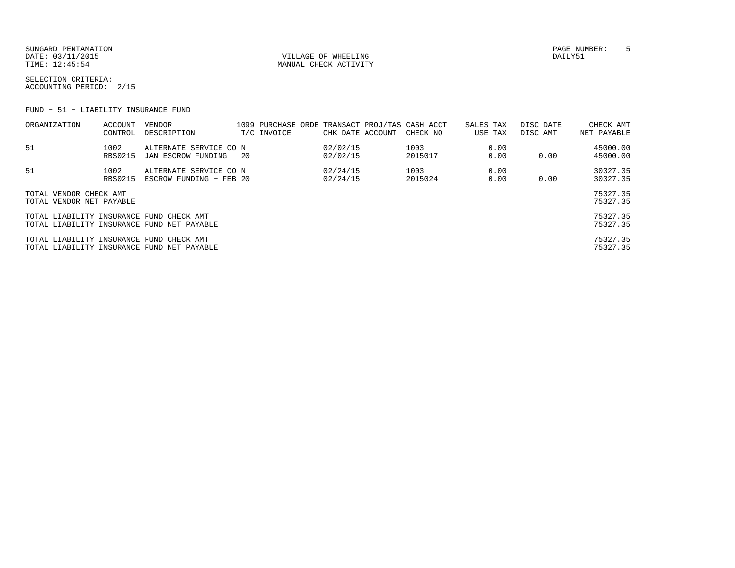SUNGARD PENTAMATION
DATE: 03/11/2015
TIME: 12:45:54

VILLAGE OF WHEELING
MANUAL CHECK ACTIVITY

PAGE NUMBER: 5
DAILY51

SELECTION CRITERIA:
ACCOUNTING PERIOD: 2/15

FUND - 51 - LIABILITY INSURANCE FUND

| ORGANIZATION | ACCOUNT CONTROL | VENDOR DESCRIPTION | 1099 T/C | PURCHASE ORDE INVOICE | TRANSACT CHK DATE | PROJ/TAS ACCOUNT | CASH ACCT CHECK NO | SALES TAX USE TAX | DISC DATE DISC AMT | CHECK AMT NET PAYABLE |
|---|---|---|---|---|---|---|---|---|---|---|
| 51 | 1002 | ALTERNATE SERVICE CO | N | | 02/02/15 | | 1003 | 0.00 | | 45000.00 |
| | RBS0215 | JAN ESCROW FUNDING | 20 | | 02/02/15 | | 2015017 | 0.00 | 0.00 | 45000.00 |
| 51 | 1002 | ALTERNATE SERVICE CO | N | | 02/24/15 | | 1003 | 0.00 | | 30327.35 |
| | RBS0215 | ESCROW FUNDING - FEB | 20 | | 02/24/15 | | 2015024 | 0.00 | 0.00 | 30327.35 |
| TOTAL VENDOR CHECK AMT | | | | | | | | | | 75327.35 |
| TOTAL VENDOR NET PAYABLE | | | | | | | | | | 75327.35 |
| TOTAL LIABILITY INSURANCE FUND CHECK AMT | | | | | | | | | | 75327.35 |
| TOTAL LIABILITY INSURANCE FUND NET PAYABLE | | | | | | | | | | 75327.35 |
| TOTAL LIABILITY INSURANCE FUND CHECK AMT | | | | | | | | | | 75327.35 |
| TOTAL LIABILITY INSURANCE FUND NET PAYABLE | | | | | | | | | | 75327.35 |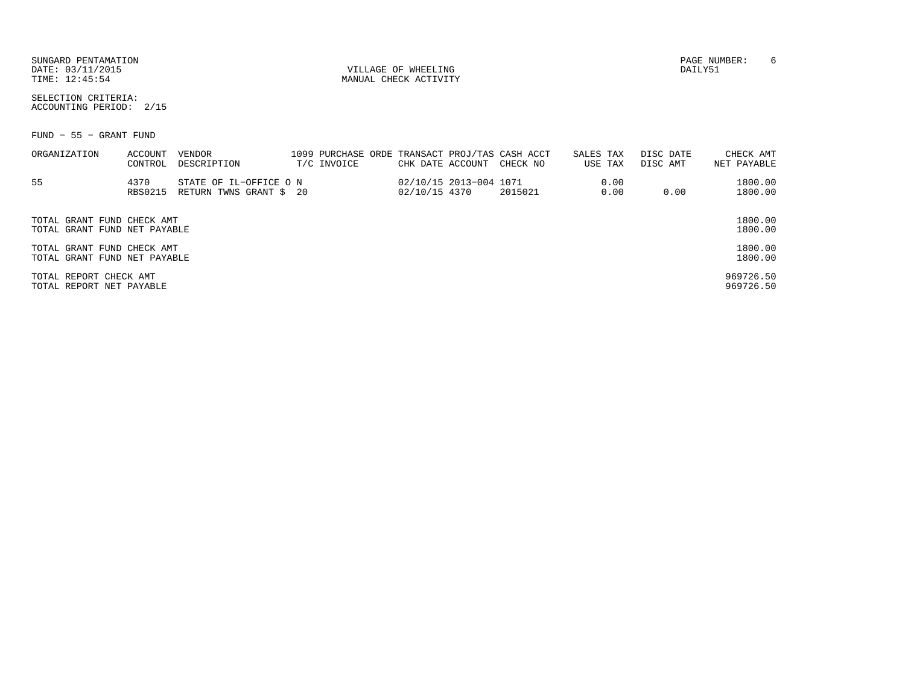SUNGARD PENTAMATION
DATE: 03/11/2015
TIME: 12:45:54

VILLAGE OF WHEELING
MANUAL CHECK ACTIVITY

DAILY51

SELECTION CRITERIA:
ACCOUNTING PERIOD: 2/15

FUND - 55 - GRANT FUND

| ORGANIZATION | ACCOUNT CONTROL | VENDOR DESCRIPTION | 1099 T/C | PURCHASE ORDE INVOICE | TRANSACT CHK DATE | PROJ/TAS ACCOUNT | CASH ACCT CHECK NO | SALES TAX USE TAX | DISC DATE DISC AMT | CHECK AMT NET PAYABLE |
|---|---|---|---|---|---|---|---|---|---|---|
| 55 | 4370 | STATE OF IL-OFFICE O | N | | 02/10/15 | 2013-004 | 1071 | 0.00 | | 1800.00 |
| | RBS0215 | RETURN TWNS GRANT $ | 20 | | 02/10/15 | 4370 | 2015021 | 0.00 | 0.00 | 1800.00 |

| | |
|---|---|
| TOTAL GRANT FUND CHECK AMT | 1800.00 |
| TOTAL GRANT FUND NET PAYABLE | 1800.00 |
| TOTAL GRANT FUND CHECK AMT | 1800.00 |
| TOTAL GRANT FUND NET PAYABLE | 1800.00 |
| TOTAL REPORT CHECK AMT | 969726.50 |
| TOTAL REPORT NET PAYABLE | 969726.50 |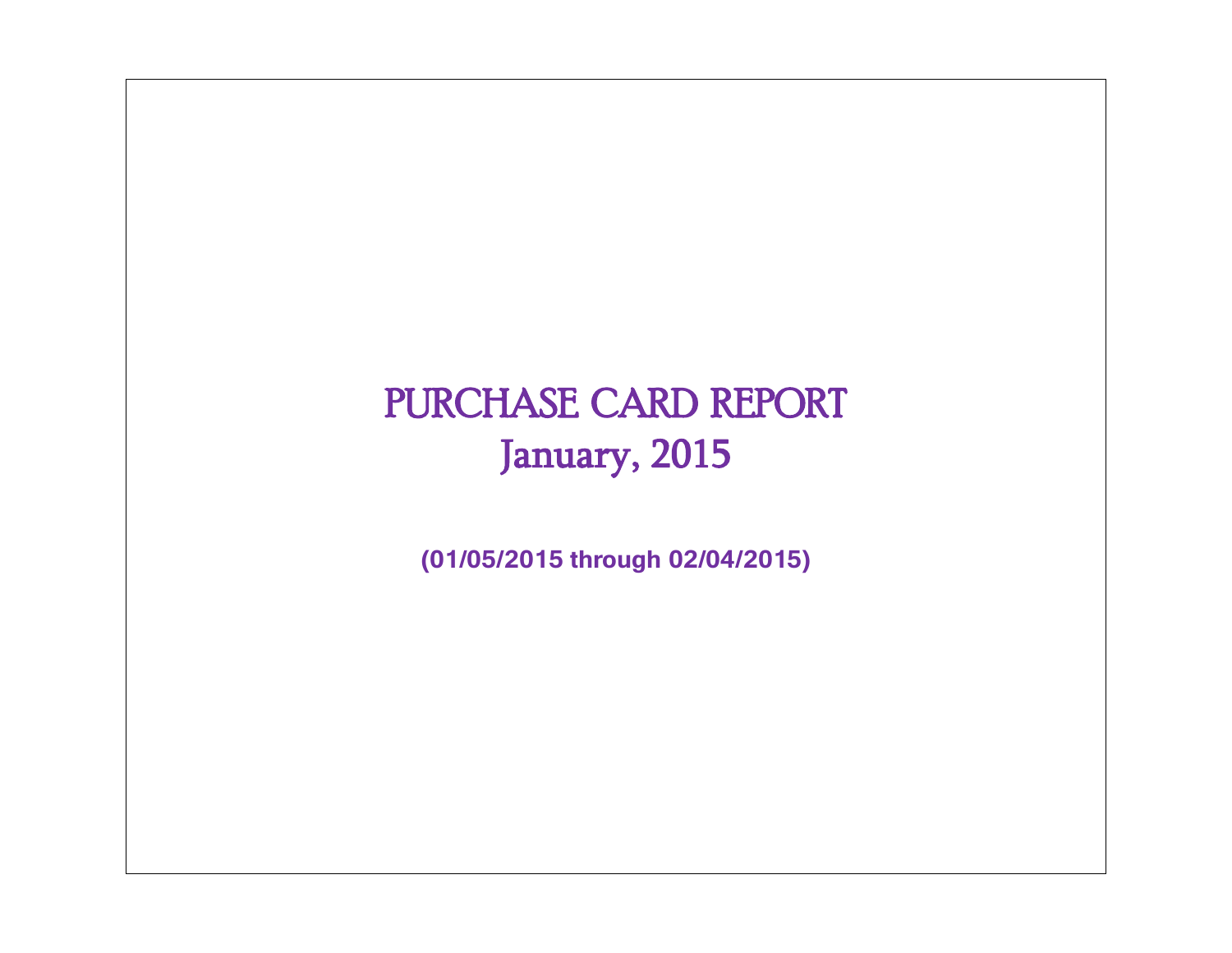# PURCHASE CARD REPORT

## January, 2015

**(01/05/2015 through 02/04/2015)**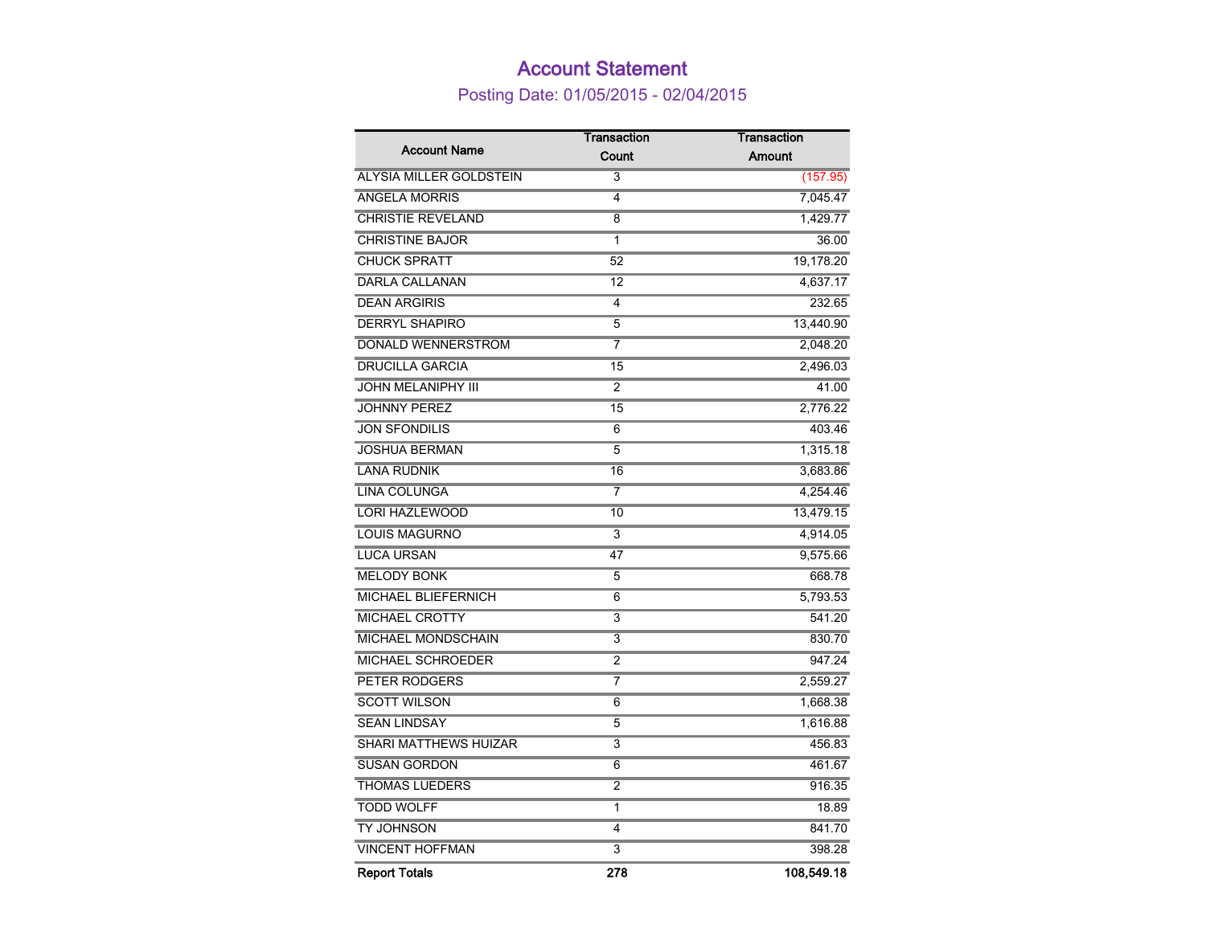# Account Statement

## Posting Date: 01/05/2015 - 02/04/2015

| Account Name | Transaction Count | Transaction Amount |
|---|---|---|
| ALYSIA MILLER GOLDSTEIN | 3 | (157.95) |
| ANGELA MORRIS | 4 | 7,045.47 |
| CHRISTIE REVELAND | 8 | 1,429.77 |
| CHRISTINE BAJOR | 1 | 36.00 |
| CHUCK SPRATT | 52 | 19,178.20 |
| DARLA CALLANAN | 12 | 4,637.17 |
| DEAN ARGIRIS | 4 | 232.65 |
| DERRYL SHAPIRO | 5 | 13,440.90 |
| DONALD WENNERSTROM | 7 | 2,048.20 |
| DRUCILLA GARCIA | 15 | 2,496.03 |
| JOHN MELANIPHY III | 2 | 41.00 |
| JOHNNY PEREZ | 15 | 2,776.22 |
| JON SFONDILIS | 6 | 403.46 |
| JOSHUA BERMAN | 5 | 1,315.18 |
| LANA RUDNIK | 16 | 3,683.86 |
| LINA COLUNGA | 7 | 4,254.46 |
| LORI HAZLEWOOD | 10 | 13,479.15 |
| LOUIS MAGURNO | 3 | 4,914.05 |
| LUCA URSAN | 47 | 9,575.66 |
| MELODY BONK | 5 | 668.78 |
| MICHAEL BLIEFERNICH | 6 | 5,793.53 |
| MICHAEL CROTTY | 3 | 541.20 |
| MICHAEL MONDSCHAIN | 3 | 830.70 |
| MICHAEL SCHROEDER | 2 | 947.24 |
| PETER RODGERS | 7 | 2,559.27 |
| SCOTT WILSON | 6 | 1,668.38 |
| SEAN LINDSAY | 5 | 1,616.88 |
| SHARI MATTHEWS HUIZAR | 3 | 456.83 |
| SUSAN GORDON | 6 | 461.67 |
| THOMAS LUEDERS | 2 | 916.35 |
| TODD WOLFF | 1 | 18.89 |
| TY JOHNSON | 4 | 841.70 |
| VINCENT HOFFMAN | 3 | 398.28 |
| **Report Totals** | **278** | **108,549.18** |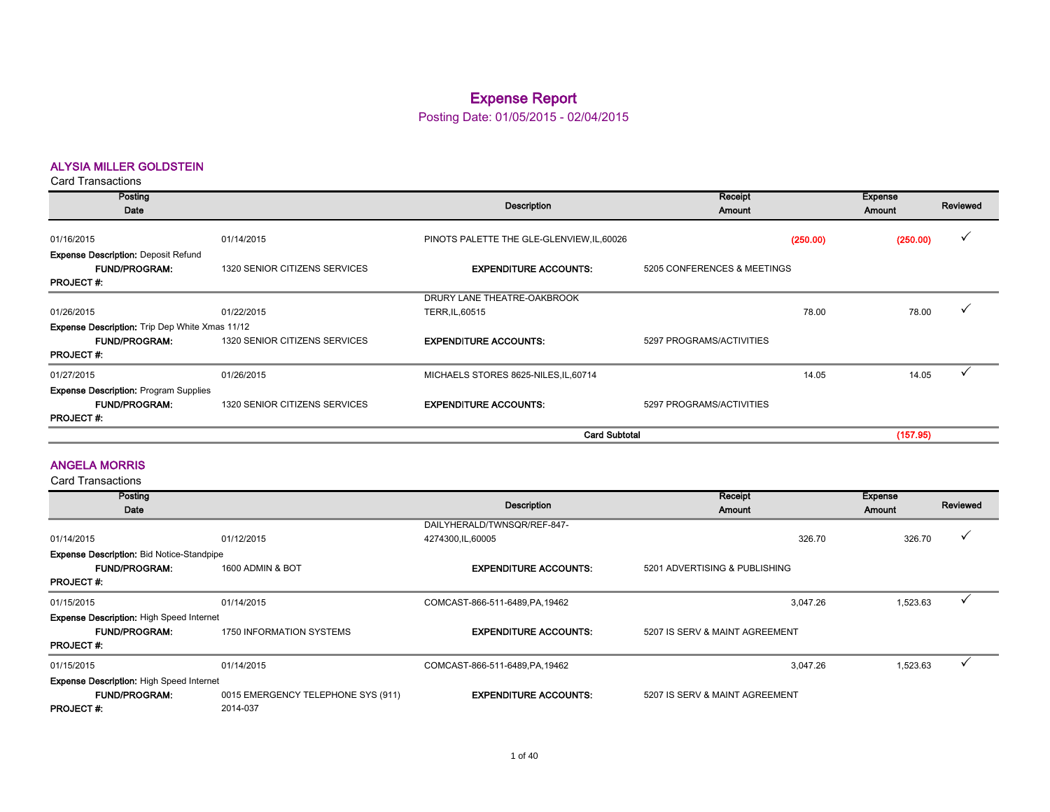# Expense Report

Posting Date: 01/05/2015 - 02/04/2015

## ALYSIA MILLER GOLDSTEIN

Card Transactions

| Posting Date | | Description | Receipt Amount | Expense Amount | Reviewed |
|---|---|---|---|---|---|
| 01/16/2015 | 01/14/2015 | PINOTS PALETTE THE GLE-GLENVIEW,IL,60026 | (250.00) | (250.00) | ✓ |
| **Expense Description:** Deposit Refund | | | | | |
| **FUND/PROGRAM:** | 1320 SENIOR CITIZENS SERVICES | **EXPENDITURE ACCOUNTS:** | 5205 CONFERENCES & MEETINGS | | |
| **PROJECT #:** | | | | | |
| 01/26/2015 | 01/22/2015 | DRURY LANE THEATRE-OAKBROOK TERR,IL,60515 | 78.00 | 78.00 | ✓ |
| **Expense Description:** Trip Dep White Xmas 11/12 | | | | | |
| **FUND/PROGRAM:** | 1320 SENIOR CITIZENS SERVICES | **EXPENDITURE ACCOUNTS:** | 5297 PROGRAMS/ACTIVITIES | | |
| **PROJECT #:** | | | | | |
| 01/27/2015 | 01/26/2015 | MICHAELS STORES 8625-NILES,IL,60714 | 14.05 | 14.05 | ✓ |
| **Expense Description:** Program Supplies | | | | | |
| **FUND/PROGRAM:** | 1320 SENIOR CITIZENS SERVICES | **EXPENDITURE ACCOUNTS:** | 5297 PROGRAMS/ACTIVITIES | | |
| **PROJECT #:** | | | | | |
| | | **Card Subtotal** | | (157.95) | |

## ANGELA MORRIS

Card Transactions

| Posting Date | | Description | Receipt Amount | Expense Amount | Reviewed |
|---|---|---|---|---|---|
| 01/14/2015 | 01/12/2015 | DAILYHERALD/TWNSQR/REF-847-4274300,IL,60005 | 326.70 | 326.70 | ✓ |
| **Expense Description:** Bid Notice-Standpipe | | | | | |
| **FUND/PROGRAM:** | 1600 ADMIN & BOT | **EXPENDITURE ACCOUNTS:** | 5201 ADVERTISING & PUBLISHING | | |
| **PROJECT #:** | | | | | |
| 01/15/2015 | 01/14/2015 | COMCAST-866-511-6489,PA,19462 | 3,047.26 | 1,523.63 | ✓ |
| **Expense Description:** High Speed Internet | | | | | |
| **FUND/PROGRAM:** | 1750 INFORMATION SYSTEMS | **EXPENDITURE ACCOUNTS:** | 5207 IS SERV & MAINT AGREEMENT | | |
| **PROJECT #:** | | | | | |
| 01/15/2015 | 01/14/2015 | COMCAST-866-511-6489,PA,19462 | 3,047.26 | 1,523.63 | ✓ |
| **Expense Description:** High Speed Internet | | | | | |
| **FUND/PROGRAM:** | 0015 EMERGENCY TELEPHONE SYS (911) | **EXPENDITURE ACCOUNTS:** | 5207 IS SERV & MAINT AGREEMENT | | |
| **PROJECT #:** | 2014-037 | | | | |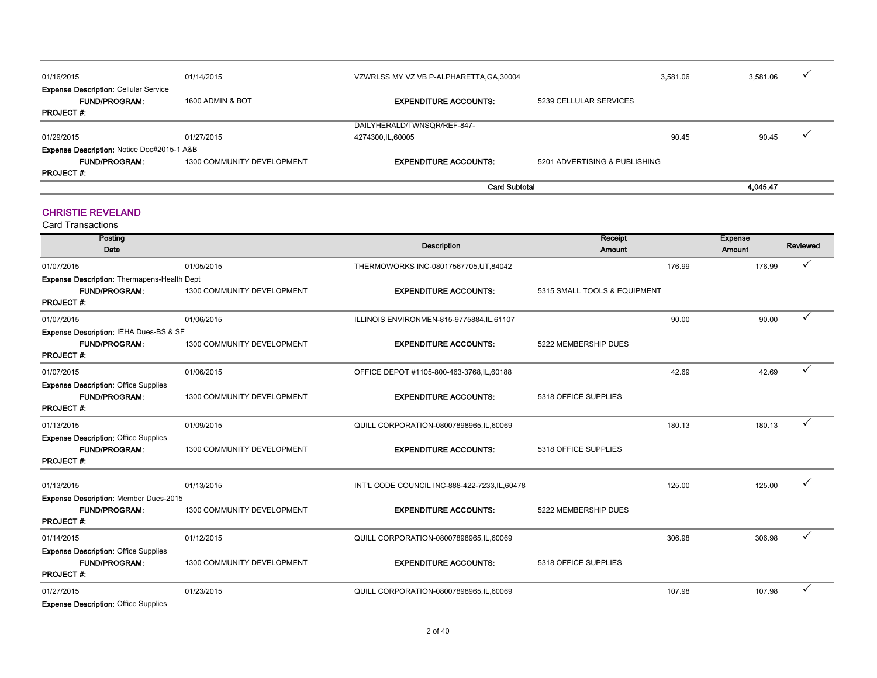| | | | | | |
|---|---|---|---|---|---|
| 01/16/2015 | 01/14/2015 | VZWRLSS MY VZ VB P-ALPHARETTA,GA,30004 | 3,581.06 | 3,581.06 | ✓ |
| **Expense Description:** Cellular Service | | | | | |
| **FUND/PROGRAM:** | 1600 ADMIN & BOT | **EXPENDITURE ACCOUNTS:** | 5239 CELLULAR SERVICES | | |
| **PROJECT #:** | | | | | |
| 01/29/2015 | 01/27/2015 | DAILYHERALD/TWNSQR/REF-847-4274300,IL,60005 | 90.45 | 90.45 | ✓ |
| **Expense Description:** Notice Doc#2015-1 A&B | | | | | |
| **FUND/PROGRAM:** | 1300 COMMUNITY DEVELOPMENT | **EXPENDITURE ACCOUNTS:** | 5201 ADVERTISING & PUBLISHING | | |
| **PROJECT #:** | | | | | |
| | | **Card Subtotal** | | **4,045.47** | |

## CHRISTIE REVELAND

Card Transactions

| Posting Date | | Description | Receipt Amount | Expense Amount | Reviewed |
|---|---|---|---|---|---|
| 01/07/2015 | 01/05/2015 | THERMOWORKS INC-08017567705,UT,84042 | 176.99 | 176.99 | ✓ |
| **Expense Description:** Thermapens-Health Dept | | | | | |
| **FUND/PROGRAM:** | 1300 COMMUNITY DEVELOPMENT | **EXPENDITURE ACCOUNTS:** | 5315 SMALL TOOLS & EQUIPMENT | | |
| **PROJECT #:** | | | | | |
| 01/07/2015 | 01/06/2015 | ILLINOIS ENVIRONMEN-815-9775884,IL,61107 | 90.00 | 90.00 | ✓ |
| **Expense Description:** IEHA Dues-BS & SF | | | | | |
| **FUND/PROGRAM:** | 1300 COMMUNITY DEVELOPMENT | **EXPENDITURE ACCOUNTS:** | 5222 MEMBERSHIP DUES | | |
| **PROJECT #:** | | | | | |
| 01/07/2015 | 01/06/2015 | OFFICE DEPOT #1105-800-463-3768,IL,60188 | 42.69 | 42.69 | ✓ |
| **Expense Description:** Office Supplies | | | | | |
| **FUND/PROGRAM:** | 1300 COMMUNITY DEVELOPMENT | **EXPENDITURE ACCOUNTS:** | 5318 OFFICE SUPPLIES | | |
| **PROJECT #:** | | | | | |
| 01/13/2015 | 01/09/2015 | QUILL CORPORATION-08007898965,IL,60069 | 180.13 | 180.13 | ✓ |
| **Expense Description:** Office Supplies | | | | | |
| **FUND/PROGRAM:** | 1300 COMMUNITY DEVELOPMENT | **EXPENDITURE ACCOUNTS:** | 5318 OFFICE SUPPLIES | | |
| **PROJECT #:** | | | | | |
| 01/13/2015 | 01/13/2015 | INT'L CODE COUNCIL INC-888-422-7233,IL,60478 | 125.00 | 125.00 | ✓ |
| **Expense Description:** Member Dues-2015 | | | | | |
| **FUND/PROGRAM:** | 1300 COMMUNITY DEVELOPMENT | **EXPENDITURE ACCOUNTS:** | 5222 MEMBERSHIP DUES | | |
| **PROJECT #:** | | | | | |
| 01/14/2015 | 01/12/2015 | QUILL CORPORATION-08007898965,IL,60069 | 306.98 | 306.98 | ✓ |
| **Expense Description:** Office Supplies | | | | | |
| **FUND/PROGRAM:** | 1300 COMMUNITY DEVELOPMENT | **EXPENDITURE ACCOUNTS:** | 5318 OFFICE SUPPLIES | | |
| **PROJECT #:** | | | | | |
| 01/27/2015 | 01/23/2015 | QUILL CORPORATION-08007898965,IL,60069 | 107.98 | 107.98 | ✓ |
| **Expense Description:** Office Supplies | | | | | |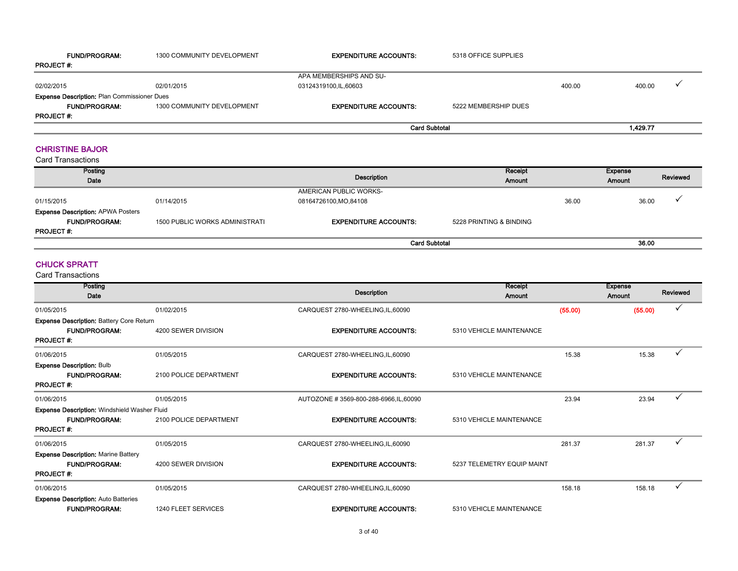| | | | | | | |
|---|---|---|---|---|---|---|
| **FUND/PROGRAM:** | 1300 COMMUNITY DEVELOPMENT | **EXPENDITURE ACCOUNTS:** | 5318 OFFICE SUPPLIES | | | |
| **PROJECT #:** | | | | | | |
| 02/02/2015 | 02/01/2015 | APA MEMBERSHIPS AND SU-03124319100,IL,60603 | | 400.00 | 400.00 | ✓ |
| **Expense Description:** Plan Commissioner Dues | | | | | | |
| **FUND/PROGRAM:** | 1300 COMMUNITY DEVELOPMENT | **EXPENDITURE ACCOUNTS:** | 5222 MEMBERSHIP DUES | | | |
| **PROJECT #:** | | | | | | |
| | | | **Card Subtotal** | | **1,429.77** | |

## CHRISTINE BAJOR

Card Transactions

| Posting Date | | Description | | Receipt Amount | Expense Amount | Reviewed |
|---|---|---|---|---|---|---|
| 01/15/2015 | 01/14/2015 | AMERICAN PUBLIC WORKS-08164726100,MO,84108 | | 36.00 | 36.00 | ✓ |
| **Expense Description:** APWA Posters | | | | | | |
| **FUND/PROGRAM:** | 1500 PUBLIC WORKS ADMINISTRATI | **EXPENDITURE ACCOUNTS:** | 5228 PRINTING & BINDING | | | |
| **PROJECT #:** | | | | | | |
| | | | **Card Subtotal** | | **36.00** | |

## CHUCK SPRATT

Card Transactions

| Posting Date | | Description | | Receipt Amount | Expense Amount | Reviewed |
|---|---|---|---|---|---|---|
| 01/05/2015 | 01/02/2015 | CARQUEST 2780-WHEELING,IL,60090 | | (55.00) | (55.00) | ✓ |
| **Expense Description:** Battery Core Return | | | | | | |
| **FUND/PROGRAM:** | 4200 SEWER DIVISION | **EXPENDITURE ACCOUNTS:** | 5310 VEHICLE MAINTENANCE | | | |
| **PROJECT #:** | | | | | | |
| 01/06/2015 | 01/05/2015 | CARQUEST 2780-WHEELING,IL,60090 | | 15.38 | 15.38 | ✓ |
| **Expense Description:** Bulb | | | | | | |
| **FUND/PROGRAM:** | 2100 POLICE DEPARTMENT | **EXPENDITURE ACCOUNTS:** | 5310 VEHICLE MAINTENANCE | | | |
| **PROJECT #:** | | | | | | |
| 01/06/2015 | 01/05/2015 | AUTOZONE # 3569-800-288-6966,IL,60090 | | 23.94 | 23.94 | ✓ |
| **Expense Description:** Windshield Washer Fluid | | | | | | |
| **FUND/PROGRAM:** | 2100 POLICE DEPARTMENT | **EXPENDITURE ACCOUNTS:** | 5310 VEHICLE MAINTENANCE | | | |
| **PROJECT #:** | | | | | | |
| 01/06/2015 | 01/05/2015 | CARQUEST 2780-WHEELING,IL,60090 | | 281.37 | 281.37 | ✓ |
| **Expense Description:** Marine Battery | | | | | | |
| **FUND/PROGRAM:** | 4200 SEWER DIVISION | **EXPENDITURE ACCOUNTS:** | 5237 TELEMETRY EQUIP MAINT | | | |
| **PROJECT #:** | | | | | | |
| 01/06/2015 | 01/05/2015 | CARQUEST 2780-WHEELING,IL,60090 | | 158.18 | 158.18 | ✓ |
| **Expense Description:** Auto Batteries | | | | | | |
| **FUND/PROGRAM:** | 1240 FLEET SERVICES | **EXPENDITURE ACCOUNTS:** | 5310 VEHICLE MAINTENANCE | | | |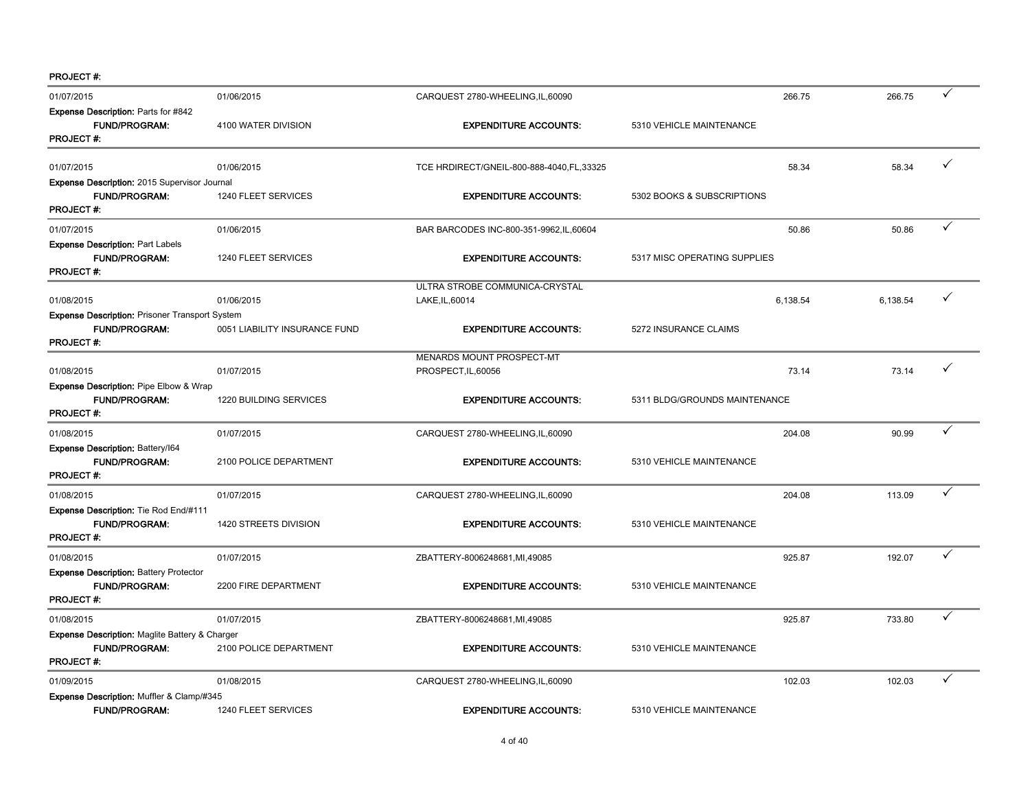PROJECT #:

| | | | | | | |
|---|---|---|---|---|---|---|
| 01/07/2015 | 01/06/2015 | CARQUEST 2780-WHEELING,IL,60090 | | 266.75 | 266.75 | ✓ |
| **Expense Description:** Parts for #842 | | | | | | |
| **FUND/PROGRAM:** | 4100 WATER DIVISION | **EXPENDITURE ACCOUNTS:** | 5310 VEHICLE MAINTENANCE | | | |
| **PROJECT #:** | | | | | | |
| 01/07/2015 | 01/06/2015 | TCE HRDIRECT/GNEIL-800-888-4040,FL,33325 | | 58.34 | 58.34 | ✓ |
| **Expense Description:** 2015 Supervisor Journal | | | | | | |
| **FUND/PROGRAM:** | 1240 FLEET SERVICES | **EXPENDITURE ACCOUNTS:** | 5302 BOOKS & SUBSCRIPTIONS | | | |
| **PROJECT #:** | | | | | | |
| 01/07/2015 | 01/06/2015 | BAR BARCODES INC-800-351-9962,IL,60604 | | 50.86 | 50.86 | ✓ |
| **Expense Description:** Part Labels | | | | | | |
| **FUND/PROGRAM:** | 1240 FLEET SERVICES | **EXPENDITURE ACCOUNTS:** | 5317 MISC OPERATING SUPPLIES | | | |
| **PROJECT #:** | | | | | | |
| 01/08/2015 | 01/06/2015 | ULTRA STROBE COMMUNICA-CRYSTAL LAKE,IL,60014 | | 6,138.54 | 6,138.54 | ✓ |
| **Expense Description:** Prisoner Transport System | | | | | | |
| **FUND/PROGRAM:** | 0051 LIABILITY INSURANCE FUND | **EXPENDITURE ACCOUNTS:** | 5272 INSURANCE CLAIMS | | | |
| **PROJECT #:** | | | | | | |
| 01/08/2015 | 01/07/2015 | MENARDS MOUNT PROSPECT-MT PROSPECT,IL,60056 | | 73.14 | 73.14 | ✓ |
| **Expense Description:** Pipe Elbow & Wrap | | | | | | |
| **FUND/PROGRAM:** | 1220 BUILDING SERVICES | **EXPENDITURE ACCOUNTS:** | 5311 BLDG/GROUNDS MAINTENANCE | | | |
| **PROJECT #:** | | | | | | |
| 01/08/2015 | 01/07/2015 | CARQUEST 2780-WHEELING,IL,60090 | | 204.08 | 90.99 | ✓ |
| **Expense Description:** Battery/I64 | | | | | | |
| **FUND/PROGRAM:** | 2100 POLICE DEPARTMENT | **EXPENDITURE ACCOUNTS:** | 5310 VEHICLE MAINTENANCE | | | |
| **PROJECT #:** | | | | | | |
| 01/08/2015 | 01/07/2015 | CARQUEST 2780-WHEELING,IL,60090 | | 204.08 | 113.09 | ✓ |
| **Expense Description:** Tie Rod End/#111 | | | | | | |
| **FUND/PROGRAM:** | 1420 STREETS DIVISION | **EXPENDITURE ACCOUNTS:** | 5310 VEHICLE MAINTENANCE | | | |
| **PROJECT #:** | | | | | | |
| 01/08/2015 | 01/07/2015 | ZBATTERY-8006248681,MI,49085 | | 925.87 | 192.07 | ✓ |
| **Expense Description:** Battery Protector | | | | | | |
| **FUND/PROGRAM:** | 2200 FIRE DEPARTMENT | **EXPENDITURE ACCOUNTS:** | 5310 VEHICLE MAINTENANCE | | | |
| **PROJECT #:** | | | | | | |
| 01/08/2015 | 01/07/2015 | ZBATTERY-8006248681,MI,49085 | | 925.87 | 733.80 | ✓ |
| **Expense Description:** Maglite Battery & Charger | | | | | | |
| **FUND/PROGRAM:** | 2100 POLICE DEPARTMENT | **EXPENDITURE ACCOUNTS:** | 5310 VEHICLE MAINTENANCE | | | |
| **PROJECT #:** | | | | | | |
| 01/09/2015 | 01/08/2015 | CARQUEST 2780-WHEELING,IL,60090 | | 102.03 | 102.03 | ✓ |
| **Expense Description:** Muffler & Clamp/#345 | | | | | | |
| **FUND/PROGRAM:** | 1240 FLEET SERVICES | **EXPENDITURE ACCOUNTS:** | 5310 VEHICLE MAINTENANCE | | | |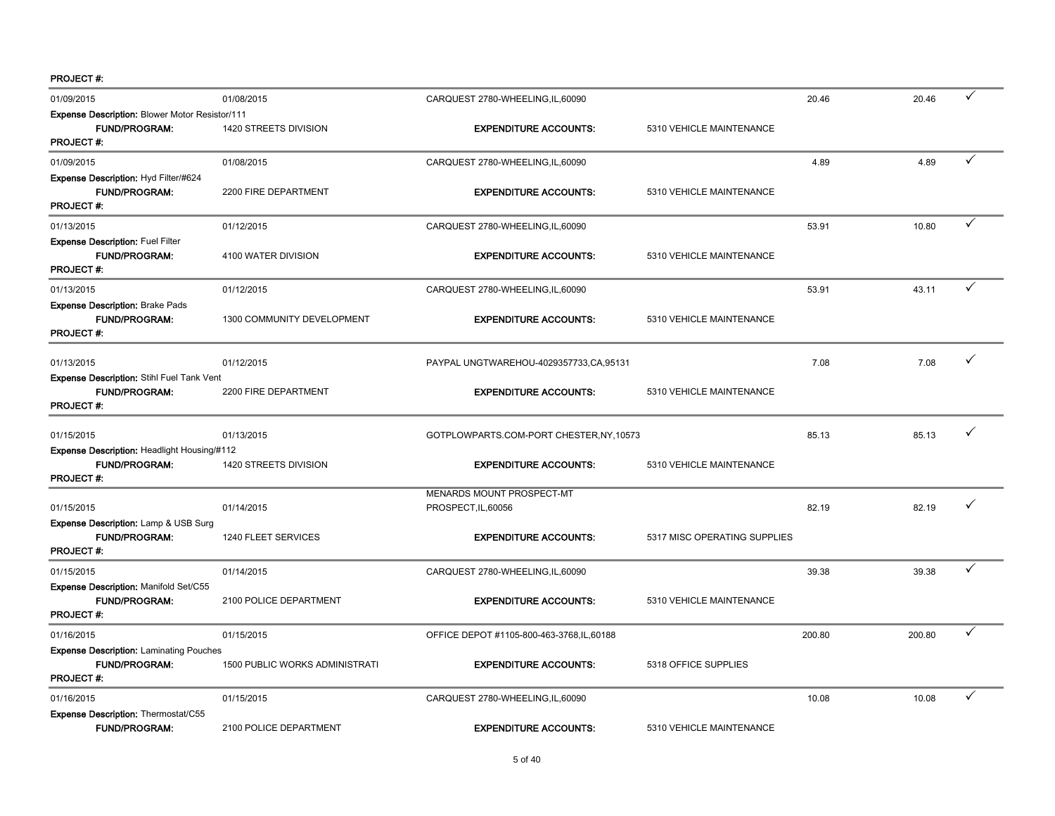PROJECT #:

| | | | | | | |
|---|---|---|---|---|---|---|
| 01/09/2015 | 01/08/2015 | CARQUEST 2780-WHEELING,IL,60090 | | 20.46 | 20.46 | ✓ |
| **Expense Description:** Blower Motor Resistor/111 | | | | | | |
| **FUND/PROGRAM:** | 1420 STREETS DIVISION | **EXPENDITURE ACCOUNTS:** | 5310 VEHICLE MAINTENANCE | | | |
| **PROJECT #:** | | | | | | |
| 01/09/2015 | 01/08/2015 | CARQUEST 2780-WHEELING,IL,60090 | | 4.89 | 4.89 | ✓ |
| **Expense Description:** Hyd Filter/#624 | | | | | | |
| **FUND/PROGRAM:** | 2200 FIRE DEPARTMENT | **EXPENDITURE ACCOUNTS:** | 5310 VEHICLE MAINTENANCE | | | |
| **PROJECT #:** | | | | | | |
| 01/13/2015 | 01/12/2015 | CARQUEST 2780-WHEELING,IL,60090 | | 53.91 | 10.80 | ✓ |
| **Expense Description:** Fuel Filter | | | | | | |
| **FUND/PROGRAM:** | 4100 WATER DIVISION | **EXPENDITURE ACCOUNTS:** | 5310 VEHICLE MAINTENANCE | | | |
| **PROJECT #:** | | | | | | |
| 01/13/2015 | 01/12/2015 | CARQUEST 2780-WHEELING,IL,60090 | | 53.91 | 43.11 | ✓ |
| **Expense Description:** Brake Pads | | | | | | |
| **FUND/PROGRAM:** | 1300 COMMUNITY DEVELOPMENT | **EXPENDITURE ACCOUNTS:** | 5310 VEHICLE MAINTENANCE | | | |
| **PROJECT #:** | | | | | | |
| 01/13/2015 | 01/12/2015 | PAYPAL UNGTWAREHOU-4029357733,CA,95131 | | 7.08 | 7.08 | ✓ |
| **Expense Description:** Stihl Fuel Tank Vent | | | | | | |
| **FUND/PROGRAM:** | 2200 FIRE DEPARTMENT | **EXPENDITURE ACCOUNTS:** | 5310 VEHICLE MAINTENANCE | | | |
| **PROJECT #:** | | | | | | |
| 01/15/2015 | 01/13/2015 | GOTPLOWPARTS.COM-PORT CHESTER,NY,10573 | | 85.13 | 85.13 | ✓ |
| **Expense Description:** Headlight Housing/#112 | | | | | | |
| **FUND/PROGRAM:** | 1420 STREETS DIVISION | **EXPENDITURE ACCOUNTS:** | 5310 VEHICLE MAINTENANCE | | | |
| **PROJECT #:** | | | | | | |
| 01/15/2015 | 01/14/2015 | MENARDS MOUNT PROSPECT-MT PROSPECT,IL,60056 | | 82.19 | 82.19 | ✓ |
| **Expense Description:** Lamp & USB Surg | | | | | | |
| **FUND/PROGRAM:** | 1240 FLEET SERVICES | **EXPENDITURE ACCOUNTS:** | 5317 MISC OPERATING SUPPLIES | | | |
| **PROJECT #:** | | | | | | |
| 01/15/2015 | 01/14/2015 | CARQUEST 2780-WHEELING,IL,60090 | | 39.38 | 39.38 | ✓ |
| **Expense Description:** Manifold Set/C55 | | | | | | |
| **FUND/PROGRAM:** | 2100 POLICE DEPARTMENT | **EXPENDITURE ACCOUNTS:** | 5310 VEHICLE MAINTENANCE | | | |
| **PROJECT #:** | | | | | | |
| 01/16/2015 | 01/15/2015 | OFFICE DEPOT #1105-800-463-3768,IL,60188 | | 200.80 | 200.80 | ✓ |
| **Expense Description:** Laminating Pouches | | | | | | |
| **FUND/PROGRAM:** | 1500 PUBLIC WORKS ADMINISTRATI | **EXPENDITURE ACCOUNTS:** | 5318 OFFICE SUPPLIES | | | |
| **PROJECT #:** | | | | | | |
| 01/16/2015 | 01/15/2015 | CARQUEST 2780-WHEELING,IL,60090 | | 10.08 | 10.08 | ✓ |
| **Expense Description:** Thermostat/C55 | | | | | | |
| **FUND/PROGRAM:** | 2100 POLICE DEPARTMENT | **EXPENDITURE ACCOUNTS:** | 5310 VEHICLE MAINTENANCE | | | |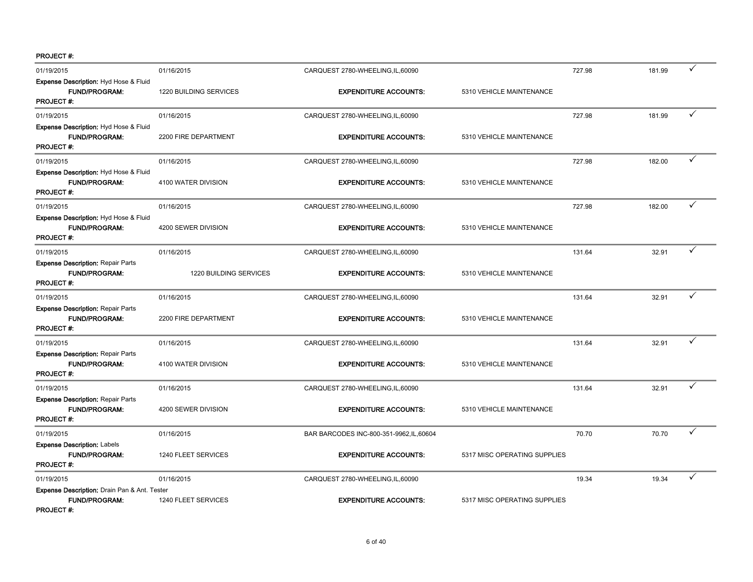**PROJECT #:**

| | | | | | | |
|---|---|---|---|---|---|---|
| 01/19/2015 | 01/16/2015 | CARQUEST 2780-WHEELING,IL,60090 | | 727.98 | 181.99 | ✓ |
| **Expense Description:** Hyd Hose & Fluid | | | | | | |
| **FUND/PROGRAM:** | 1220 BUILDING SERVICES | **EXPENDITURE ACCOUNTS:** | 5310 VEHICLE MAINTENANCE | | | |
| **PROJECT #:** | | | | | | |
| 01/19/2015 | 01/16/2015 | CARQUEST 2780-WHEELING,IL,60090 | | 727.98 | 181.99 | ✓ |
| **Expense Description:** Hyd Hose & Fluid | | | | | | |
| **FUND/PROGRAM:** | 2200 FIRE DEPARTMENT | **EXPENDITURE ACCOUNTS:** | 5310 VEHICLE MAINTENANCE | | | |
| **PROJECT #:** | | | | | | |
| 01/19/2015 | 01/16/2015 | CARQUEST 2780-WHEELING,IL,60090 | | 727.98 | 182.00 | ✓ |
| **Expense Description:** Hyd Hose & Fluid | | | | | | |
| **FUND/PROGRAM:** | 4100 WATER DIVISION | **EXPENDITURE ACCOUNTS:** | 5310 VEHICLE MAINTENANCE | | | |
| **PROJECT #:** | | | | | | |
| 01/19/2015 | 01/16/2015 | CARQUEST 2780-WHEELING,IL,60090 | | 727.98 | 182.00 | ✓ |
| **Expense Description:** Hyd Hose & Fluid | | | | | | |
| **FUND/PROGRAM:** | 4200 SEWER DIVISION | **EXPENDITURE ACCOUNTS:** | 5310 VEHICLE MAINTENANCE | | | |
| **PROJECT #:** | | | | | | |
| 01/19/2015 | 01/16/2015 | CARQUEST 2780-WHEELING,IL,60090 | | 131.64 | 32.91 | ✓ |
| **Expense Description:** Repair Parts | | | | | | |
| **FUND/PROGRAM:** | 1220 BUILDING SERVICES | **EXPENDITURE ACCOUNTS:** | 5310 VEHICLE MAINTENANCE | | | |
| **PROJECT #:** | | | | | | |
| 01/19/2015 | 01/16/2015 | CARQUEST 2780-WHEELING,IL,60090 | | 131.64 | 32.91 | ✓ |
| **Expense Description:** Repair Parts | | | | | | |
| **FUND/PROGRAM:** | 2200 FIRE DEPARTMENT | **EXPENDITURE ACCOUNTS:** | 5310 VEHICLE MAINTENANCE | | | |
| **PROJECT #:** | | | | | | |
| 01/19/2015 | 01/16/2015 | CARQUEST 2780-WHEELING,IL,60090 | | 131.64 | 32.91 | ✓ |
| **Expense Description:** Repair Parts | | | | | | |
| **FUND/PROGRAM:** | 4100 WATER DIVISION | **EXPENDITURE ACCOUNTS:** | 5310 VEHICLE MAINTENANCE | | | |
| **PROJECT #:** | | | | | | |
| 01/19/2015 | 01/16/2015 | CARQUEST 2780-WHEELING,IL,60090 | | 131.64 | 32.91 | ✓ |
| **Expense Description:** Repair Parts | | | | | | |
| **FUND/PROGRAM:** | 4200 SEWER DIVISION | **EXPENDITURE ACCOUNTS:** | 5310 VEHICLE MAINTENANCE | | | |
| **PROJECT #:** | | | | | | |
| 01/19/2015 | 01/16/2015 | BAR BARCODES INC-800-351-9962,IL,60604 | | 70.70 | 70.70 | ✓ |
| **Expense Description:** Labels | | | | | | |
| **FUND/PROGRAM:** | 1240 FLEET SERVICES | **EXPENDITURE ACCOUNTS:** | 5317 MISC OPERATING SUPPLIES | | | |
| **PROJECT #:** | | | | | | |
| 01/19/2015 | 01/16/2015 | CARQUEST 2780-WHEELING,IL,60090 | | 19.34 | 19.34 | ✓ |
| **Expense Description:** Drain Pan & Ant. Tester | | | | | | |
| **FUND/PROGRAM:** | 1240 FLEET SERVICES | **EXPENDITURE ACCOUNTS:** | 5317 MISC OPERATING SUPPLIES | | | |
| **PROJECT #:** | | | | | | |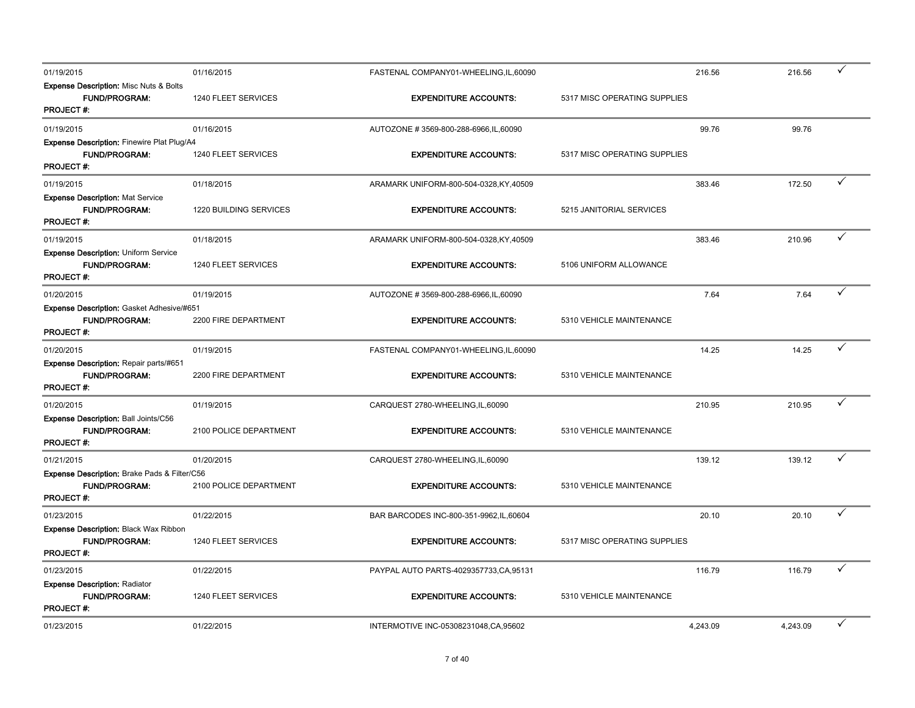| Posting Date | Transaction Date | Vendor | Expense Account | Amount | Allocated Amount | |
|---|---|---|---|---|---|---|
| 01/19/2015 | 01/16/2015 | FASTENAL COMPANY01-WHEELING,IL,60090 | | 216.56 | 216.56 | ✓ |
| **Expense Description:** Misc Nuts & Bolts | | | | | | |
| **FUND/PROGRAM:** | 1240 FLEET SERVICES | **EXPENDITURE ACCOUNTS:** | 5317 MISC OPERATING SUPPLIES | | | |
| **PROJECT #:** | | | | | | |
| 01/19/2015 | 01/16/2015 | AUTOZONE # 3569-800-288-6966,IL,60090 | | 99.76 | 99.76 | |
| **Expense Description:** Finewire Plat Plug/A4 | | | | | | |
| **FUND/PROGRAM:** | 1240 FLEET SERVICES | **EXPENDITURE ACCOUNTS:** | 5317 MISC OPERATING SUPPLIES | | | |
| **PROJECT #:** | | | | | | |
| 01/19/2015 | 01/18/2015 | ARAMARK UNIFORM-800-504-0328,KY,40509 | | 383.46 | 172.50 | ✓ |
| **Expense Description:** Mat Service | | | | | | |
| **FUND/PROGRAM:** | 1220 BUILDING SERVICES | **EXPENDITURE ACCOUNTS:** | 5215 JANITORIAL SERVICES | | | |
| **PROJECT #:** | | | | | | |
| 01/19/2015 | 01/18/2015 | ARAMARK UNIFORM-800-504-0328,KY,40509 | | 383.46 | 210.96 | ✓ |
| **Expense Description:** Uniform Service | | | | | | |
| **FUND/PROGRAM:** | 1240 FLEET SERVICES | **EXPENDITURE ACCOUNTS:** | 5106 UNIFORM ALLOWANCE | | | |
| **PROJECT #:** | | | | | | |
| 01/20/2015 | 01/19/2015 | AUTOZONE # 3569-800-288-6966,IL,60090 | | 7.64 | 7.64 | ✓ |
| **Expense Description:** Gasket Adhesive/#651 | | | | | | |
| **FUND/PROGRAM:** | 2200 FIRE DEPARTMENT | **EXPENDITURE ACCOUNTS:** | 5310 VEHICLE MAINTENANCE | | | |
| **PROJECT #:** | | | | | | |
| 01/20/2015 | 01/19/2015 | FASTENAL COMPANY01-WHEELING,IL,60090 | | 14.25 | 14.25 | ✓ |
| **Expense Description:** Repair parts/#651 | | | | | | |
| **FUND/PROGRAM:** | 2200 FIRE DEPARTMENT | **EXPENDITURE ACCOUNTS:** | 5310 VEHICLE MAINTENANCE | | | |
| **PROJECT #:** | | | | | | |
| 01/20/2015 | 01/19/2015 | CARQUEST 2780-WHEELING,IL,60090 | | 210.95 | 210.95 | ✓ |
| **Expense Description:** Ball Joints/C56 | | | | | | |
| **FUND/PROGRAM:** | 2100 POLICE DEPARTMENT | **EXPENDITURE ACCOUNTS:** | 5310 VEHICLE MAINTENANCE | | | |
| **PROJECT #:** | | | | | | |
| 01/21/2015 | 01/20/2015 | CARQUEST 2780-WHEELING,IL,60090 | | 139.12 | 139.12 | ✓ |
| **Expense Description:** Brake Pads & Filter/C56 | | | | | | |
| **FUND/PROGRAM:** | 2100 POLICE DEPARTMENT | **EXPENDITURE ACCOUNTS:** | 5310 VEHICLE MAINTENANCE | | | |
| **PROJECT #:** | | | | | | |
| 01/23/2015 | 01/22/2015 | BAR BARCODES INC-800-351-9962,IL,60604 | | 20.10 | 20.10 | ✓ |
| **Expense Description:** Black Wax Ribbon | | | | | | |
| **FUND/PROGRAM:** | 1240 FLEET SERVICES | **EXPENDITURE ACCOUNTS:** | 5317 MISC OPERATING SUPPLIES | | | |
| **PROJECT #:** | | | | | | |
| 01/23/2015 | 01/22/2015 | PAYPAL AUTO PARTS-4029357733,CA,95131 | | 116.79 | 116.79 | ✓ |
| **Expense Description:** Radiator | | | | | | |
| **FUND/PROGRAM:** | 1240 FLEET SERVICES | **EXPENDITURE ACCOUNTS:** | 5310 VEHICLE MAINTENANCE | | | |
| **PROJECT #:** | | | | | | |
| 01/23/2015 | 01/22/2015 | INTERMOTIVE INC-05308231048,CA,95602 | | 4,243.09 | 4,243.09 | ✓ |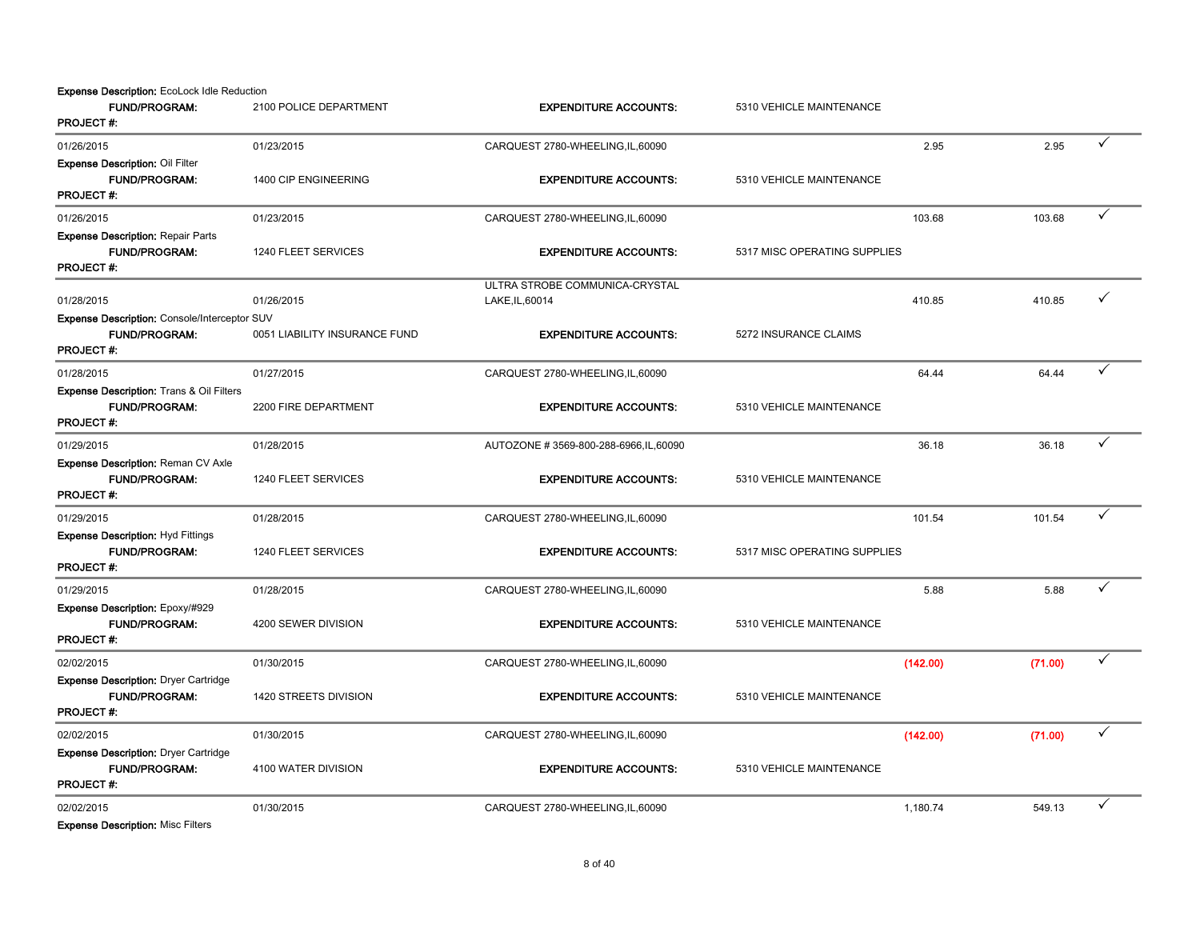**Expense Description:** EcoLock Idle Reduction

| | | | | | | |
|---|---|---|---|---|---|---|
| **FUND/PROGRAM:** | 2100 POLICE DEPARTMENT | **EXPENDITURE ACCOUNTS:** | 5310 VEHICLE MAINTENANCE | | | |
| **PROJECT #:** | | | | | | |
| 01/26/2015 | 01/23/2015 | CARQUEST 2780-WHEELING,IL,60090 | | 2.95 | 2.95 | ✓ |

**Expense Description:** Oil Filter

| | | | | | | |
|---|---|---|---|---|---|---|
| **FUND/PROGRAM:** | 1400 CIP ENGINEERING | **EXPENDITURE ACCOUNTS:** | 5310 VEHICLE MAINTENANCE | | | |
| **PROJECT #:** | | | | | | |
| 01/26/2015 | 01/23/2015 | CARQUEST 2780-WHEELING,IL,60090 | | 103.68 | 103.68 | ✓ |

**Expense Description:** Repair Parts

| | | | | | | |
|---|---|---|---|---|---|---|
| **FUND/PROGRAM:** | 1240 FLEET SERVICES | **EXPENDITURE ACCOUNTS:** | 5317 MISC OPERATING SUPPLIES | | | |
| **PROJECT #:** | | | | | | |
| 01/28/2015 | 01/26/2015 | ULTRA STROBE COMMUNICA-CRYSTAL LAKE,IL,60014 | | 410.85 | 410.85 | ✓ |

**Expense Description:** Console/Interceptor SUV

| | | | | | | |
|---|---|---|---|---|---|---|
| **FUND/PROGRAM:** | 0051 LIABILITY INSURANCE FUND | **EXPENDITURE ACCOUNTS:** | 5272 INSURANCE CLAIMS | | | |
| **PROJECT #:** | | | | | | |
| 01/28/2015 | 01/27/2015 | CARQUEST 2780-WHEELING,IL,60090 | | 64.44 | 64.44 | ✓ |

**Expense Description:** Trans & Oil Filters

| | | | | | | |
|---|---|---|---|---|---|---|
| **FUND/PROGRAM:** | 2200 FIRE DEPARTMENT | **EXPENDITURE ACCOUNTS:** | 5310 VEHICLE MAINTENANCE | | | |
| **PROJECT #:** | | | | | | |
| 01/29/2015 | 01/28/2015 | AUTOZONE # 3569-800-288-6966,IL,60090 | | 36.18 | 36.18 | ✓ |

**Expense Description:** Reman CV Axle

| | | | | | | |
|---|---|---|---|---|---|---|
| **FUND/PROGRAM:** | 1240 FLEET SERVICES | **EXPENDITURE ACCOUNTS:** | 5310 VEHICLE MAINTENANCE | | | |
| **PROJECT #:** | | | | | | |
| 01/29/2015 | 01/28/2015 | CARQUEST 2780-WHEELING,IL,60090 | | 101.54 | 101.54 | ✓ |

**Expense Description:** Hyd Fittings

| | | | | | | |
|---|---|---|---|---|---|---|
| **FUND/PROGRAM:** | 1240 FLEET SERVICES | **EXPENDITURE ACCOUNTS:** | 5317 MISC OPERATING SUPPLIES | | | |
| **PROJECT #:** | | | | | | |
| 01/29/2015 | 01/28/2015 | CARQUEST 2780-WHEELING,IL,60090 | | 5.88 | 5.88 | ✓ |

**Expense Description:** Epoxy/#929

| | | | | | | |
|---|---|---|---|---|---|---|
| **FUND/PROGRAM:** | 4200 SEWER DIVISION | **EXPENDITURE ACCOUNTS:** | 5310 VEHICLE MAINTENANCE | | | |
| **PROJECT #:** | | | | | | |
| 02/02/2015 | 01/30/2015 | CARQUEST 2780-WHEELING,IL,60090 | | (142.00) | (71.00) | ✓ |

**Expense Description:** Dryer Cartridge

| | | | | | | |
|---|---|---|---|---|---|---|
| **FUND/PROGRAM:** | 1420 STREETS DIVISION | **EXPENDITURE ACCOUNTS:** | 5310 VEHICLE MAINTENANCE | | | |
| **PROJECT #:** | | | | | | |
| 02/02/2015 | 01/30/2015 | CARQUEST 2780-WHEELING,IL,60090 | | (142.00) | (71.00) | ✓ |

**Expense Description:** Dryer Cartridge

| | | | | | | |
|---|---|---|---|---|---|---|
| **FUND/PROGRAM:** | 4100 WATER DIVISION | **EXPENDITURE ACCOUNTS:** | 5310 VEHICLE MAINTENANCE | | | |
| **PROJECT #:** | | | | | | |
| 02/02/2015 | 01/30/2015 | CARQUEST 2780-WHEELING,IL,60090 | | 1,180.74 | 549.13 | ✓ |

**Expense Description:** Misc Filters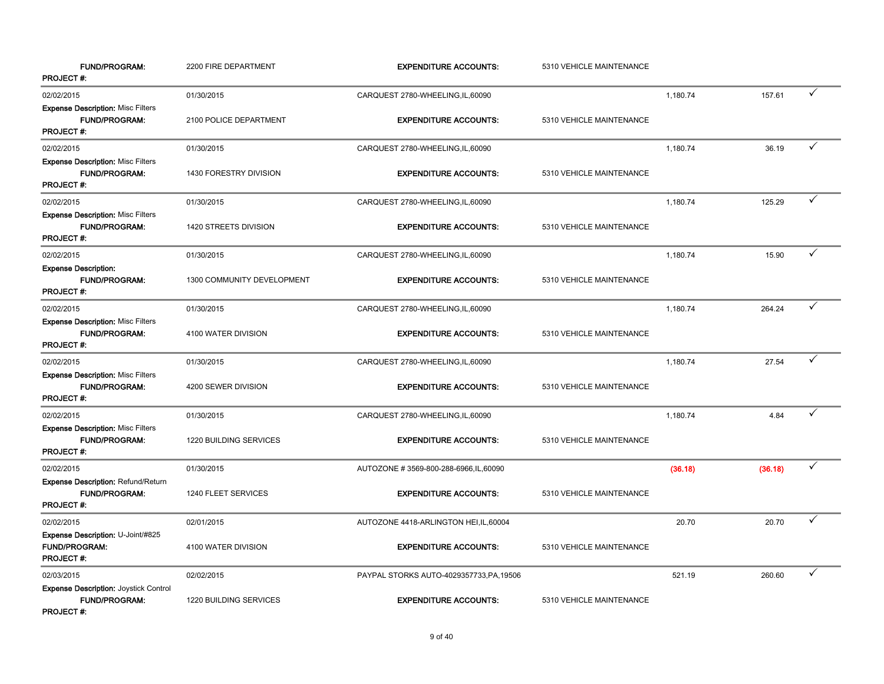| | | | | | | |
|---|---|---|---|---|---|---|
| **FUND/PROGRAM:** | 2200 FIRE DEPARTMENT | **EXPENDITURE ACCOUNTS:** | 5310 VEHICLE MAINTENANCE | | | |
| **PROJECT #:** | | | | | | |
| 02/02/2015 | 01/30/2015 | CARQUEST 2780-WHEELING,IL,60090 | | 1,180.74 | 157.61 | ✓ |
| **Expense Description:** Misc Filters | | | | | | |
| **FUND/PROGRAM:** | 2100 POLICE DEPARTMENT | **EXPENDITURE ACCOUNTS:** | 5310 VEHICLE MAINTENANCE | | | |
| **PROJECT #:** | | | | | | |
| 02/02/2015 | 01/30/2015 | CARQUEST 2780-WHEELING,IL,60090 | | 1,180.74 | 36.19 | ✓ |
| **Expense Description:** Misc Filters | | | | | | |
| **FUND/PROGRAM:** | 1430 FORESTRY DIVISION | **EXPENDITURE ACCOUNTS:** | 5310 VEHICLE MAINTENANCE | | | |
| **PROJECT #:** | | | | | | |
| 02/02/2015 | 01/30/2015 | CARQUEST 2780-WHEELING,IL,60090 | | 1,180.74 | 125.29 | ✓ |
| **Expense Description:** Misc Filters | | | | | | |
| **FUND/PROGRAM:** | 1420 STREETS DIVISION | **EXPENDITURE ACCOUNTS:** | 5310 VEHICLE MAINTENANCE | | | |
| **PROJECT #:** | | | | | | |
| 02/02/2015 | 01/30/2015 | CARQUEST 2780-WHEELING,IL,60090 | | 1,180.74 | 15.90 | ✓ |
| **Expense Description:** | | | | | | |
| **FUND/PROGRAM:** | 1300 COMMUNITY DEVELOPMENT | **EXPENDITURE ACCOUNTS:** | 5310 VEHICLE MAINTENANCE | | | |
| **PROJECT #:** | | | | | | |
| 02/02/2015 | 01/30/2015 | CARQUEST 2780-WHEELING,IL,60090 | | 1,180.74 | 264.24 | ✓ |
| **Expense Description:** Misc Filters | | | | | | |
| **FUND/PROGRAM:** | 4100 WATER DIVISION | **EXPENDITURE ACCOUNTS:** | 5310 VEHICLE MAINTENANCE | | | |
| **PROJECT #:** | | | | | | |
| 02/02/2015 | 01/30/2015 | CARQUEST 2780-WHEELING,IL,60090 | | 1,180.74 | 27.54 | ✓ |
| **Expense Description:** Misc Filters | | | | | | |
| **FUND/PROGRAM:** | 4200 SEWER DIVISION | **EXPENDITURE ACCOUNTS:** | 5310 VEHICLE MAINTENANCE | | | |
| **PROJECT #:** | | | | | | |
| 02/02/2015 | 01/30/2015 | CARQUEST 2780-WHEELING,IL,60090 | | 1,180.74 | 4.84 | ✓ |
| **Expense Description:** Misc Filters | | | | | | |
| **FUND/PROGRAM:** | 1220 BUILDING SERVICES | **EXPENDITURE ACCOUNTS:** | 5310 VEHICLE MAINTENANCE | | | |
| **PROJECT #:** | | | | | | |
| 02/02/2015 | 01/30/2015 | AUTOZONE # 3569-800-288-6966,IL,60090 | | (36.18) | (36.18) | ✓ |
| **Expense Description:** Refund/Return | | | | | | |
| **FUND/PROGRAM:** | 1240 FLEET SERVICES | **EXPENDITURE ACCOUNTS:** | 5310 VEHICLE MAINTENANCE | | | |
| **PROJECT #:** | | | | | | |
| 02/02/2015 | 02/01/2015 | AUTOZONE 4418-ARLINGTON HEI,IL,60004 | | 20.70 | 20.70 | ✓ |
| **Expense Description:** U-Joint/#825 | | | | | | |
| **FUND/PROGRAM:** | 4100 WATER DIVISION | **EXPENDITURE ACCOUNTS:** | 5310 VEHICLE MAINTENANCE | | | |
| **PROJECT #:** | | | | | | |
| 02/03/2015 | 02/02/2015 | PAYPAL STORKS AUTO-4029357733,PA,19506 | | 521.19 | 260.60 | ✓ |
| **Expense Description:** Joystick Control | | | | | | |
| **FUND/PROGRAM:** | 1220 BUILDING SERVICES | **EXPENDITURE ACCOUNTS:** | 5310 VEHICLE MAINTENANCE | | | |
| **PROJECT #:** | | | | | | |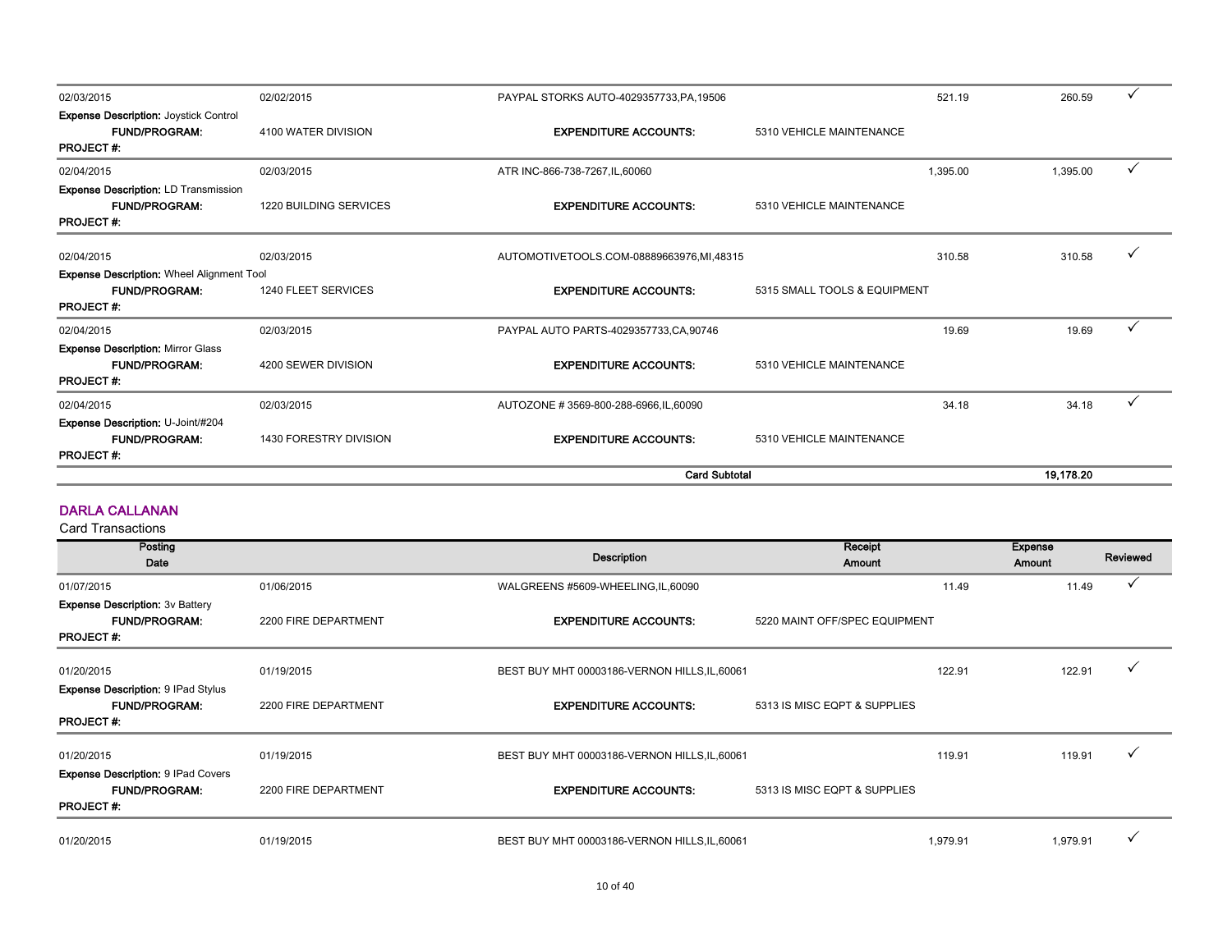| Posting Date | | Description | Receipt Amount | Expense Amount | Reviewed |
|---|---|---|---|---|---|
| 02/03/2015 | 02/02/2015 | PAYPAL STORKS AUTO-4029357733,PA,19506 | 521.19 | 260.59 | ✓ |
| **Expense Description:** Joystick Control | | | | | |
| **FUND/PROGRAM:** | 4100 WATER DIVISION | **EXPENDITURE ACCOUNTS:** | 5310 VEHICLE MAINTENANCE | | |
| **PROJECT #:** | | | | | |
| 02/04/2015 | 02/03/2015 | ATR INC-866-738-7267,IL,60060 | 1,395.00 | 1,395.00 | ✓ |
| **Expense Description:** LD Transmission | | | | | |
| **FUND/PROGRAM:** | 1220 BUILDING SERVICES | **EXPENDITURE ACCOUNTS:** | 5310 VEHICLE MAINTENANCE | | |
| **PROJECT #:** | | | | | |
| 02/04/2015 | 02/03/2015 | AUTOMOTIVETOOLS.COM-08889663976,MI,48315 | 310.58 | 310.58 | ✓ |
| **Expense Description:** Wheel Alignment Tool | | | | | |
| **FUND/PROGRAM:** | 1240 FLEET SERVICES | **EXPENDITURE ACCOUNTS:** | 5315 SMALL TOOLS & EQUIPMENT | | |
| **PROJECT #:** | | | | | |
| 02/04/2015 | 02/03/2015 | PAYPAL AUTO PARTS-4029357733,CA,90746 | 19.69 | 19.69 | ✓ |
| **Expense Description:** Mirror Glass | | | | | |
| **FUND/PROGRAM:** | 4200 SEWER DIVISION | **EXPENDITURE ACCOUNTS:** | 5310 VEHICLE MAINTENANCE | | |
| **PROJECT #:** | | | | | |
| 02/04/2015 | 02/03/2015 | AUTOZONE # 3569-800-288-6966,IL,60090 | 34.18 | 34.18 | ✓ |
| **Expense Description:** U-Joint/#204 | | | | | |
| **FUND/PROGRAM:** | 1430 FORESTRY DIVISION | **EXPENDITURE ACCOUNTS:** | 5310 VEHICLE MAINTENANCE | | |
| **PROJECT #:** | | | | | |
| | | **Card Subtotal** | | **19,178.20** | |

## DARLA CALLANAN

Card Transactions

| Posting Date | | Description | Receipt Amount | Expense Amount | Reviewed |
|---|---|---|---|---|---|
| 01/07/2015 | 01/06/2015 | WALGREENS #5609-WHEELING,IL,60090 | 11.49 | 11.49 | ✓ |
| **Expense Description:** 3v Battery | | | | | |
| **FUND/PROGRAM:** | 2200 FIRE DEPARTMENT | **EXPENDITURE ACCOUNTS:** | 5220 MAINT OFF/SPEC EQUIPMENT | | |
| **PROJECT #:** | | | | | |
| 01/20/2015 | 01/19/2015 | BEST BUY MHT 00003186-VERNON HILLS,IL,60061 | 122.91 | 122.91 | ✓ |
| **Expense Description:** 9 IPad Stylus | | | | | |
| **FUND/PROGRAM:** | 2200 FIRE DEPARTMENT | **EXPENDITURE ACCOUNTS:** | 5313 IS MISC EQPT & SUPPLIES | | |
| **PROJECT #:** | | | | | |
| 01/20/2015 | 01/19/2015 | BEST BUY MHT 00003186-VERNON HILLS,IL,60061 | 119.91 | 119.91 | ✓ |
| **Expense Description:** 9 IPad Covers | | | | | |
| **FUND/PROGRAM:** | 2200 FIRE DEPARTMENT | **EXPENDITURE ACCOUNTS:** | 5313 IS MISC EQPT & SUPPLIES | | |
| **PROJECT #:** | | | | | |
| 01/20/2015 | 01/19/2015 | BEST BUY MHT 00003186-VERNON HILLS,IL,60061 | 1,979.91 | 1,979.91 | ✓ |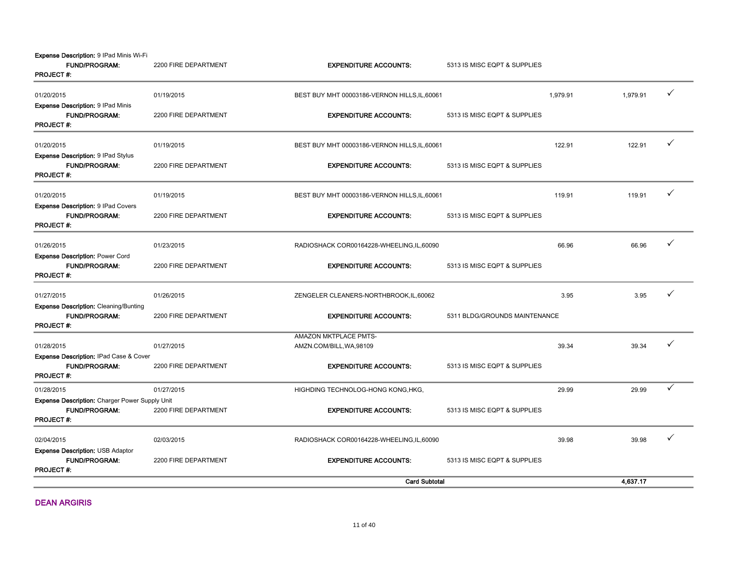**Expense Description:** 9 IPad Minis Wi-Fi

| | | | | | | |
|---|---|---|---|---|---|---|
| **FUND/PROGRAM:** | 2200 FIRE DEPARTMENT | **EXPENDITURE ACCOUNTS:** | 5313 IS MISC EQPT & SUPPLIES | | | |
| **PROJECT #:** | | | | | | |
| 01/20/2015 | 01/19/2015 | BEST BUY MHT 00003186-VERNON HILLS,IL,60061 | | 1,979.91 | 1,979.91 | ✓ |
| **Expense Description:** 9 IPad Minis | | | | | | |
| **FUND/PROGRAM:** | 2200 FIRE DEPARTMENT | **EXPENDITURE ACCOUNTS:** | 5313 IS MISC EQPT & SUPPLIES | | | |
| **PROJECT #:** | | | | | | |
| 01/20/2015 | 01/19/2015 | BEST BUY MHT 00003186-VERNON HILLS,IL,60061 | | 122.91 | 122.91 | ✓ |
| **Expense Description:** 9 IPad Stylus | | | | | | |
| **FUND/PROGRAM:** | 2200 FIRE DEPARTMENT | **EXPENDITURE ACCOUNTS:** | 5313 IS MISC EQPT & SUPPLIES | | | |
| **PROJECT #:** | | | | | | |
| 01/20/2015 | 01/19/2015 | BEST BUY MHT 00003186-VERNON HILLS,IL,60061 | | 119.91 | 119.91 | ✓ |
| **Expense Description:** 9 IPad Covers | | | | | | |
| **FUND/PROGRAM:** | 2200 FIRE DEPARTMENT | **EXPENDITURE ACCOUNTS:** | 5313 IS MISC EQPT & SUPPLIES | | | |
| **PROJECT #:** | | | | | | |
| 01/26/2015 | 01/23/2015 | RADIOSHACK COR00164228-WHEELING,IL,60090 | | 66.96 | 66.96 | ✓ |
| **Expense Description:** Power Cord | | | | | | |
| **FUND/PROGRAM:** | 2200 FIRE DEPARTMENT | **EXPENDITURE ACCOUNTS:** | 5313 IS MISC EQPT & SUPPLIES | | | |
| **PROJECT #:** | | | | | | |
| 01/27/2015 | 01/26/2015 | ZENGELER CLEANERS-NORTHBROOK,IL,60062 | | 3.95 | 3.95 | ✓ |
| **Expense Description:** Cleaning/Bunting | | | | | | |
| **FUND/PROGRAM:** | 2200 FIRE DEPARTMENT | **EXPENDITURE ACCOUNTS:** | 5311 BLDG/GROUNDS MAINTENANCE | | | |
| **PROJECT #:** | | | | | | |
| 01/28/2015 | 01/27/2015 | AMAZON MKTPLACE PMTS-AMZN.COM/BILL,WA,98109 | | 39.34 | 39.34 | ✓ |
| **Expense Description:** IPad Case & Cover | | | | | | |
| **FUND/PROGRAM:** | 2200 FIRE DEPARTMENT | **EXPENDITURE ACCOUNTS:** | 5313 IS MISC EQPT & SUPPLIES | | | |
| **PROJECT #:** | | | | | | |
| 01/28/2015 | 01/27/2015 | HIGHDING TECHNOLOG-HONG KONG,HKG, | | 29.99 | 29.99 | ✓ |
| **Expense Description:** Charger Power Supply Unit | | | | | | |
| **FUND/PROGRAM:** | 2200 FIRE DEPARTMENT | **EXPENDITURE ACCOUNTS:** | 5313 IS MISC EQPT & SUPPLIES | | | |
| **PROJECT #:** | | | | | | |
| 02/04/2015 | 02/03/2015 | RADIOSHACK COR00164228-WHEELING,IL,60090 | | 39.98 | 39.98 | ✓ |
| **Expense Description:** USB Adaptor | | | | | | |
| **FUND/PROGRAM:** | 2200 FIRE DEPARTMENT | **EXPENDITURE ACCOUNTS:** | 5313 IS MISC EQPT & SUPPLIES | | | |
| **PROJECT #:** | | | | | | |
| | | **Card Subtotal** | | | **4,637.17** | |

**DEAN ARGIRIS**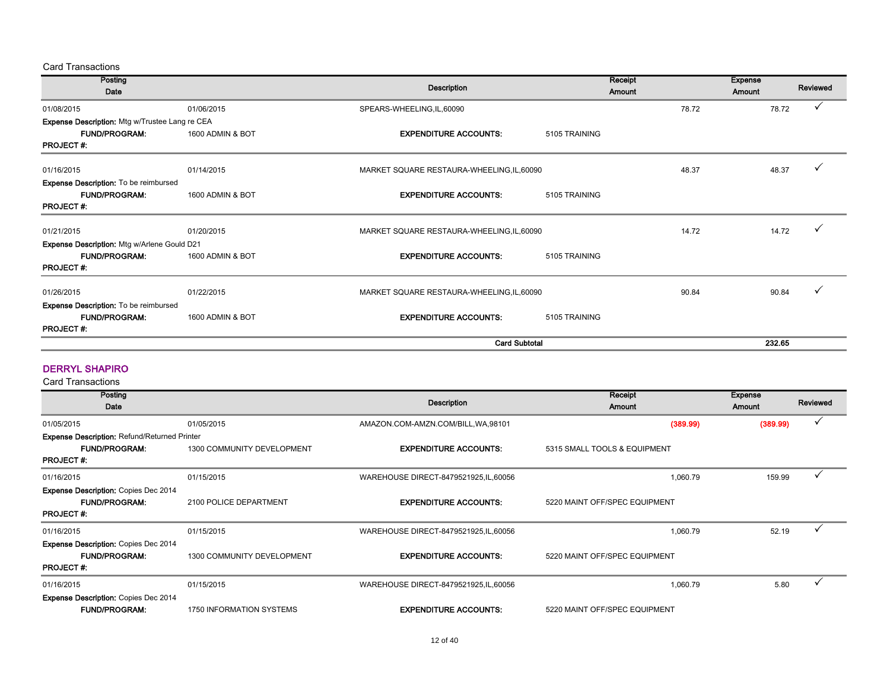Card Transactions

| Posting Date | | Description | Receipt Amount | Expense Amount | Reviewed |
|---|---|---|---|---|---|
| 01/08/2015 | 01/06/2015 | SPEARS-WHEELING,IL,60090 | 78.72 | 78.72 | ✓ |

**Expense Description:** Mtg w/Trustee Lang re CEA
**FUND/PROGRAM:** 1600 ADMIN & BOT **EXPENDITURE ACCOUNTS:** 5105 TRAINING
**PROJECT #:**

| Posting Date | | Description | Receipt Amount | Expense Amount | Reviewed |
|---|---|---|---|---|---|
| 01/16/2015 | 01/14/2015 | MARKET SQUARE RESTAURA-WHEELING,IL,60090 | 48.37 | 48.37 | ✓ |

**Expense Description:** To be reimbursed
**FUND/PROGRAM:** 1600 ADMIN & BOT **EXPENDITURE ACCOUNTS:** 5105 TRAINING
**PROJECT #:**

| Posting Date | | Description | Receipt Amount | Expense Amount | Reviewed |
|---|---|---|---|---|---|
| 01/21/2015 | 01/20/2015 | MARKET SQUARE RESTAURA-WHEELING,IL,60090 | 14.72 | 14.72 | ✓ |

**Expense Description:** Mtg w/Arlene Gould D21
**FUND/PROGRAM:** 1600 ADMIN & BOT **EXPENDITURE ACCOUNTS:** 5105 TRAINING
**PROJECT #:**

| Posting Date | | Description | Receipt Amount | Expense Amount | Reviewed |
|---|---|---|---|---|---|
| 01/26/2015 | 01/22/2015 | MARKET SQUARE RESTAURA-WHEELING,IL,60090 | 90.84 | 90.84 | ✓ |

**Expense Description:** To be reimbursed
**FUND/PROGRAM:** 1600 ADMIN & BOT **EXPENDITURE ACCOUNTS:** 5105 TRAINING
**PROJECT #:**

**Card Subtotal** **232.65**

## DERRYL SHAPIRO

Card Transactions

| Posting Date | | Description | Receipt Amount | Expense Amount | Reviewed |
|---|---|---|---|---|---|
| 01/05/2015 | 01/05/2015 | AMAZON.COM-AMZN.COM/BILL,WA,98101 | (389.99) | (389.99) | ✓ |

**Expense Description:** Refund/Returned Printer
**FUND/PROGRAM:** 1300 COMMUNITY DEVELOPMENT **EXPENDITURE ACCOUNTS:** 5315 SMALL TOOLS & EQUIPMENT
**PROJECT #:**

| Posting Date | | Description | Receipt Amount | Expense Amount | Reviewed |
|---|---|---|---|---|---|
| 01/16/2015 | 01/15/2015 | WAREHOUSE DIRECT-8479521925,IL,60056 | 1,060.79 | 159.99 | ✓ |

**Expense Description:** Copies Dec 2014
**FUND/PROGRAM:** 2100 POLICE DEPARTMENT **EXPENDITURE ACCOUNTS:** 5220 MAINT OFF/SPEC EQUIPMENT
**PROJECT #:**

| Posting Date | | Description | Receipt Amount | Expense Amount | Reviewed |
|---|---|---|---|---|---|
| 01/16/2015 | 01/15/2015 | WAREHOUSE DIRECT-8479521925,IL,60056 | 1,060.79 | 52.19 | ✓ |

**Expense Description:** Copies Dec 2014
**FUND/PROGRAM:** 1300 COMMUNITY DEVELOPMENT **EXPENDITURE ACCOUNTS:** 5220 MAINT OFF/SPEC EQUIPMENT
**PROJECT #:**

| Posting Date | | Description | Receipt Amount | Expense Amount | Reviewed |
|---|---|---|---|---|---|
| 01/16/2015 | 01/15/2015 | WAREHOUSE DIRECT-8479521925,IL,60056 | 1,060.79 | 5.80 | ✓ |

**Expense Description:** Copies Dec 2014
**FUND/PROGRAM:** 1750 INFORMATION SYSTEMS **EXPENDITURE ACCOUNTS:** 5220 MAINT OFF/SPEC EQUIPMENT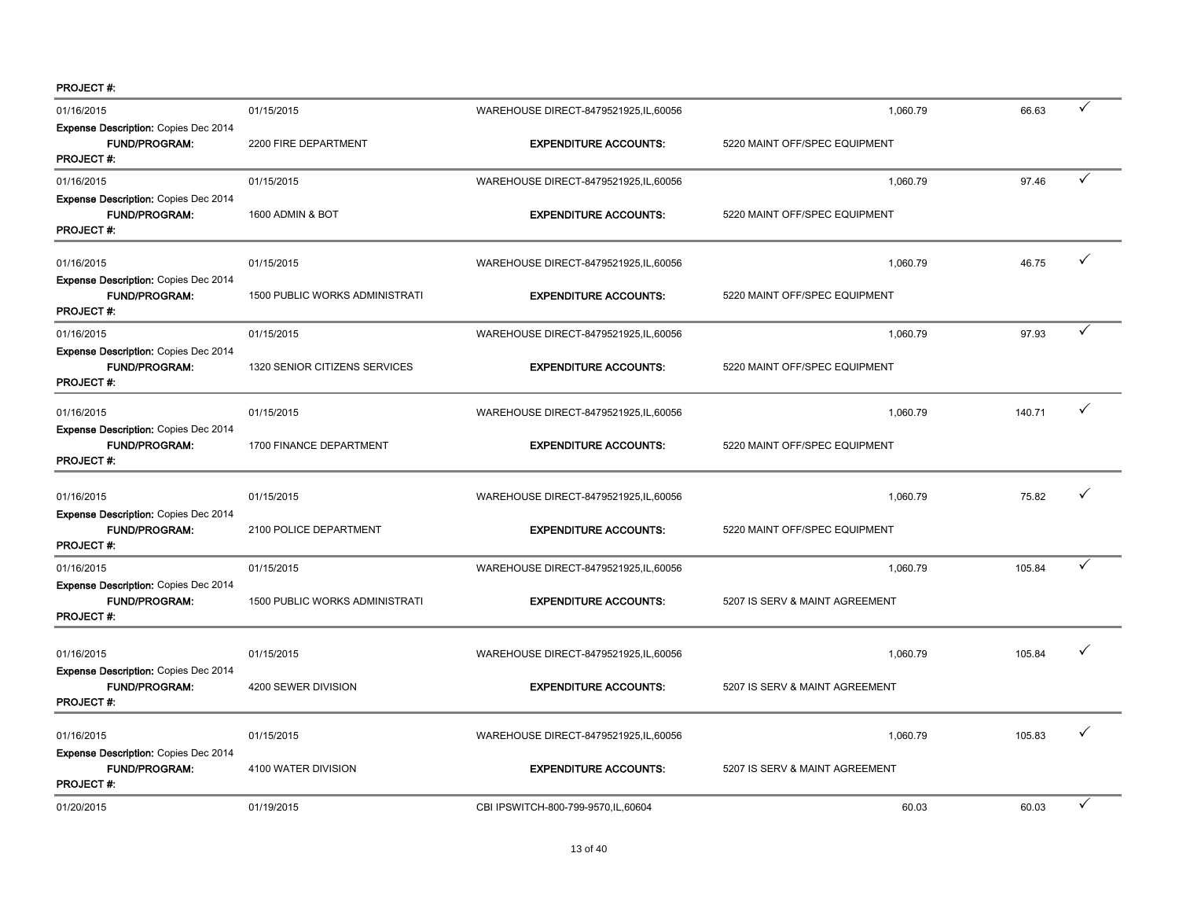PROJECT #:

| | | | | | |
|---|---|---|---|---|---|
| 01/16/2015 | 01/15/2015 | WAREHOUSE DIRECT-8479521925,IL,60056 | 1,060.79 | 66.63 | ✓ |
| **Expense Description:** Copies Dec 2014 | | | | | |
| **FUND/PROGRAM:** | 2200 FIRE DEPARTMENT | **EXPENDITURE ACCOUNTS:** | 5220 MAINT OFF/SPEC EQUIPMENT | | |
| **PROJECT #:** | | | | | |
| 01/16/2015 | 01/15/2015 | WAREHOUSE DIRECT-8479521925,IL,60056 | 1,060.79 | 97.46 | ✓ |
| **Expense Description:** Copies Dec 2014 | | | | | |
| **FUND/PROGRAM:** | 1600 ADMIN & BOT | **EXPENDITURE ACCOUNTS:** | 5220 MAINT OFF/SPEC EQUIPMENT | | |
| **PROJECT #:** | | | | | |
| 01/16/2015 | 01/15/2015 | WAREHOUSE DIRECT-8479521925,IL,60056 | 1,060.79 | 46.75 | ✓ |
| **Expense Description:** Copies Dec 2014 | | | | | |
| **FUND/PROGRAM:** | 1500 PUBLIC WORKS ADMINISTRATI | **EXPENDITURE ACCOUNTS:** | 5220 MAINT OFF/SPEC EQUIPMENT | | |
| **PROJECT #:** | | | | | |
| 01/16/2015 | 01/15/2015 | WAREHOUSE DIRECT-8479521925,IL,60056 | 1,060.79 | 97.93 | ✓ |
| **Expense Description:** Copies Dec 2014 | | | | | |
| **FUND/PROGRAM:** | 1320 SENIOR CITIZENS SERVICES | **EXPENDITURE ACCOUNTS:** | 5220 MAINT OFF/SPEC EQUIPMENT | | |
| **PROJECT #:** | | | | | |
| 01/16/2015 | 01/15/2015 | WAREHOUSE DIRECT-8479521925,IL,60056 | 1,060.79 | 140.71 | ✓ |
| **Expense Description:** Copies Dec 2014 | | | | | |
| **FUND/PROGRAM:** | 1700 FINANCE DEPARTMENT | **EXPENDITURE ACCOUNTS:** | 5220 MAINT OFF/SPEC EQUIPMENT | | |
| **PROJECT #:** | | | | | |
| 01/16/2015 | 01/15/2015 | WAREHOUSE DIRECT-8479521925,IL,60056 | 1,060.79 | 75.82 | ✓ |
| **Expense Description:** Copies Dec 2014 | | | | | |
| **FUND/PROGRAM:** | 2100 POLICE DEPARTMENT | **EXPENDITURE ACCOUNTS:** | 5220 MAINT OFF/SPEC EQUIPMENT | | |
| **PROJECT #:** | | | | | |
| 01/16/2015 | 01/15/2015 | WAREHOUSE DIRECT-8479521925,IL,60056 | 1,060.79 | 105.84 | ✓ |
| **Expense Description:** Copies Dec 2014 | | | | | |
| **FUND/PROGRAM:** | 1500 PUBLIC WORKS ADMINISTRATI | **EXPENDITURE ACCOUNTS:** | 5207 IS SERV & MAINT AGREEMENT | | |
| **PROJECT #:** | | | | | |
| 01/16/2015 | 01/15/2015 | WAREHOUSE DIRECT-8479521925,IL,60056 | 1,060.79 | 105.84 | ✓ |
| **Expense Description:** Copies Dec 2014 | | | | | |
| **FUND/PROGRAM:** | 4200 SEWER DIVISION | **EXPENDITURE ACCOUNTS:** | 5207 IS SERV & MAINT AGREEMENT | | |
| **PROJECT #:** | | | | | |
| 01/16/2015 | 01/15/2015 | WAREHOUSE DIRECT-8479521925,IL,60056 | 1,060.79 | 105.83 | ✓ |
| **Expense Description:** Copies Dec 2014 | | | | | |
| **FUND/PROGRAM:** | 4100 WATER DIVISION | **EXPENDITURE ACCOUNTS:** | 5207 IS SERV & MAINT AGREEMENT | | |
| **PROJECT #:** | | | | | |
| 01/20/2015 | 01/19/2015 | CBI IPSWITCH-800-799-9570,IL,60604 | 60.03 | 60.03 | ✓ |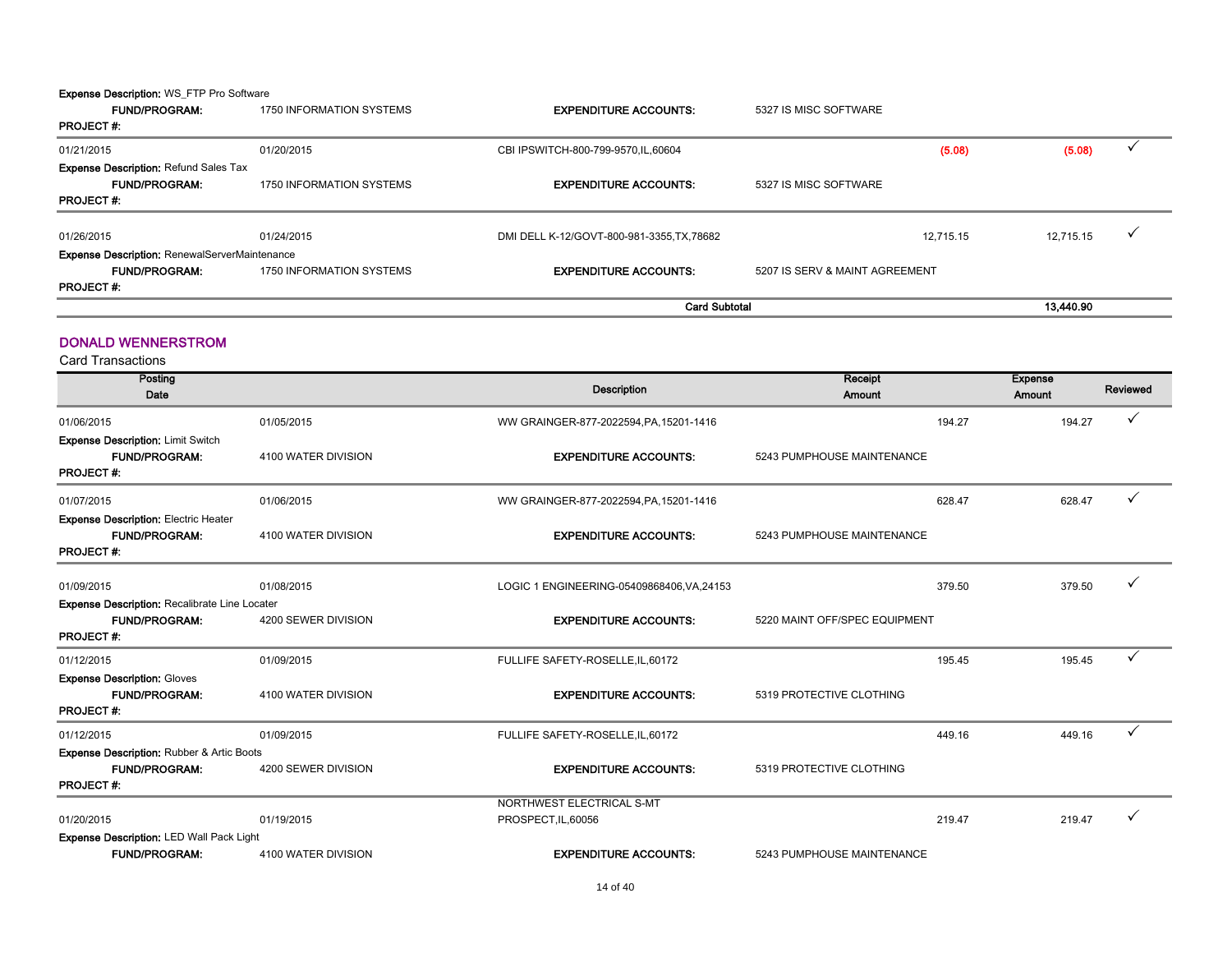**Expense Description:** WS_FTP Pro Software

| | | | | | | |
|---|---|---|---|---|---|---|
| **FUND/PROGRAM:** | 1750 INFORMATION SYSTEMS | **EXPENDITURE ACCOUNTS:** | 5327 IS MISC SOFTWARE | | | |
| **PROJECT #:** | | | | | | |
| 01/21/2015 | 01/20/2015 | CBI IPSWITCH-800-799-9570,IL,60604 | | (5.08) | (5.08) | ✓ |
| **Expense Description:** Refund Sales Tax | | | | | | |
| **FUND/PROGRAM:** | 1750 INFORMATION SYSTEMS | **EXPENDITURE ACCOUNTS:** | 5327 IS MISC SOFTWARE | | | |
| **PROJECT #:** | | | | | | |
| 01/26/2015 | 01/24/2015 | DMI DELL K-12/GOVT-800-981-3355,TX,78682 | | 12,715.15 | 12,715.15 | ✓ |
| **Expense Description:** RenewalServerMaintenance | | | | | | |
| **FUND/PROGRAM:** | 1750 INFORMATION SYSTEMS | **EXPENDITURE ACCOUNTS:** | 5207 IS SERV & MAINT AGREEMENT | | | |
| **PROJECT #:** | | | | | | |
| | | | **Card Subtotal** | | **13,440.90** | |

## DONALD WENNERSTROM

Card Transactions

| Posting Date | | Description | | Receipt Amount | Expense Amount | Reviewed |
|---|---|---|---|---|---|---|
| 01/06/2015 | 01/05/2015 | WW GRAINGER-877-2022594,PA,15201-1416 | | 194.27 | 194.27 | ✓ |
| **Expense Description:** Limit Switch | | | | | | |
| **FUND/PROGRAM:** | 4100 WATER DIVISION | **EXPENDITURE ACCOUNTS:** | 5243 PUMPHOUSE MAINTENANCE | | | |
| **PROJECT #:** | | | | | | |
| 01/07/2015 | 01/06/2015 | WW GRAINGER-877-2022594,PA,15201-1416 | | 628.47 | 628.47 | ✓ |
| **Expense Description:** Electric Heater | | | | | | |
| **FUND/PROGRAM:** | 4100 WATER DIVISION | **EXPENDITURE ACCOUNTS:** | 5243 PUMPHOUSE MAINTENANCE | | | |
| **PROJECT #:** | | | | | | |
| 01/09/2015 | 01/08/2015 | LOGIC 1 ENGINEERING-05409868406,VA,24153 | | 379.50 | 379.50 | ✓ |
| **Expense Description:** Recalibrate Line Locater | | | | | | |
| **FUND/PROGRAM:** | 4200 SEWER DIVISION | **EXPENDITURE ACCOUNTS:** | 5220 MAINT OFF/SPEC EQUIPMENT | | | |
| **PROJECT #:** | | | | | | |
| 01/12/2015 | 01/09/2015 | FULLIFE SAFETY-ROSELLE,IL,60172 | | 195.45 | 195.45 | ✓ |
| **Expense Description:** Gloves | | | | | | |
| **FUND/PROGRAM:** | 4100 WATER DIVISION | **EXPENDITURE ACCOUNTS:** | 5319 PROTECTIVE CLOTHING | | | |
| **PROJECT #:** | | | | | | |
| 01/12/2015 | 01/09/2015 | FULLIFE SAFETY-ROSELLE,IL,60172 | | 449.16 | 449.16 | ✓ |
| **Expense Description:** Rubber & Artic Boots | | | | | | |
| **FUND/PROGRAM:** | 4200 SEWER DIVISION | **EXPENDITURE ACCOUNTS:** | 5319 PROTECTIVE CLOTHING | | | |
| **PROJECT #:** | | | | | | |
| 01/20/2015 | 01/19/2015 | NORTHWEST ELECTRICAL S-MT PROSPECT,IL,60056 | | 219.47 | 219.47 | ✓ |
| **Expense Description:** LED Wall Pack Light | | | | | | |
| **FUND/PROGRAM:** | 4100 WATER DIVISION | **EXPENDITURE ACCOUNTS:** | 5243 PUMPHOUSE MAINTENANCE | | | |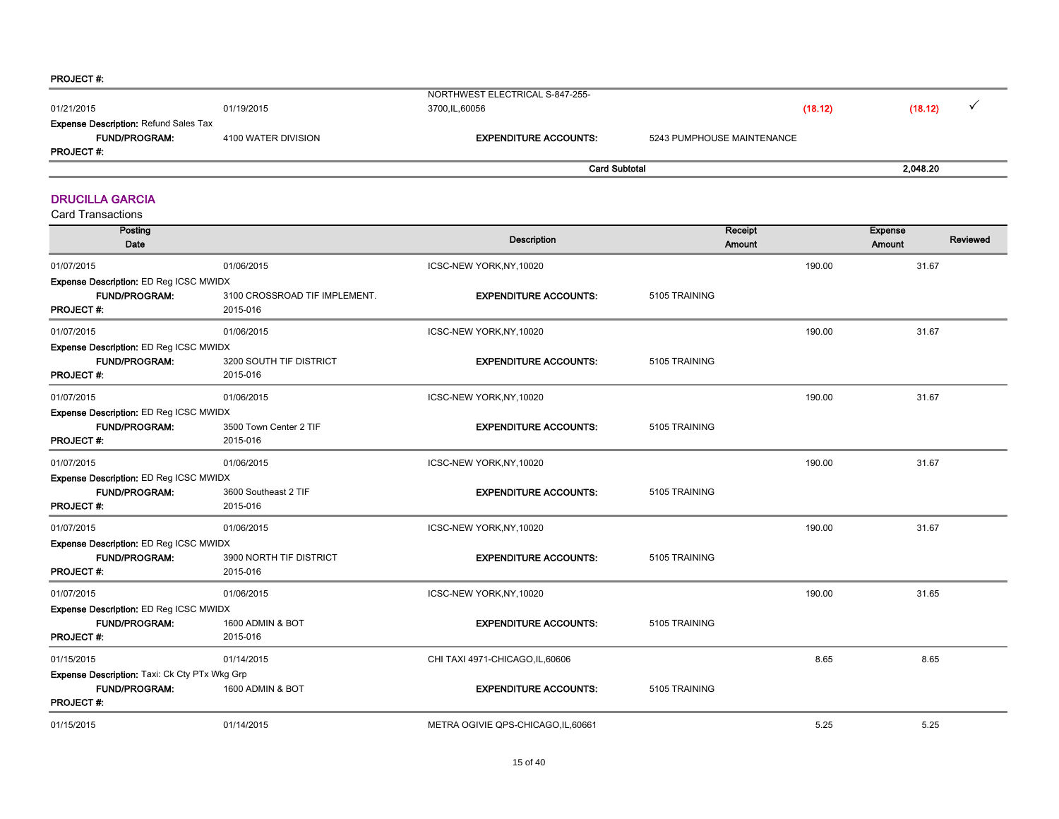**PROJECT #:**

| | | | | | |
|---|---|---|---|---|---|
| 01/21/2015 | 01/19/2015 | NORTHWEST ELECTRICAL S-847-255-3700,IL,60056 | (18.12) | (18.12) | ✓ |

**Expense Description:** Refund Sales Tax

| | | | |
|---|---|---|---|
| **FUND/PROGRAM:** | 4100 WATER DIVISION | **EXPENDITURE ACCOUNTS:** | 5243 PUMPHOUSE MAINTENANCE |

**PROJECT #:**

**Card Subtotal** 2,048.20

## DRUCILLA GARCIA

Card Transactions

| Posting Date | | Description | Receipt Amount | Expense Amount | Reviewed |
|---|---|---|---|---|---|
| 01/07/2015 | 01/06/2015 | ICSC-NEW YORK,NY,10020 | 190.00 | 31.67 | |

**Expense Description:** ED Reg ICSC MWIDX
**FUND/PROGRAM:** 3100 CROSSROAD TIF IMPLEMENT. **EXPENDITURE ACCOUNTS:** 5105 TRAINING
**PROJECT #:** 2015-016

| | | | | | |
|---|---|---|---|---|---|
| 01/07/2015 | 01/06/2015 | ICSC-NEW YORK,NY,10020 | 190.00 | 31.67 | |

**Expense Description:** ED Reg ICSC MWIDX
**FUND/PROGRAM:** 3200 SOUTH TIF DISTRICT **EXPENDITURE ACCOUNTS:** 5105 TRAINING
**PROJECT #:** 2015-016

| | | | | | |
|---|---|---|---|---|---|
| 01/07/2015 | 01/06/2015 | ICSC-NEW YORK,NY,10020 | 190.00 | 31.67 | |

**Expense Description:** ED Reg ICSC MWIDX
**FUND/PROGRAM:** 3500 Town Center 2 TIF **EXPENDITURE ACCOUNTS:** 5105 TRAINING
**PROJECT #:** 2015-016

| | | | | | |
|---|---|---|---|---|---|
| 01/07/2015 | 01/06/2015 | ICSC-NEW YORK,NY,10020 | 190.00 | 31.67 | |

**Expense Description:** ED Reg ICSC MWIDX
**FUND/PROGRAM:** 3600 Southeast 2 TIF **EXPENDITURE ACCOUNTS:** 5105 TRAINING
**PROJECT #:** 2015-016

| | | | | | |
|---|---|---|---|---|---|
| 01/07/2015 | 01/06/2015 | ICSC-NEW YORK,NY,10020 | 190.00 | 31.67 | |

**Expense Description:** ED Reg ICSC MWIDX
**FUND/PROGRAM:** 3900 NORTH TIF DISTRICT **EXPENDITURE ACCOUNTS:** 5105 TRAINING
**PROJECT #:** 2015-016

| | | | | | |
|---|---|---|---|---|---|
| 01/07/2015 | 01/06/2015 | ICSC-NEW YORK,NY,10020 | 190.00 | 31.65 | |

**Expense Description:** ED Reg ICSC MWIDX
**FUND/PROGRAM:** 1600 ADMIN & BOT **EXPENDITURE ACCOUNTS:** 5105 TRAINING
**PROJECT #:** 2015-016

| | | | | | |
|---|---|---|---|---|---|
| 01/15/2015 | 01/14/2015 | CHI TAXI 4971-CHICAGO,IL,60606 | 8.65 | 8.65 | |

**Expense Description:** Taxi: Ck Cty PTx Wkg Grp
**FUND/PROGRAM:** 1600 ADMIN & BOT **EXPENDITURE ACCOUNTS:** 5105 TRAINING
**PROJECT #:**

| | | | | | |
|---|---|---|---|---|---|
| 01/15/2015 | 01/14/2015 | METRA OGIVIE QPS-CHICAGO,IL,60661 | 5.25 | 5.25 | |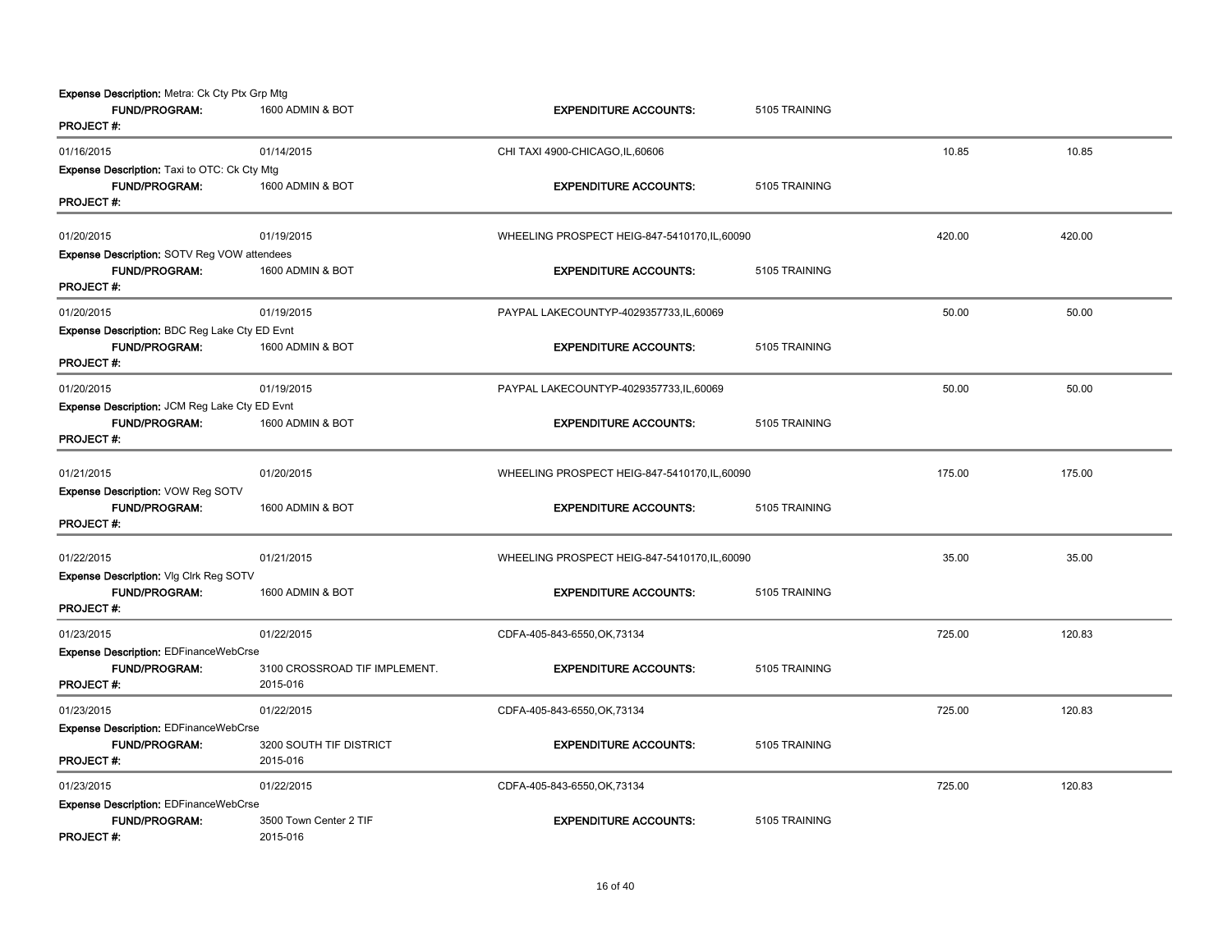**Expense Description:** Metra: Ck Cty Ptx Grp Mtg

| | | | | | |
|---|---|---|---|---|---|
| **FUND/PROGRAM:** | 1600 ADMIN & BOT | **EXPENDITURE ACCOUNTS:** | 5105 TRAINING | | |
| **PROJECT #:** | | | | | |
| 01/16/2015 | 01/14/2015 | CHI TAXI 4900-CHICAGO,IL,60606 | | 10.85 | 10.85 |
| **Expense Description:** Taxi to OTC: Ck Cty Mtg | | | | | |
| **FUND/PROGRAM:** | 1600 ADMIN & BOT | **EXPENDITURE ACCOUNTS:** | 5105 TRAINING | | |
| **PROJECT #:** | | | | | |
| 01/20/2015 | 01/19/2015 | WHEELING PROSPECT HEIG-847-5410170,IL,60090 | | 420.00 | 420.00 |
| **Expense Description:** SOTV Reg VOW attendees | | | | | |
| **FUND/PROGRAM:** | 1600 ADMIN & BOT | **EXPENDITURE ACCOUNTS:** | 5105 TRAINING | | |
| **PROJECT #:** | | | | | |
| 01/20/2015 | 01/19/2015 | PAYPAL LAKECOUNTYP-4029357733,IL,60069 | | 50.00 | 50.00 |
| **Expense Description:** BDC Reg Lake Cty ED Evnt | | | | | |
| **FUND/PROGRAM:** | 1600 ADMIN & BOT | **EXPENDITURE ACCOUNTS:** | 5105 TRAINING | | |
| **PROJECT #:** | | | | | |
| 01/20/2015 | 01/19/2015 | PAYPAL LAKECOUNTYP-4029357733,IL,60069 | | 50.00 | 50.00 |
| **Expense Description:** JCM Reg Lake Cty ED Evnt | | | | | |
| **FUND/PROGRAM:** | 1600 ADMIN & BOT | **EXPENDITURE ACCOUNTS:** | 5105 TRAINING | | |
| **PROJECT #:** | | | | | |
| 01/21/2015 | 01/20/2015 | WHEELING PROSPECT HEIG-847-5410170,IL,60090 | | 175.00 | 175.00 |
| **Expense Description:** VOW Reg SOTV | | | | | |
| **FUND/PROGRAM:** | 1600 ADMIN & BOT | **EXPENDITURE ACCOUNTS:** | 5105 TRAINING | | |
| **PROJECT #:** | | | | | |
| 01/22/2015 | 01/21/2015 | WHEELING PROSPECT HEIG-847-5410170,IL,60090 | | 35.00 | 35.00 |
| **Expense Description:** Vlg Clrk Reg SOTV | | | | | |
| **FUND/PROGRAM:** | 1600 ADMIN & BOT | **EXPENDITURE ACCOUNTS:** | 5105 TRAINING | | |
| **PROJECT #:** | | | | | |
| 01/23/2015 | 01/22/2015 | CDFA-405-843-6550,OK,73134 | | 725.00 | 120.83 |
| **Expense Description:** EDFinanceWebCrse | | | | | |
| **FUND/PROGRAM:** | 3100 CROSSROAD TIF IMPLEMENT. | **EXPENDITURE ACCOUNTS:** | 5105 TRAINING | | |
| **PROJECT #:** | 2015-016 | | | | |
| 01/23/2015 | 01/22/2015 | CDFA-405-843-6550,OK,73134 | | 725.00 | 120.83 |
| **Expense Description:** EDFinanceWebCrse | | | | | |
| **FUND/PROGRAM:** | 3200 SOUTH TIF DISTRICT | **EXPENDITURE ACCOUNTS:** | 5105 TRAINING | | |
| **PROJECT #:** | 2015-016 | | | | |
| 01/23/2015 | 01/22/2015 | CDFA-405-843-6550,OK,73134 | | 725.00 | 120.83 |
| **Expense Description:** EDFinanceWebCrse | | | | | |
| **FUND/PROGRAM:** | 3500 Town Center 2 TIF | **EXPENDITURE ACCOUNTS:** | 5105 TRAINING | | |
| **PROJECT #:** | 2015-016 | | | | |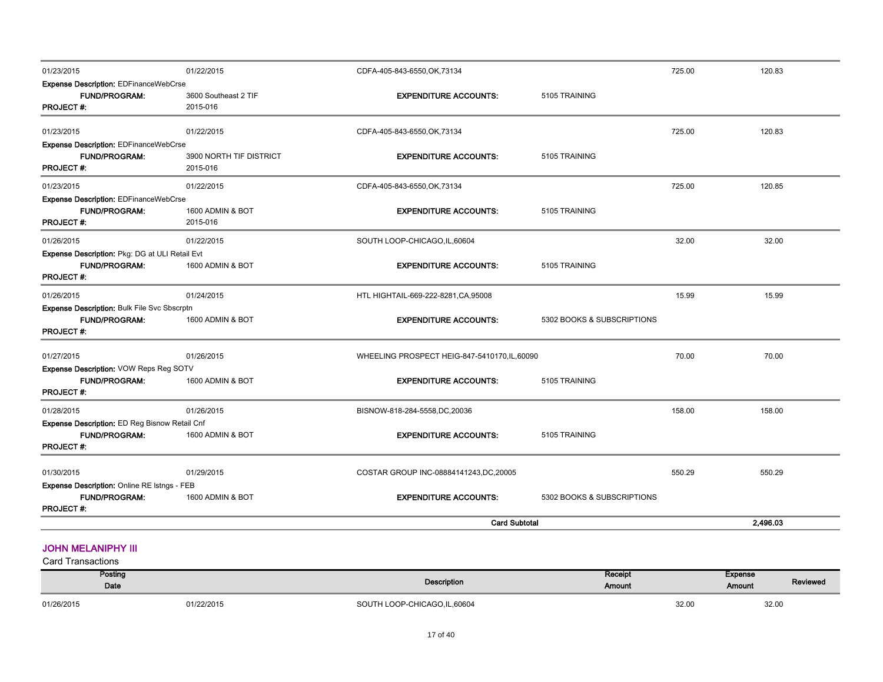| Posting Date | Transaction Date | Description | Receipt Amount | Expense Amount | Reviewed |
|---|---|---|---|---|---|
| 01/23/2015 | 01/22/2015 | CDFA-405-843-6550,OK,73134 | 725.00 | 120.83 | |
| **Expense Description:** EDFinanceWebCrse | | | | | |
| **FUND/PROGRAM:** | 3600 Southeast 2 TIF | **EXPENDITURE ACCOUNTS:** 5105 TRAINING | | | |
| **PROJECT #:** | 2015-016 | | | | |
| 01/23/2015 | 01/22/2015 | CDFA-405-843-6550,OK,73134 | 725.00 | 120.83 | |
| **Expense Description:** EDFinanceWebCrse | | | | | |
| **FUND/PROGRAM:** | 3900 NORTH TIF DISTRICT | **EXPENDITURE ACCOUNTS:** 5105 TRAINING | | | |
| **PROJECT #:** | 2015-016 | | | | |
| 01/23/2015 | 01/22/2015 | CDFA-405-843-6550,OK,73134 | 725.00 | 120.85 | |
| **Expense Description:** EDFinanceWebCrse | | | | | |
| **FUND/PROGRAM:** | 1600 ADMIN & BOT | **EXPENDITURE ACCOUNTS:** 5105 TRAINING | | | |
| **PROJECT #:** | 2015-016 | | | | |
| 01/26/2015 | 01/22/2015 | SOUTH LOOP-CHICAGO,IL,60604 | 32.00 | 32.00 | |
| **Expense Description:** Pkg: DG at ULI Retail Evt | | | | | |
| **FUND/PROGRAM:** | 1600 ADMIN & BOT | **EXPENDITURE ACCOUNTS:** 5105 TRAINING | | | |
| **PROJECT #:** | | | | | |
| 01/26/2015 | 01/24/2015 | HTL HIGHTAIL-669-222-8281,CA,95008 | 15.99 | 15.99 | |
| **Expense Description:** Bulk File Svc Sbscrptn | | | | | |
| **FUND/PROGRAM:** | 1600 ADMIN & BOT | **EXPENDITURE ACCOUNTS:** 5302 BOOKS & SUBSCRIPTIONS | | | |
| **PROJECT #:** | | | | | |
| 01/27/2015 | 01/26/2015 | WHEELING PROSPECT HEIG-847-5410170,IL,60090 | 70.00 | 70.00 | |
| **Expense Description:** VOW Reps Reg SOTV | | | | | |
| **FUND/PROGRAM:** | 1600 ADMIN & BOT | **EXPENDITURE ACCOUNTS:** 5105 TRAINING | | | |
| **PROJECT #:** | | | | | |
| 01/28/2015 | 01/26/2015 | BISNOW-818-284-5558,DC,20036 | 158.00 | 158.00 | |
| **Expense Description:** ED Reg Bisnow Retail Cnf | | | | | |
| **FUND/PROGRAM:** | 1600 ADMIN & BOT | **EXPENDITURE ACCOUNTS:** 5105 TRAINING | | | |
| **PROJECT #:** | | | | | |
| 01/30/2015 | 01/29/2015 | COSTAR GROUP INC-08884141243,DC,20005 | 550.29 | 550.29 | |
| **Expense Description:** Online RE lstngs - FEB | | | | | |
| **FUND/PROGRAM:** | 1600 ADMIN & BOT | **EXPENDITURE ACCOUNTS:** 5302 BOOKS & SUBSCRIPTIONS | | | |
| **PROJECT #:** | | | | | |
| | | **Card Subtotal** | | **2,496.03** | |

## JOHN MELANIPHY III

Card Transactions

| Posting Date | | Description | Receipt Amount | Expense Amount | Reviewed |
|---|---|---|---|---|---|
| 01/26/2015 | 01/22/2015 | SOUTH LOOP-CHICAGO,IL,60604 | 32.00 | 32.00 | |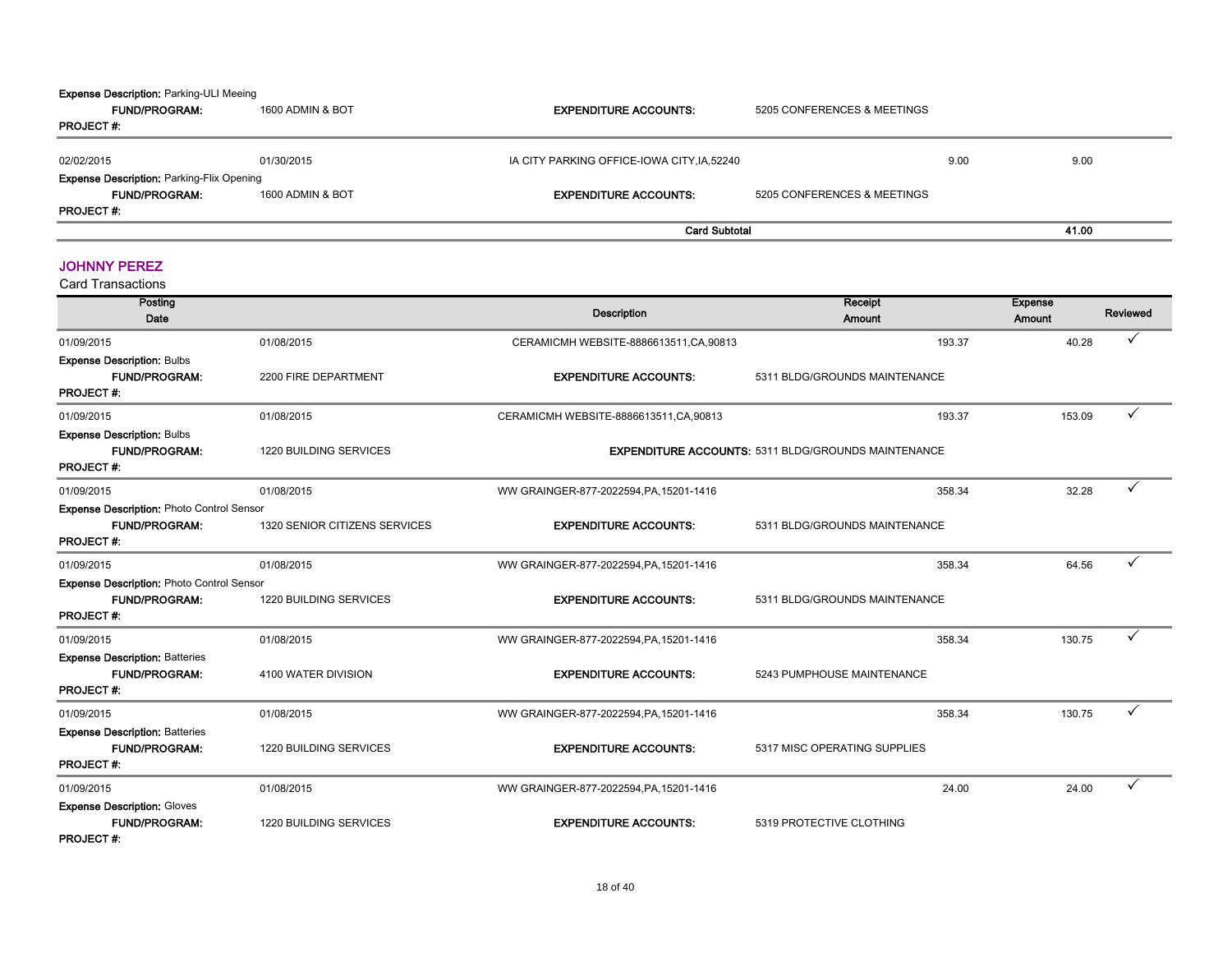**Expense Description:** Parking-ULI Meeing

| **FUND/PROGRAM:** | 1600 ADMIN & BOT | **EXPENDITURE ACCOUNTS:** | 5205 CONFERENCES & MEETINGS | | |
|---|---|---|---|---|---|
| **PROJECT #:** | | | | | |
| 02/02/2015 | 01/30/2015 | IA CITY PARKING OFFICE-IOWA CITY,IA,52240 | | 9.00 | 9.00 |

**Expense Description:** Parking-Flix Opening

| **FUND/PROGRAM:** | 1600 ADMIN & BOT | **EXPENDITURE ACCOUNTS:** | 5205 CONFERENCES & MEETINGS |
|---|---|---|---|
| **PROJECT #:** | | | |

| | **Card Subtotal** | **41.00** |
|---|---|---|

## JOHNNY PEREZ

Card Transactions

| Posting Date | | Description | Receipt Amount | Expense Amount | Reviewed |
|---|---|---|---|---|---|
| 01/09/2015 | 01/08/2015 | CERAMICMH WEBSITE-8886613511,CA,90813 | 193.37 | 40.28 | ✓ |
| **Expense Description:** Bulbs | | | | | |
| **FUND/PROGRAM:** | 2200 FIRE DEPARTMENT | **EXPENDITURE ACCOUNTS:** | 5311 BLDG/GROUNDS MAINTENANCE | | |
| **PROJECT #:** | | | | | |
| 01/09/2015 | 01/08/2015 | CERAMICMH WEBSITE-8886613511,CA,90813 | 193.37 | 153.09 | ✓ |
| **Expense Description:** Bulbs | | | | | |
| **FUND/PROGRAM:** | 1220 BUILDING SERVICES | **EXPENDITURE ACCOUNTS:** | 5311 BLDG/GROUNDS MAINTENANCE | | |
| **PROJECT #:** | | | | | |
| 01/09/2015 | 01/08/2015 | WW GRAINGER-877-2022594,PA,15201-1416 | 358.34 | 32.28 | ✓ |
| **Expense Description:** Photo Control Sensor | | | | | |
| **FUND/PROGRAM:** | 1320 SENIOR CITIZENS SERVICES | **EXPENDITURE ACCOUNTS:** | 5311 BLDG/GROUNDS MAINTENANCE | | |
| **PROJECT #:** | | | | | |
| 01/09/2015 | 01/08/2015 | WW GRAINGER-877-2022594,PA,15201-1416 | 358.34 | 64.56 | ✓ |
| **Expense Description:** Photo Control Sensor | | | | | |
| **FUND/PROGRAM:** | 1220 BUILDING SERVICES | **EXPENDITURE ACCOUNTS:** | 5311 BLDG/GROUNDS MAINTENANCE | | |
| **PROJECT #:** | | | | | |
| 01/09/2015 | 01/08/2015 | WW GRAINGER-877-2022594,PA,15201-1416 | 358.34 | 130.75 | ✓ |
| **Expense Description:** Batteries | | | | | |
| **FUND/PROGRAM:** | 4100 WATER DIVISION | **EXPENDITURE ACCOUNTS:** | 5243 PUMPHOUSE MAINTENANCE | | |
| **PROJECT #:** | | | | | |
| 01/09/2015 | 01/08/2015 | WW GRAINGER-877-2022594,PA,15201-1416 | 358.34 | 130.75 | ✓ |
| **Expense Description:** Batteries | | | | | |
| **FUND/PROGRAM:** | 1220 BUILDING SERVICES | **EXPENDITURE ACCOUNTS:** | 5317 MISC OPERATING SUPPLIES | | |
| **PROJECT #:** | | | | | |
| 01/09/2015 | 01/08/2015 | WW GRAINGER-877-2022594,PA,15201-1416 | 24.00 | 24.00 | ✓ |
| **Expense Description:** Gloves | | | | | |
| **FUND/PROGRAM:** | 1220 BUILDING SERVICES | **EXPENDITURE ACCOUNTS:** | 5319 PROTECTIVE CLOTHING | | |
| **PROJECT #:** | | | | | |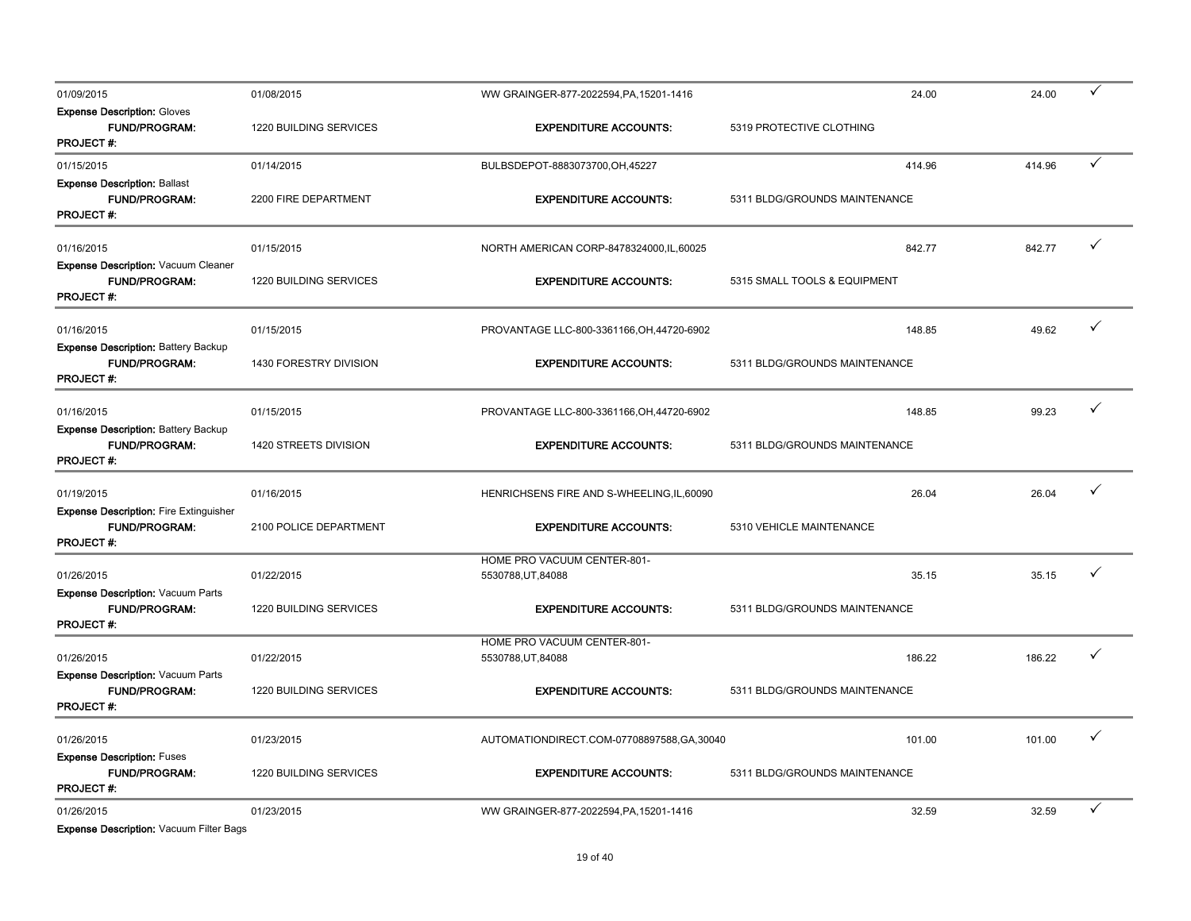| Transaction Date | Posting Date | Vendor | Amount | Allocated Amount | |
|---|---|---|---|---|---|
| 01/09/2015 | 01/08/2015 | WW GRAINGER-877-2022594,PA,15201-1416 | 24.00 | 24.00 | ✓ |
| **Expense Description:** Gloves | | | | | |
| **FUND/PROGRAM:** | 1220 BUILDING SERVICES | **EXPENDITURE ACCOUNTS:** | 5319 PROTECTIVE CLOTHING | | |
| **PROJECT #:** | | | | | |
| 01/15/2015 | 01/14/2015 | BULBSDEPOT-8883073700,OH,45227 | 414.96 | 414.96 | ✓ |
| **Expense Description:** Ballast | | | | | |
| **FUND/PROGRAM:** | 2200 FIRE DEPARTMENT | **EXPENDITURE ACCOUNTS:** | 5311 BLDG/GROUNDS MAINTENANCE | | |
| **PROJECT #:** | | | | | |
| 01/16/2015 | 01/15/2015 | NORTH AMERICAN CORP-8478324000,IL,60025 | 842.77 | 842.77 | ✓ |
| **Expense Description:** Vacuum Cleaner | | | | | |
| **FUND/PROGRAM:** | 1220 BUILDING SERVICES | **EXPENDITURE ACCOUNTS:** | 5315 SMALL TOOLS & EQUIPMENT | | |
| **PROJECT #:** | | | | | |
| 01/16/2015 | 01/15/2015 | PROVANTAGE LLC-800-3361166,OH,44720-6902 | 148.85 | 49.62 | ✓ |
| **Expense Description:** Battery Backup | | | | | |
| **FUND/PROGRAM:** | 1430 FORESTRY DIVISION | **EXPENDITURE ACCOUNTS:** | 5311 BLDG/GROUNDS MAINTENANCE | | |
| **PROJECT #:** | | | | | |
| 01/16/2015 | 01/15/2015 | PROVANTAGE LLC-800-3361166,OH,44720-6902 | 148.85 | 99.23 | ✓ |
| **Expense Description:** Battery Backup | | | | | |
| **FUND/PROGRAM:** | 1420 STREETS DIVISION | **EXPENDITURE ACCOUNTS:** | 5311 BLDG/GROUNDS MAINTENANCE | | |
| **PROJECT #:** | | | | | |
| 01/19/2015 | 01/16/2015 | HENRICHSENS FIRE AND S-WHEELING,IL,60090 | 26.04 | 26.04 | ✓ |
| **Expense Description:** Fire Extinguisher | | | | | |
| **FUND/PROGRAM:** | 2100 POLICE DEPARTMENT | **EXPENDITURE ACCOUNTS:** | 5310 VEHICLE MAINTENANCE | | |
| **PROJECT #:** | | | | | |
| 01/26/2015 | 01/22/2015 | HOME PRO VACUUM CENTER-801-5530788,UT,84088 | 35.15 | 35.15 | ✓ |
| **Expense Description:** Vacuum Parts | | | | | |
| **FUND/PROGRAM:** | 1220 BUILDING SERVICES | **EXPENDITURE ACCOUNTS:** | 5311 BLDG/GROUNDS MAINTENANCE | | |
| **PROJECT #:** | | | | | |
| 01/26/2015 | 01/22/2015 | HOME PRO VACUUM CENTER-801-5530788,UT,84088 | 186.22 | 186.22 | ✓ |
| **Expense Description:** Vacuum Parts | | | | | |
| **FUND/PROGRAM:** | 1220 BUILDING SERVICES | **EXPENDITURE ACCOUNTS:** | 5311 BLDG/GROUNDS MAINTENANCE | | |
| **PROJECT #:** | | | | | |
| 01/26/2015 | 01/23/2015 | AUTOMATIONDIRECT.COM-07708897588,GA,30040 | 101.00 | 101.00 | ✓ |
| **Expense Description:** Fuses | | | | | |
| **FUND/PROGRAM:** | 1220 BUILDING SERVICES | **EXPENDITURE ACCOUNTS:** | 5311 BLDG/GROUNDS MAINTENANCE | | |
| **PROJECT #:** | | | | | |
| 01/26/2015 | 01/23/2015 | WW GRAINGER-877-2022594,PA,15201-1416 | 32.59 | 32.59 | ✓ |
| **Expense Description:** Vacuum Filter Bags | | | | | |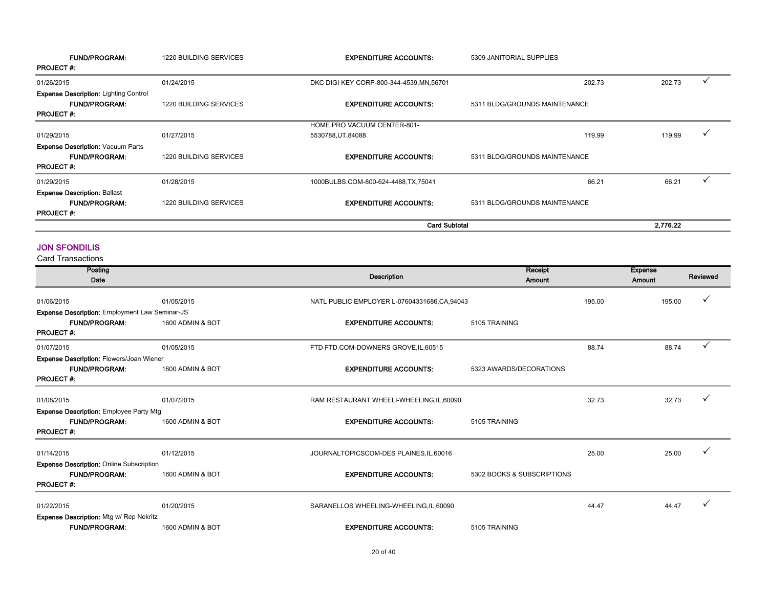| | | | | | |
|---|---|---|---|---|---|
| **FUND/PROGRAM:** 1220 BUILDING SERVICES | | **EXPENDITURE ACCOUNTS:** 5309 JANITORIAL SUPPLIES | | | |
| **PROJECT #:** | | | | | |
| 01/26/2015 | 01/24/2015 | DKC DIGI KEY CORP-800-344-4539,MN,56701 | 202.73 | 202.73 | ✓ |
| **Expense Description:** Lighting Control | | | | | |
| **FUND/PROGRAM:** 1220 BUILDING SERVICES | | **EXPENDITURE ACCOUNTS:** 5311 BLDG/GROUNDS MAINTENANCE | | | |
| **PROJECT #:** | | | | | |
| 01/29/2015 | 01/27/2015 | HOME PRO VACUUM CENTER-801-5530788,UT,84088 | 119.99 | 119.99 | ✓ |
| **Expense Description:** Vacuum Parts | | | | | |
| **FUND/PROGRAM:** 1220 BUILDING SERVICES | | **EXPENDITURE ACCOUNTS:** 5311 BLDG/GROUNDS MAINTENANCE | | | |
| **PROJECT #:** | | | | | |
| 01/29/2015 | 01/28/2015 | 1000BULBS.COM-800-624-4488,TX,75041 | 66.21 | 66.21 | ✓ |
| **Expense Description:** Ballast | | | | | |
| **FUND/PROGRAM:** 1220 BUILDING SERVICES | | **EXPENDITURE ACCOUNTS:** 5311 BLDG/GROUNDS MAINTENANCE | | | |
| **PROJECT #:** | | | | | |
| | | **Card Subtotal** | | **2,776.22** | |

## JON SFONDILIS

Card Transactions

| Posting Date | | Description | Receipt Amount | Expense Amount | Reviewed |
|---|---|---|---|---|---|
| 01/06/2015 | 01/05/2015 | NATL PUBLIC EMPLOYER L-07604331686,CA,94043 | 195.00 | 195.00 | ✓ |
| **Expense Description:** Employment Law Seminar-JS | | | | | |
| **FUND/PROGRAM:** 1600 ADMIN & BOT | | **EXPENDITURE ACCOUNTS:** 5105 TRAINING | | | |
| **PROJECT #:** | | | | | |
| 01/07/2015 | 01/05/2015 | FTD FTD.COM-DOWNERS GROVE,IL,60515 | 88.74 | 88.74 | ✓ |
| **Expense Description:** Flowers/Joan Wiener | | | | | |
| **FUND/PROGRAM:** 1600 ADMIN & BOT | | **EXPENDITURE ACCOUNTS:** 5323 AWARDS/DECORATIONS | | | |
| **PROJECT #:** | | | | | |
| 01/08/2015 | 01/07/2015 | RAM RESTAURANT WHEELI-WHEELING,IL,60090 | 32.73 | 32.73 | ✓ |
| **Expense Description:** Employee Party Mtg | | | | | |
| **FUND/PROGRAM:** 1600 ADMIN & BOT | | **EXPENDITURE ACCOUNTS:** 5105 TRAINING | | | |
| **PROJECT #:** | | | | | |
| 01/14/2015 | 01/12/2015 | JOURNALTOPICSCOM-DES PLAINES,IL,60016 | 25.00 | 25.00 | ✓ |
| **Expense Description:** Online Subscription | | | | | |
| **FUND/PROGRAM:** 1600 ADMIN & BOT | | **EXPENDITURE ACCOUNTS:** 5302 BOOKS & SUBSCRIPTIONS | | | |
| **PROJECT #:** | | | | | |
| 01/22/2015 | 01/20/2015 | SARANELLOS WHEELING-WHEELING,IL,60090 | 44.47 | 44.47 | ✓ |
| **Expense Description:** Mtg w/ Rep Nekritz | | | | | |
| **FUND/PROGRAM:** 1600 ADMIN & BOT | | **EXPENDITURE ACCOUNTS:** 5105 TRAINING | | | |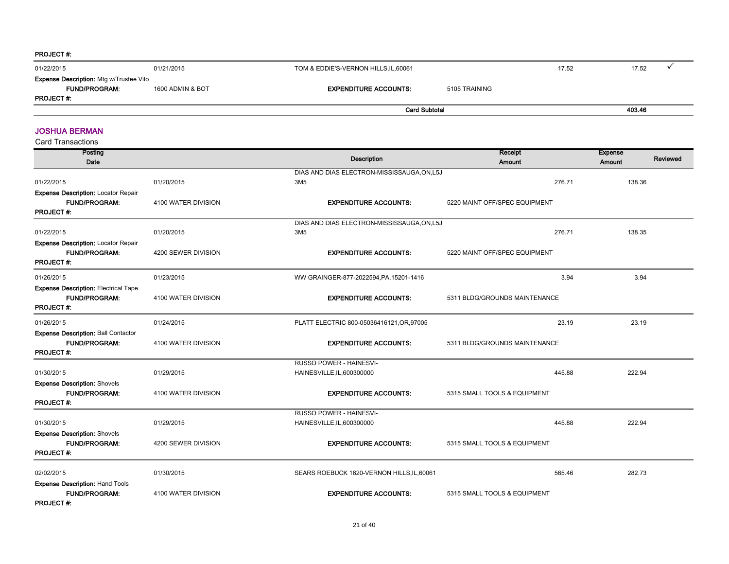PROJECT #:

| | | | | | |
|---|---|---|---|---|---|
| 01/22/2015 | 01/21/2015 | TOM & EDDIE'S-VERNON HILLS,IL,60061 | 17.52 | 17.52 | ✓ |
| **Expense Description:** Mtg w/Trustee Vito | | | | | |
| **FUND/PROGRAM:** | 1600 ADMIN & BOT | **EXPENDITURE ACCOUNTS:** | 5105 TRAINING | | |
| **PROJECT #:** | | | | | |
| | | **Card Subtotal** | | **403.46** | |

## JOSHUA BERMAN

Card Transactions

| Posting Date | | Description | Receipt Amount | Expense Amount | Reviewed |
|---|---|---|---|---|---|
| 01/22/2015 | 01/20/2015 | DIAS AND DIAS ELECTRON-MISSISSAUGA,ON,L5J 3M5 | 276.71 | 138.36 | |
| **Expense Description:** Locator Repair | | | | | |
| **FUND/PROGRAM:** | 4100 WATER DIVISION | **EXPENDITURE ACCOUNTS:** | 5220 MAINT OFF/SPEC EQUIPMENT | | |
| **PROJECT #:** | | | | | |
| 01/22/2015 | 01/20/2015 | DIAS AND DIAS ELECTRON-MISSISSAUGA,ON,L5J 3M5 | 276.71 | 138.35 | |
| **Expense Description:** Locator Repair | | | | | |
| **FUND/PROGRAM:** | 4200 SEWER DIVISION | **EXPENDITURE ACCOUNTS:** | 5220 MAINT OFF/SPEC EQUIPMENT | | |
| **PROJECT #:** | | | | | |
| 01/26/2015 | 01/23/2015 | WW GRAINGER-877-2022594,PA,15201-1416 | 3.94 | 3.94 | |
| **Expense Description:** Electrical Tape | | | | | |
| **FUND/PROGRAM:** | 4100 WATER DIVISION | **EXPENDITURE ACCOUNTS:** | 5311 BLDG/GROUNDS MAINTENANCE | | |
| **PROJECT #:** | | | | | |
| 01/26/2015 | 01/24/2015 | PLATT ELECTRIC 800-05036416121,OR,97005 | 23.19 | 23.19 | |
| **Expense Description:** Ball Contactor | | | | | |
| **FUND/PROGRAM:** | 4100 WATER DIVISION | **EXPENDITURE ACCOUNTS:** | 5311 BLDG/GROUNDS MAINTENANCE | | |
| **PROJECT #:** | | | | | |
| 01/30/2015 | 01/29/2015 | RUSSO POWER - HAINESVI-HAINESVILLE,IL,600300000 | 445.88 | 222.94 | |
| **Expense Description:** Shovels | | | | | |
| **FUND/PROGRAM:** | 4100 WATER DIVISION | **EXPENDITURE ACCOUNTS:** | 5315 SMALL TOOLS & EQUIPMENT | | |
| **PROJECT #:** | | | | | |
| 01/30/2015 | 01/29/2015 | RUSSO POWER - HAINESVI-HAINESVILLE,IL,600300000 | 445.88 | 222.94 | |
| **Expense Description:** Shovels | | | | | |
| **FUND/PROGRAM:** | 4200 SEWER DIVISION | **EXPENDITURE ACCOUNTS:** | 5315 SMALL TOOLS & EQUIPMENT | | |
| **PROJECT #:** | | | | | |
| 02/02/2015 | 01/30/2015 | SEARS ROEBUCK 1620-VERNON HILLS,IL,60061 | 565.46 | 282.73 | |
| **Expense Description:** Hand Tools | | | | | |
| **FUND/PROGRAM:** | 4100 WATER DIVISION | **EXPENDITURE ACCOUNTS:** | 5315 SMALL TOOLS & EQUIPMENT | | |
| **PROJECT #:** | | | | | |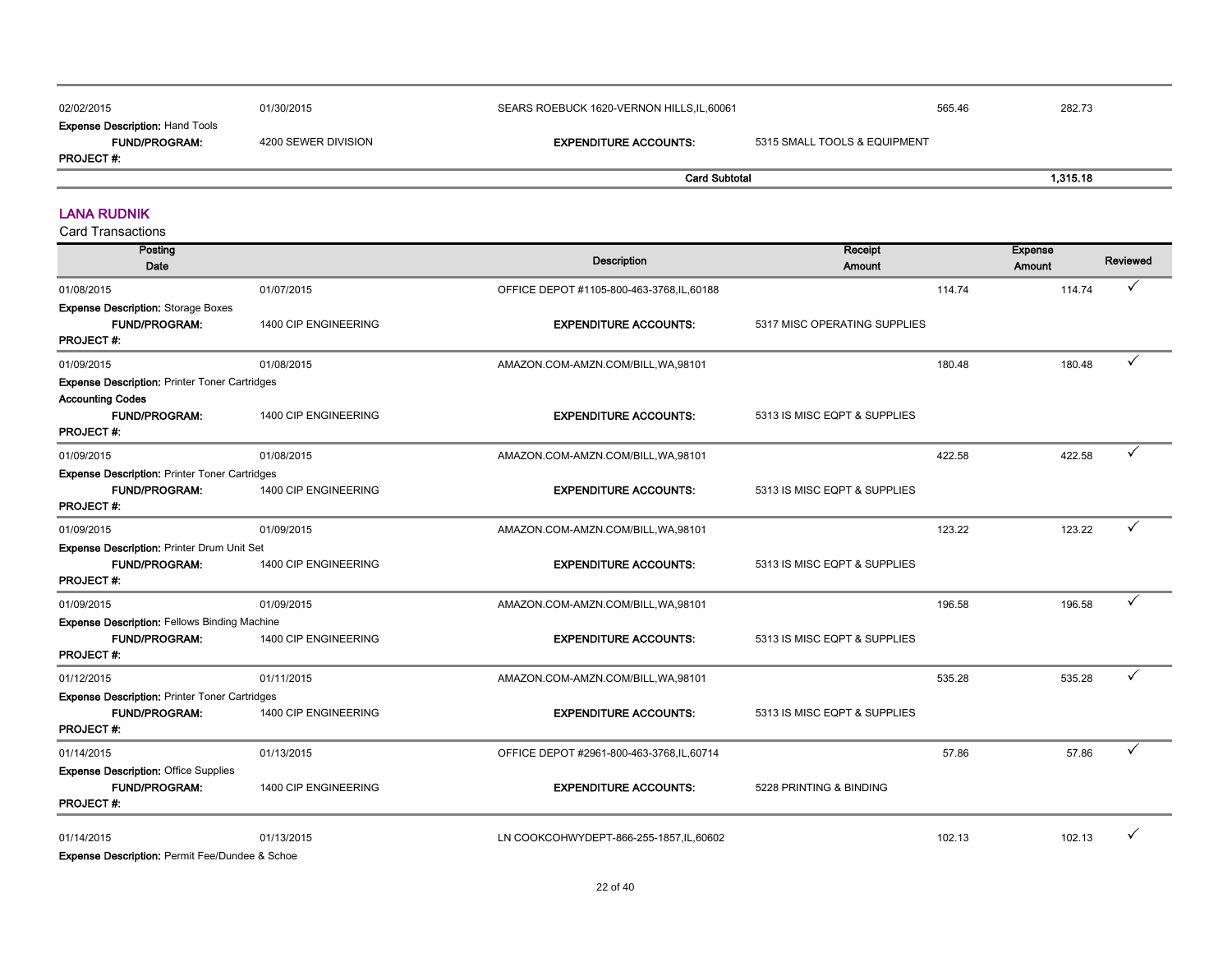| | | | | | |
|---|---|---|---|---|---|
| 02/02/2015 | 01/30/2015 | SEARS ROEBUCK 1620-VERNON HILLS,IL,60061 | 565.46 | 282.73 | |

**Expense Description:** Hand Tools

**FUND/PROGRAM:** 4200 SEWER DIVISION **EXPENDITURE ACCOUNTS:** 5315 SMALL TOOLS & EQUIPMENT

**PROJECT #:**

**Card Subtotal** **1,315.18**

## LANA RUDNIK

Card Transactions

| Posting Date | | Description | Receipt Amount | Expense Amount | Reviewed |
|---|---|---|---|---|---|
| 01/08/2015 | 01/07/2015 | OFFICE DEPOT #1105-800-463-3768,IL,60188 | 114.74 | 114.74 | ✓ |
| **Expense Description:** Storage Boxes | | | | | |
| **FUND/PROGRAM:** | 1400 CIP ENGINEERING | **EXPENDITURE ACCOUNTS:** | 5317 MISC OPERATING SUPPLIES | | |
| **PROJECT #:** | | | | | |
| 01/09/2015 | 01/08/2015 | AMAZON.COM-AMZN.COM/BILL,WA,98101 | 180.48 | 180.48 | ✓ |
| **Expense Description:** Printer Toner Cartridges | | | | | |
| **Accounting Codes** | | | | | |
| **FUND/PROGRAM:** | 1400 CIP ENGINEERING | **EXPENDITURE ACCOUNTS:** | 5313 IS MISC EQPT & SUPPLIES | | |
| **PROJECT #:** | | | | | |
| 01/09/2015 | 01/08/2015 | AMAZON.COM-AMZN.COM/BILL,WA,98101 | 422.58 | 422.58 | ✓ |
| **Expense Description:** Printer Toner Cartridges | | | | | |
| **FUND/PROGRAM:** | 1400 CIP ENGINEERING | **EXPENDITURE ACCOUNTS:** | 5313 IS MISC EQPT & SUPPLIES | | |
| **PROJECT #:** | | | | | |
| 01/09/2015 | 01/09/2015 | AMAZON.COM-AMZN.COM/BILL,WA,98101 | 123.22 | 123.22 | ✓ |
| **Expense Description:** Printer Drum Unit Set | | | | | |
| **FUND/PROGRAM:** | 1400 CIP ENGINEERING | **EXPENDITURE ACCOUNTS:** | 5313 IS MISC EQPT & SUPPLIES | | |
| **PROJECT #:** | | | | | |
| 01/09/2015 | 01/09/2015 | AMAZON.COM-AMZN.COM/BILL,WA,98101 | 196.58 | 196.58 | ✓ |
| **Expense Description:** Fellows Binding Machine | | | | | |
| **FUND/PROGRAM:** | 1400 CIP ENGINEERING | **EXPENDITURE ACCOUNTS:** | 5313 IS MISC EQPT & SUPPLIES | | |
| **PROJECT #:** | | | | | |
| 01/12/2015 | 01/11/2015 | AMAZON.COM-AMZN.COM/BILL,WA,98101 | 535.28 | 535.28 | ✓ |
| **Expense Description:** Printer Toner Cartridges | | | | | |
| **FUND/PROGRAM:** | 1400 CIP ENGINEERING | **EXPENDITURE ACCOUNTS:** | 5313 IS MISC EQPT & SUPPLIES | | |
| **PROJECT #:** | | | | | |
| 01/14/2015 | 01/13/2015 | OFFICE DEPOT #2961-800-463-3768,IL,60714 | 57.86 | 57.86 | ✓ |
| **Expense Description:** Office Supplies | | | | | |
| **FUND/PROGRAM:** | 1400 CIP ENGINEERING | **EXPENDITURE ACCOUNTS:** | 5228 PRINTING & BINDING | | |
| **PROJECT #:** | | | | | |
| 01/14/2015 | 01/13/2015 | LN COOKCOHWYDEPT-866-255-1857,IL,60602 | 102.13 | 102.13 | ✓ |
| **Expense Description:** Permit Fee/Dundee & Schoe | | | | | |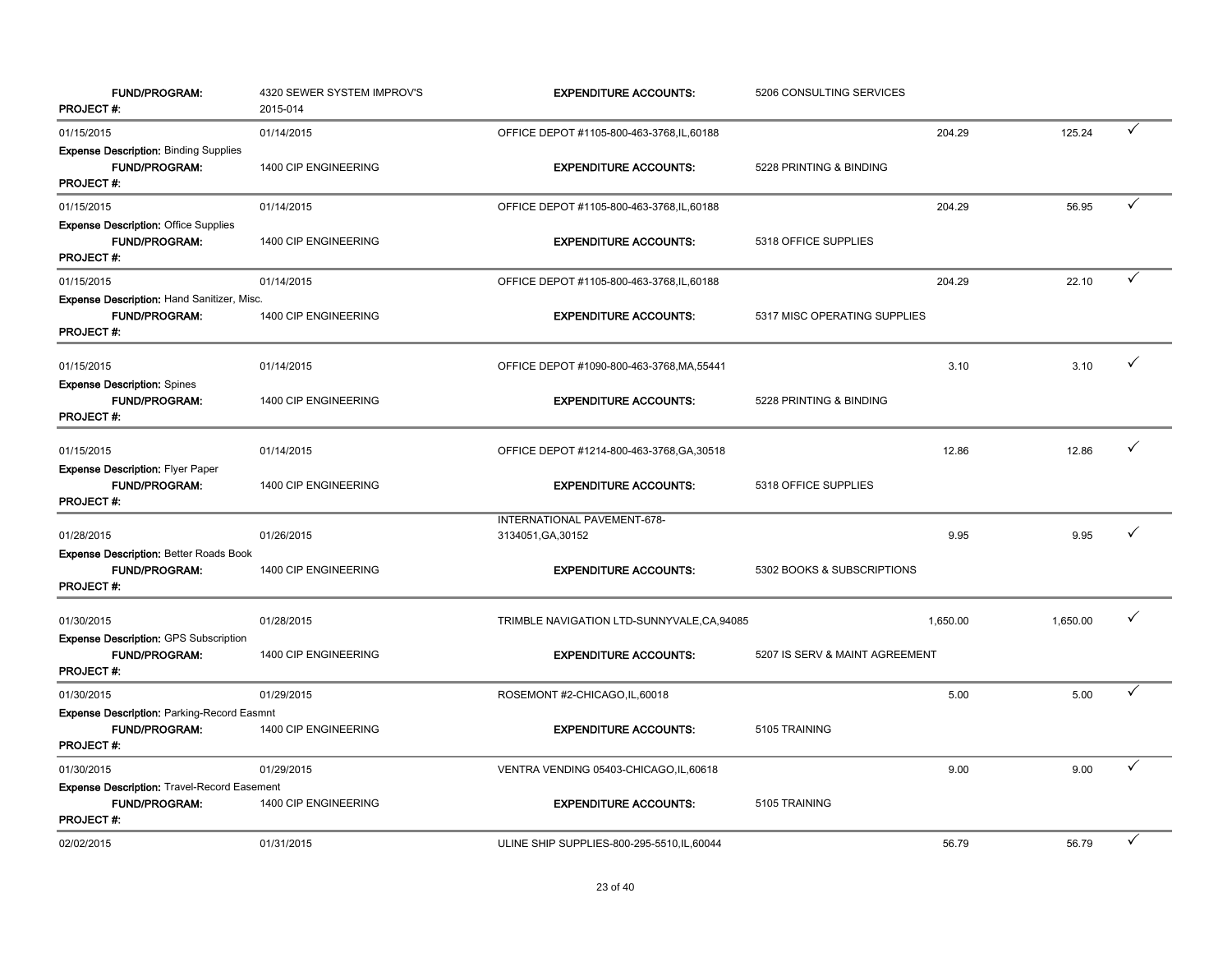| | | | | | | |
|---|---|---|---|---|---|---|
| **FUND/PROGRAM:** | 4320 SEWER SYSTEM IMPROV'S | **EXPENDITURE ACCOUNTS:** | 5206 CONSULTING SERVICES | | | |
| **PROJECT #:** | 2015-014 | | | | | |
| 01/15/2015 | 01/14/2015 | OFFICE DEPOT #1105-800-463-3768,IL,60188 | | 204.29 | 125.24 | ✓ |
| **Expense Description:** Binding Supplies | | | | | | |
| **FUND/PROGRAM:** | 1400 CIP ENGINEERING | **EXPENDITURE ACCOUNTS:** | 5228 PRINTING & BINDING | | | |
| **PROJECT #:** | | | | | | |
| 01/15/2015 | 01/14/2015 | OFFICE DEPOT #1105-800-463-3768,IL,60188 | | 204.29 | 56.95 | ✓ |
| **Expense Description:** Office Supplies | | | | | | |
| **FUND/PROGRAM:** | 1400 CIP ENGINEERING | **EXPENDITURE ACCOUNTS:** | 5318 OFFICE SUPPLIES | | | |
| **PROJECT #:** | | | | | | |
| 01/15/2015 | 01/14/2015 | OFFICE DEPOT #1105-800-463-3768,IL,60188 | | 204.29 | 22.10 | ✓ |
| **Expense Description:** Hand Sanitizer, Misc. | | | | | | |
| **FUND/PROGRAM:** | 1400 CIP ENGINEERING | **EXPENDITURE ACCOUNTS:** | 5317 MISC OPERATING SUPPLIES | | | |
| **PROJECT #:** | | | | | | |
| 01/15/2015 | 01/14/2015 | OFFICE DEPOT #1090-800-463-3768,MA,55441 | | 3.10 | 3.10 | ✓ |
| **Expense Description:** Spines | | | | | | |
| **FUND/PROGRAM:** | 1400 CIP ENGINEERING | **EXPENDITURE ACCOUNTS:** | 5228 PRINTING & BINDING | | | |
| **PROJECT #:** | | | | | | |
| 01/15/2015 | 01/14/2015 | OFFICE DEPOT #1214-800-463-3768,GA,30518 | | 12.86 | 12.86 | ✓ |
| **Expense Description:** Flyer Paper | | | | | | |
| **FUND/PROGRAM:** | 1400 CIP ENGINEERING | **EXPENDITURE ACCOUNTS:** | 5318 OFFICE SUPPLIES | | | |
| **PROJECT #:** | | | | | | |
| 01/28/2015 | 01/26/2015 | INTERNATIONAL PAVEMENT-678-3134051,GA,30152 | | 9.95 | 9.95 | ✓ |
| **Expense Description:** Better Roads Book | | | | | | |
| **FUND/PROGRAM:** | 1400 CIP ENGINEERING | **EXPENDITURE ACCOUNTS:** | 5302 BOOKS & SUBSCRIPTIONS | | | |
| **PROJECT #:** | | | | | | |
| 01/30/2015 | 01/28/2015 | TRIMBLE NAVIGATION LTD-SUNNYVALE,CA,94085 | | 1,650.00 | 1,650.00 | ✓ |
| **Expense Description:** GPS Subscription | | | | | | |
| **FUND/PROGRAM:** | 1400 CIP ENGINEERING | **EXPENDITURE ACCOUNTS:** | 5207 IS SERV & MAINT AGREEMENT | | | |
| **PROJECT #:** | | | | | | |
| 01/30/2015 | 01/29/2015 | ROSEMONT #2-CHICAGO,IL,60018 | | 5.00 | 5.00 | ✓ |
| **Expense Description:** Parking-Record Easmnt | | | | | | |
| **FUND/PROGRAM:** | 1400 CIP ENGINEERING | **EXPENDITURE ACCOUNTS:** | 5105 TRAINING | | | |
| **PROJECT #:** | | | | | | |
| 01/30/2015 | 01/29/2015 | VENTRA VENDING 05403-CHICAGO,IL,60618 | | 9.00 | 9.00 | ✓ |
| **Expense Description:** Travel-Record Easement | | | | | | |
| **FUND/PROGRAM:** | 1400 CIP ENGINEERING | **EXPENDITURE ACCOUNTS:** | 5105 TRAINING | | | |
| **PROJECT #:** | | | | | | |
| 02/02/2015 | 01/31/2015 | ULINE SHIP SUPPLIES-800-295-5510,IL,60044 | | 56.79 | 56.79 | ✓ |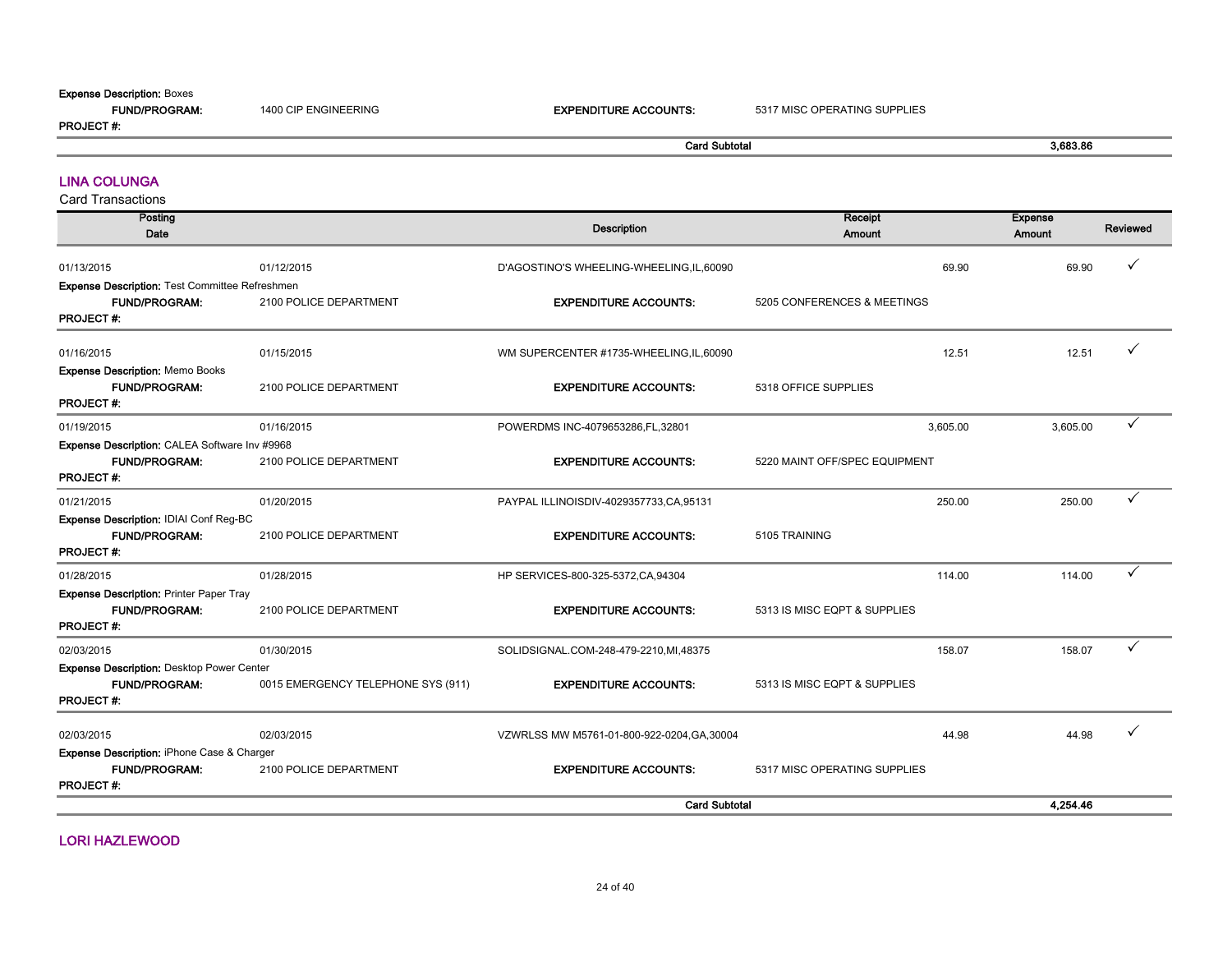**Expense Description:** Boxes

| | | | |
|---|---|---|---|
| **FUND/PROGRAM:** | 1400 CIP ENGINEERING | **EXPENDITURE ACCOUNTS:** | 5317 MISC OPERATING SUPPLIES |

**PROJECT #:**

| | |
|---|---|
| **Card Subtotal** | **3,683.86** |

## LINA COLUNGA

Card Transactions

| Posting Date | | Description | Receipt Amount | Expense Amount | Reviewed |
|---|---|---|---|---|---|
| 01/13/2015 | 01/12/2015 | D'AGOSTINO'S WHEELING-WHEELING,IL,60090 | 69.90 | 69.90 | ✓ |
| **Expense Description:** Test Committee Refreshmen | | | | | |
| **FUND/PROGRAM:** | 2100 POLICE DEPARTMENT | **EXPENDITURE ACCOUNTS:** | 5205 CONFERENCES & MEETINGS | | |
| **PROJECT #:** | | | | | |
| 01/16/2015 | 01/15/2015 | WM SUPERCENTER #1735-WHEELING,IL,60090 | 12.51 | 12.51 | ✓ |
| **Expense Description:** Memo Books | | | | | |
| **FUND/PROGRAM:** | 2100 POLICE DEPARTMENT | **EXPENDITURE ACCOUNTS:** | 5318 OFFICE SUPPLIES | | |
| **PROJECT #:** | | | | | |
| 01/19/2015 | 01/16/2015 | POWERDMS INC-4079653286,FL,32801 | 3,605.00 | 3,605.00 | ✓ |
| **Expense Description:** CALEA Software Inv #9968 | | | | | |
| **FUND/PROGRAM:** | 2100 POLICE DEPARTMENT | **EXPENDITURE ACCOUNTS:** | 5220 MAINT OFF/SPEC EQUIPMENT | | |
| **PROJECT #:** | | | | | |
| 01/21/2015 | 01/20/2015 | PAYPAL ILLINOISDIV-4029357733,CA,95131 | 250.00 | 250.00 | ✓ |
| **Expense Description:** IDIAI Conf Reg-BC | | | | | |
| **FUND/PROGRAM:** | 2100 POLICE DEPARTMENT | **EXPENDITURE ACCOUNTS:** | 5105 TRAINING | | |
| **PROJECT #:** | | | | | |
| 01/28/2015 | 01/28/2015 | HP SERVICES-800-325-5372,CA,94304 | 114.00 | 114.00 | ✓ |
| **Expense Description:** Printer Paper Tray | | | | | |
| **FUND/PROGRAM:** | 2100 POLICE DEPARTMENT | **EXPENDITURE ACCOUNTS:** | 5313 IS MISC EQPT & SUPPLIES | | |
| **PROJECT #:** | | | | | |
| 02/03/2015 | 01/30/2015 | SOLIDSIGNAL.COM-248-479-2210,MI,48375 | 158.07 | 158.07 | ✓ |
| **Expense Description:** Desktop Power Center | | | | | |
| **FUND/PROGRAM:** | 0015 EMERGENCY TELEPHONE SYS (911) | **EXPENDITURE ACCOUNTS:** | 5313 IS MISC EQPT & SUPPLIES | | |
| **PROJECT #:** | | | | | |
| 02/03/2015 | 02/03/2015 | VZWRLSS MW M5761-01-800-922-0204,GA,30004 | 44.98 | 44.98 | ✓ |
| **Expense Description:** iPhone Case & Charger | | | | | |
| **FUND/PROGRAM:** | 2100 POLICE DEPARTMENT | **EXPENDITURE ACCOUNTS:** | 5317 MISC OPERATING SUPPLIES | | |
| **PROJECT #:** | | | | | |
| | | **Card Subtotal** | | **4,254.46** | |

## LORI HAZLEWOOD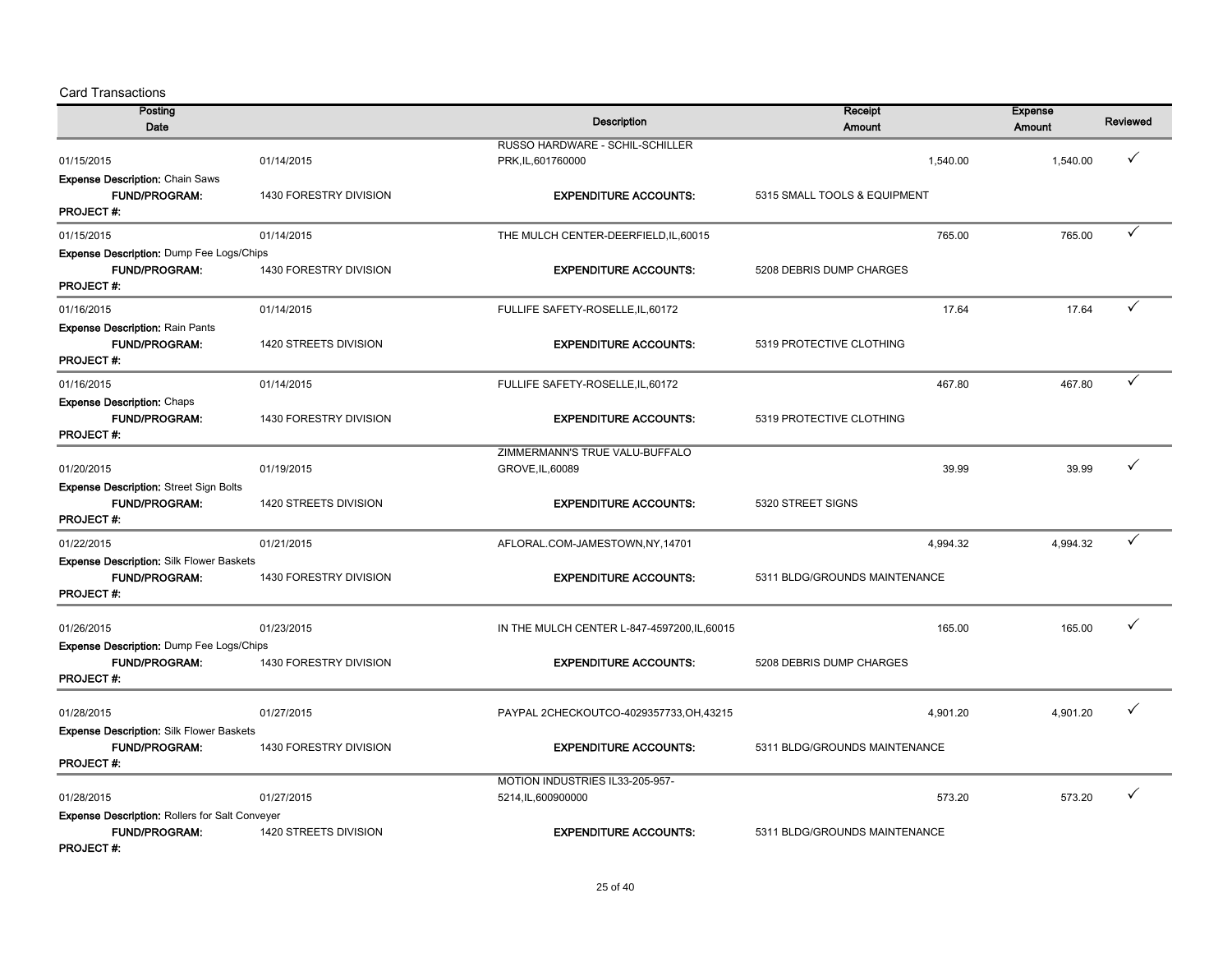## Card Transactions

| Posting Date | | Description | Receipt Amount | Expense Amount | Reviewed |
|---|---|---|---|---|---|
| 01/15/2015 | 01/14/2015 | RUSSO HARDWARE - SCHIL-SCHILLER PRK,IL,601760000 | 1,540.00 | 1,540.00 | ✓ |
| **Expense Description:** Chain Saws | | | | | |
| **FUND/PROGRAM:** | 1430 FORESTRY DIVISION | **EXPENDITURE ACCOUNTS:** | 5315 SMALL TOOLS & EQUIPMENT | | |
| **PROJECT #:** | | | | | |
| 01/15/2015 | 01/14/2015 | THE MULCH CENTER-DEERFIELD,IL,60015 | 765.00 | 765.00 | ✓ |
| **Expense Description:** Dump Fee Logs/Chips | | | | | |
| **FUND/PROGRAM:** | 1430 FORESTRY DIVISION | **EXPENDITURE ACCOUNTS:** | 5208 DEBRIS DUMP CHARGES | | |
| **PROJECT #:** | | | | | |
| 01/16/2015 | 01/14/2015 | FULLIFE SAFETY-ROSELLE,IL,60172 | 17.64 | 17.64 | ✓ |
| **Expense Description:** Rain Pants | | | | | |
| **FUND/PROGRAM:** | 1420 STREETS DIVISION | **EXPENDITURE ACCOUNTS:** | 5319 PROTECTIVE CLOTHING | | |
| **PROJECT #:** | | | | | |
| 01/16/2015 | 01/14/2015 | FULLIFE SAFETY-ROSELLE,IL,60172 | 467.80 | 467.80 | ✓ |
| **Expense Description:** Chaps | | | | | |
| **FUND/PROGRAM:** | 1430 FORESTRY DIVISION | **EXPENDITURE ACCOUNTS:** | 5319 PROTECTIVE CLOTHING | | |
| **PROJECT #:** | | | | | |
| 01/20/2015 | 01/19/2015 | ZIMMERMANN'S TRUE VALU-BUFFALO GROVE,IL,60089 | 39.99 | 39.99 | ✓ |
| **Expense Description:** Street Sign Bolts | | | | | |
| **FUND/PROGRAM:** | 1420 STREETS DIVISION | **EXPENDITURE ACCOUNTS:** | 5320 STREET SIGNS | | |
| **PROJECT #:** | | | | | |
| 01/22/2015 | 01/21/2015 | AFLORAL.COM-JAMESTOWN,NY,14701 | 4,994.32 | 4,994.32 | ✓ |
| **Expense Description:** Silk Flower Baskets | | | | | |
| **FUND/PROGRAM:** | 1430 FORESTRY DIVISION | **EXPENDITURE ACCOUNTS:** | 5311 BLDG/GROUNDS MAINTENANCE | | |
| **PROJECT #:** | | | | | |
| 01/26/2015 | 01/23/2015 | IN THE MULCH CENTER L-847-4597200,IL,60015 | 165.00 | 165.00 | ✓ |
| **Expense Description:** Dump Fee Logs/Chips | | | | | |
| **FUND/PROGRAM:** | 1430 FORESTRY DIVISION | **EXPENDITURE ACCOUNTS:** | 5208 DEBRIS DUMP CHARGES | | |
| **PROJECT #:** | | | | | |
| 01/28/2015 | 01/27/2015 | PAYPAL 2CHECKOUTCO-4029357733,OH,43215 | 4,901.20 | 4,901.20 | ✓ |
| **Expense Description:** Silk Flower Baskets | | | | | |
| **FUND/PROGRAM:** | 1430 FORESTRY DIVISION | **EXPENDITURE ACCOUNTS:** | 5311 BLDG/GROUNDS MAINTENANCE | | |
| **PROJECT #:** | | | | | |
| 01/28/2015 | 01/27/2015 | MOTION INDUSTRIES IL33-205-957-5214,IL,600900000 | 573.20 | 573.20 | ✓ |
| **Expense Description:** Rollers for Salt Conveyer | | | | | |
| **FUND/PROGRAM:** | 1420 STREETS DIVISION | **EXPENDITURE ACCOUNTS:** | 5311 BLDG/GROUNDS MAINTENANCE | | |
| **PROJECT #:** | | | | | |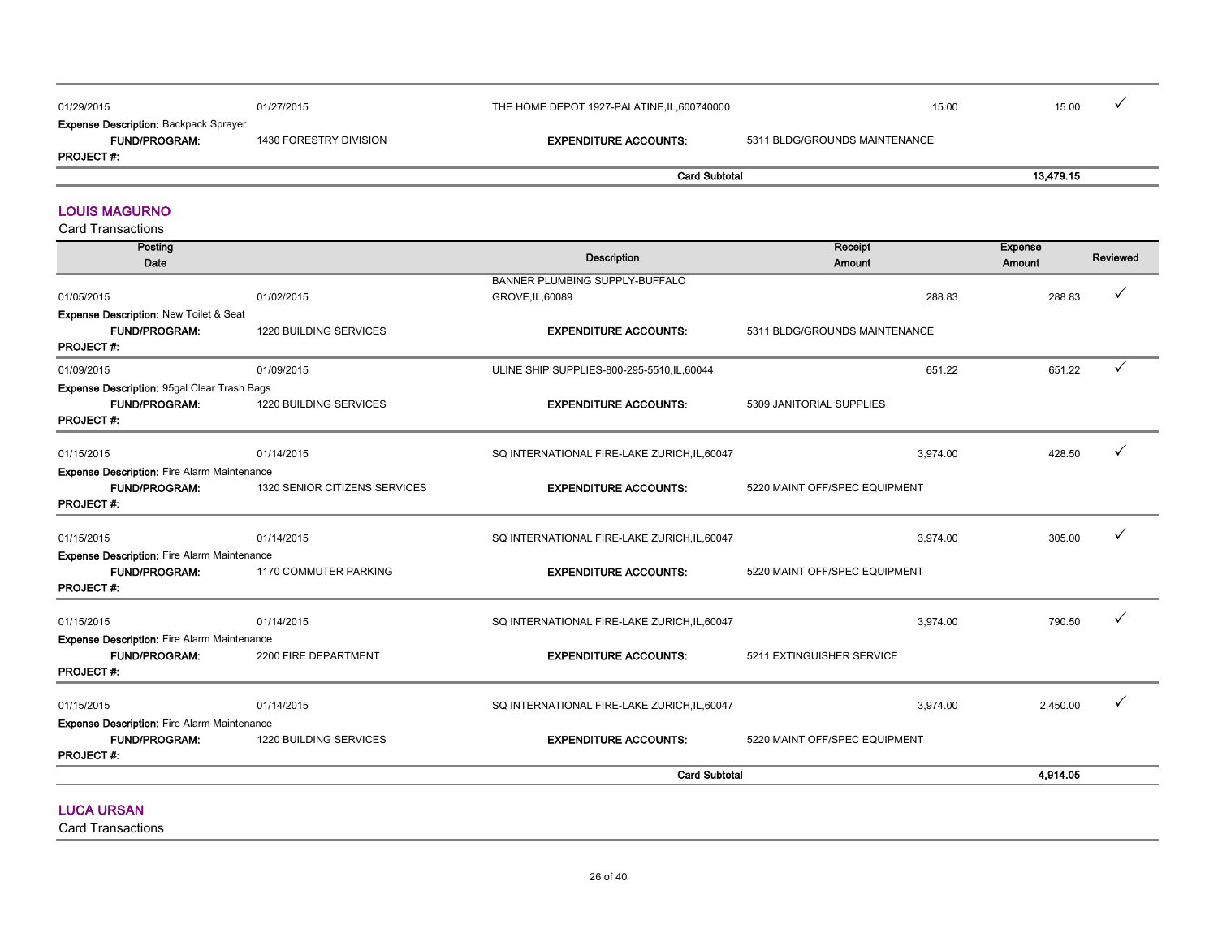| Posting Date | | Description | Receipt Amount | Expense Amount | Reviewed |
|---|---|---|---|---|---|
| 01/29/2015 | 01/27/2015 | THE HOME DEPOT 1927-PALATINE,IL,600740000 | 15.00 | 15.00 | ✓ |

**Expense Description:** Backpack Sprayer
**FUND/PROGRAM:** 1430 FORESTRY DIVISION **EXPENDITURE ACCOUNTS:** 5311 BLDG/GROUNDS MAINTENANCE
**PROJECT #:**

**Card Subtotal** **13,479.15**

## LOUIS MAGURNO

Card Transactions

| Posting Date | | Description | Receipt Amount | Expense Amount | Reviewed |
|---|---|---|---|---|---|
| 01/05/2015 | 01/02/2015 | BANNER PLUMBING SUPPLY-BUFFALO GROVE,IL,60089 | 288.83 | 288.83 | ✓ |
| **Expense Description:** New Toilet & Seat | | | | | |
| **FUND/PROGRAM:** | 1220 BUILDING SERVICES | **EXPENDITURE ACCOUNTS:** | 5311 BLDG/GROUNDS MAINTENANCE | | |
| **PROJECT #:** | | | | | |
| 01/09/2015 | 01/09/2015 | ULINE SHIP SUPPLIES-800-295-5510,IL,60044 | 651.22 | 651.22 | ✓ |
| **Expense Description:** 95gal Clear Trash Bags | | | | | |
| **FUND/PROGRAM:** | 1220 BUILDING SERVICES | **EXPENDITURE ACCOUNTS:** | 5309 JANITORIAL SUPPLIES | | |
| **PROJECT #:** | | | | | |
| 01/15/2015 | 01/14/2015 | SQ INTERNATIONAL FIRE-LAKE ZURICH,IL,60047 | 3,974.00 | 428.50 | ✓ |
| **Expense Description:** Fire Alarm Maintenance | | | | | |
| **FUND/PROGRAM:** | 1320 SENIOR CITIZENS SERVICES | **EXPENDITURE ACCOUNTS:** | 5220 MAINT OFF/SPEC EQUIPMENT | | |
| **PROJECT #:** | | | | | |
| 01/15/2015 | 01/14/2015 | SQ INTERNATIONAL FIRE-LAKE ZURICH,IL,60047 | 3,974.00 | 305.00 | ✓ |
| **Expense Description:** Fire Alarm Maintenance | | | | | |
| **FUND/PROGRAM:** | 1170 COMMUTER PARKING | **EXPENDITURE ACCOUNTS:** | 5220 MAINT OFF/SPEC EQUIPMENT | | |
| **PROJECT #:** | | | | | |
| 01/15/2015 | 01/14/2015 | SQ INTERNATIONAL FIRE-LAKE ZURICH,IL,60047 | 3,974.00 | 790.50 | ✓ |
| **Expense Description:** Fire Alarm Maintenance | | | | | |
| **FUND/PROGRAM:** | 2200 FIRE DEPARTMENT | **EXPENDITURE ACCOUNTS:** | 5211 EXTINGUISHER SERVICE | | |
| **PROJECT #:** | | | | | |
| 01/15/2015 | 01/14/2015 | SQ INTERNATIONAL FIRE-LAKE ZURICH,IL,60047 | 3,974.00 | 2,450.00 | ✓ |
| **Expense Description:** Fire Alarm Maintenance | | | | | |
| **FUND/PROGRAM:** | 1220 BUILDING SERVICES | **EXPENDITURE ACCOUNTS:** | 5220 MAINT OFF/SPEC EQUIPMENT | | |
| **PROJECT #:** | | | | | |
| | | **Card Subtotal** | | **4,914.05** | |

## LUCA URSAN

Card Transactions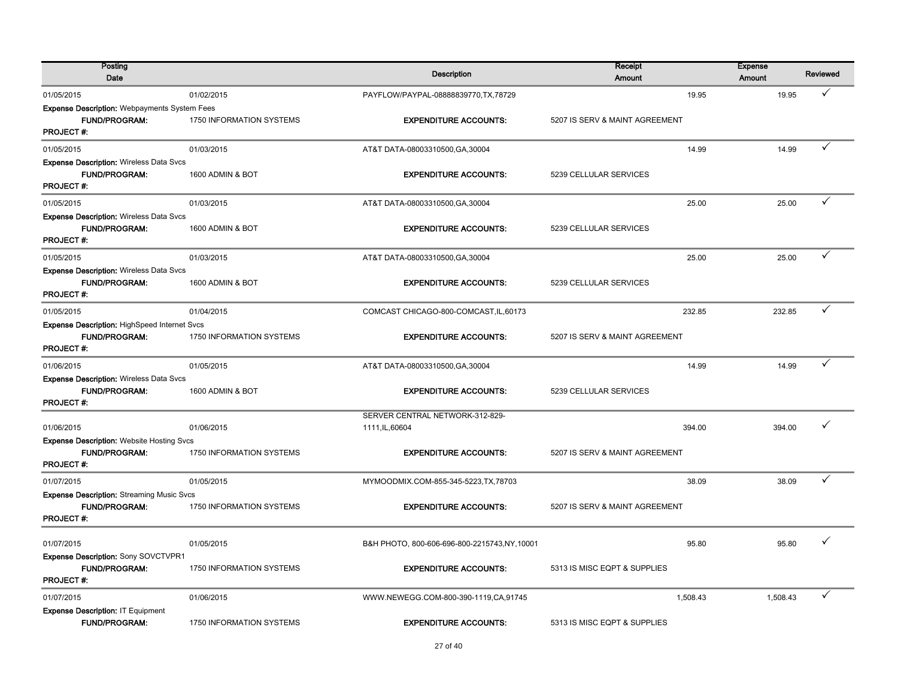| Posting Date | | Description | Receipt Amount | Expense Amount | Reviewed |
|---|---|---|---|---|---|
| 01/05/2015 | 01/02/2015 | PAYFLOW/PAYPAL-08888839770,TX,78729 | 19.95 | 19.95 | ✓ |
| **Expense Description:** Webpayments System Fees | | | | | |
| **FUND/PROGRAM:** | 1750 INFORMATION SYSTEMS | **EXPENDITURE ACCOUNTS:** | 5207 IS SERV & MAINT AGREEMENT | | |
| **PROJECT #:** | | | | | |
| 01/05/2015 | 01/03/2015 | AT&T DATA-08003310500,GA,30004 | 14.99 | 14.99 | ✓ |
| **Expense Description:** Wireless Data Svcs | | | | | |
| **FUND/PROGRAM:** | 1600 ADMIN & BOT | **EXPENDITURE ACCOUNTS:** | 5239 CELLULAR SERVICES | | |
| **PROJECT #:** | | | | | |
| 01/05/2015 | 01/03/2015 | AT&T DATA-08003310500,GA,30004 | 25.00 | 25.00 | ✓ |
| **Expense Description:** Wireless Data Svcs | | | | | |
| **FUND/PROGRAM:** | 1600 ADMIN & BOT | **EXPENDITURE ACCOUNTS:** | 5239 CELLULAR SERVICES | | |
| **PROJECT #:** | | | | | |
| 01/05/2015 | 01/03/2015 | AT&T DATA-08003310500,GA,30004 | 25.00 | 25.00 | ✓ |
| **Expense Description:** Wireless Data Svcs | | | | | |
| **FUND/PROGRAM:** | 1600 ADMIN & BOT | **EXPENDITURE ACCOUNTS:** | 5239 CELLULAR SERVICES | | |
| **PROJECT #:** | | | | | |
| 01/05/2015 | 01/04/2015 | COMCAST CHICAGO-800-COMCAST,IL,60173 | 232.85 | 232.85 | ✓ |
| **Expense Description:** HighSpeed Internet Svcs | | | | | |
| **FUND/PROGRAM:** | 1750 INFORMATION SYSTEMS | **EXPENDITURE ACCOUNTS:** | 5207 IS SERV & MAINT AGREEMENT | | |
| **PROJECT #:** | | | | | |
| 01/06/2015 | 01/05/2015 | AT&T DATA-08003310500,GA,30004 | 14.99 | 14.99 | ✓ |
| **Expense Description:** Wireless Data Svcs | | | | | |
| **FUND/PROGRAM:** | 1600 ADMIN & BOT | **EXPENDITURE ACCOUNTS:** | 5239 CELLULAR SERVICES | | |
| **PROJECT #:** | | | | | |
| 01/06/2015 | 01/06/2015 | SERVER CENTRAL NETWORK-312-829-1111,IL,60604 | 394.00 | 394.00 | ✓ |
| **Expense Description:** Website Hosting Svcs | | | | | |
| **FUND/PROGRAM:** | 1750 INFORMATION SYSTEMS | **EXPENDITURE ACCOUNTS:** | 5207 IS SERV & MAINT AGREEMENT | | |
| **PROJECT #:** | | | | | |
| 01/07/2015 | 01/05/2015 | MYMOODMIX.COM-855-345-5223,TX,78703 | 38.09 | 38.09 | ✓ |
| **Expense Description:** Streaming Music Svcs | | | | | |
| **FUND/PROGRAM:** | 1750 INFORMATION SYSTEMS | **EXPENDITURE ACCOUNTS:** | 5207 IS SERV & MAINT AGREEMENT | | |
| **PROJECT #:** | | | | | |
| 01/07/2015 | 01/05/2015 | B&H PHOTO, 800-606-696-800-2215743,NY,10001 | 95.80 | 95.80 | ✓ |
| **Expense Description:** Sony SOVCTVPR1 | | | | | |
| **FUND/PROGRAM:** | 1750 INFORMATION SYSTEMS | **EXPENDITURE ACCOUNTS:** | 5313 IS MISC EQPT & SUPPLIES | | |
| **PROJECT #:** | | | | | |
| 01/07/2015 | 01/06/2015 | WWW.NEWEGG.COM-800-390-1119,CA,91745 | 1,508.43 | 1,508.43 | ✓ |
| **Expense Description:** IT Equipment | | | | | |
| **FUND/PROGRAM:** | 1750 INFORMATION SYSTEMS | **EXPENDITURE ACCOUNTS:** | 5313 IS MISC EQPT & SUPPLIES | | |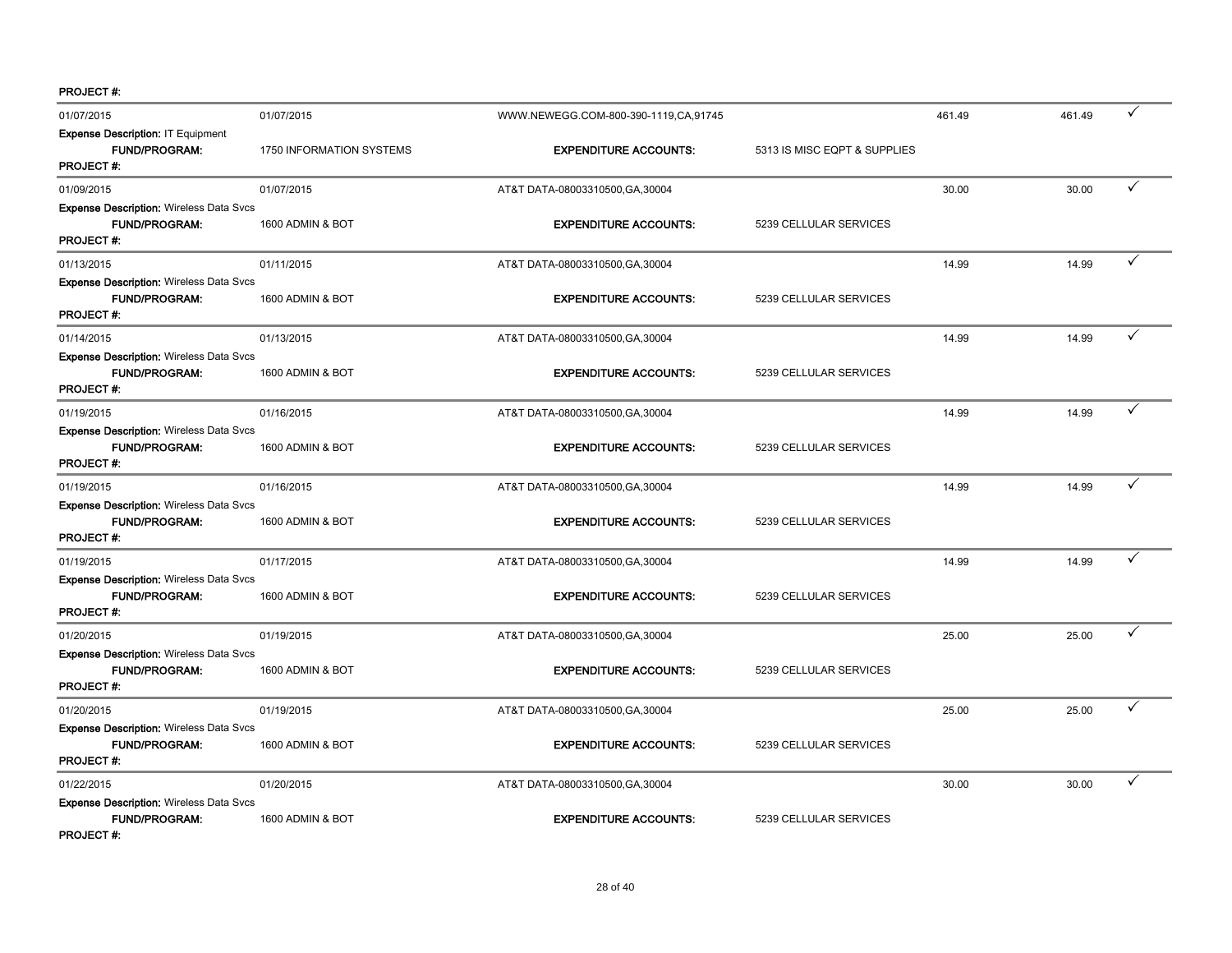PROJECT #:

| 01/07/2015 | 01/07/2015 | WWW.NEWEGG.COM-800-390-1119,CA,91745 | | 461.49 | 461.49 | ✓ |
|---|---|---|---|---|---|---|
| **Expense Description:** IT Equipment | | | | | | |
| **FUND/PROGRAM:** | 1750 INFORMATION SYSTEMS | **EXPENDITURE ACCOUNTS:** | 5313 IS MISC EQPT & SUPPLIES | | | |
| **PROJECT #:** | | | | | | |
| 01/09/2015 | 01/07/2015 | AT&T DATA-08003310500,GA,30004 | | 30.00 | 30.00 | ✓ |
| **Expense Description:** Wireless Data Svcs | | | | | | |
| **FUND/PROGRAM:** | 1600 ADMIN & BOT | **EXPENDITURE ACCOUNTS:** | 5239 CELLULAR SERVICES | | | |
| **PROJECT #:** | | | | | | |
| 01/13/2015 | 01/11/2015 | AT&T DATA-08003310500,GA,30004 | | 14.99 | 14.99 | ✓ |
| **Expense Description:** Wireless Data Svcs | | | | | | |
| **FUND/PROGRAM:** | 1600 ADMIN & BOT | **EXPENDITURE ACCOUNTS:** | 5239 CELLULAR SERVICES | | | |
| **PROJECT #:** | | | | | | |
| 01/14/2015 | 01/13/2015 | AT&T DATA-08003310500,GA,30004 | | 14.99 | 14.99 | ✓ |
| **Expense Description:** Wireless Data Svcs | | | | | | |
| **FUND/PROGRAM:** | 1600 ADMIN & BOT | **EXPENDITURE ACCOUNTS:** | 5239 CELLULAR SERVICES | | | |
| **PROJECT #:** | | | | | | |
| 01/19/2015 | 01/16/2015 | AT&T DATA-08003310500,GA,30004 | | 14.99 | 14.99 | ✓ |
| **Expense Description:** Wireless Data Svcs | | | | | | |
| **FUND/PROGRAM:** | 1600 ADMIN & BOT | **EXPENDITURE ACCOUNTS:** | 5239 CELLULAR SERVICES | | | |
| **PROJECT #:** | | | | | | |
| 01/19/2015 | 01/16/2015 | AT&T DATA-08003310500,GA,30004 | | 14.99 | 14.99 | ✓ |
| **Expense Description:** Wireless Data Svcs | | | | | | |
| **FUND/PROGRAM:** | 1600 ADMIN & BOT | **EXPENDITURE ACCOUNTS:** | 5239 CELLULAR SERVICES | | | |
| **PROJECT #:** | | | | | | |
| 01/19/2015 | 01/17/2015 | AT&T DATA-08003310500,GA,30004 | | 14.99 | 14.99 | ✓ |
| **Expense Description:** Wireless Data Svcs | | | | | | |
| **FUND/PROGRAM:** | 1600 ADMIN & BOT | **EXPENDITURE ACCOUNTS:** | 5239 CELLULAR SERVICES | | | |
| **PROJECT #:** | | | | | | |
| 01/20/2015 | 01/19/2015 | AT&T DATA-08003310500,GA,30004 | | 25.00 | 25.00 | ✓ |
| **Expense Description:** Wireless Data Svcs | | | | | | |
| **FUND/PROGRAM:** | 1600 ADMIN & BOT | **EXPENDITURE ACCOUNTS:** | 5239 CELLULAR SERVICES | | | |
| **PROJECT #:** | | | | | | |
| 01/20/2015 | 01/19/2015 | AT&T DATA-08003310500,GA,30004 | | 25.00 | 25.00 | ✓ |
| **Expense Description:** Wireless Data Svcs | | | | | | |
| **FUND/PROGRAM:** | 1600 ADMIN & BOT | **EXPENDITURE ACCOUNTS:** | 5239 CELLULAR SERVICES | | | |
| **PROJECT #:** | | | | | | |
| 01/22/2015 | 01/20/2015 | AT&T DATA-08003310500,GA,30004 | | 30.00 | 30.00 | ✓ |
| **Expense Description:** Wireless Data Svcs | | | | | | |
| **FUND/PROGRAM:** | 1600 ADMIN & BOT | **EXPENDITURE ACCOUNTS:** | 5239 CELLULAR SERVICES | | | |
| **PROJECT #:** | | | | | | |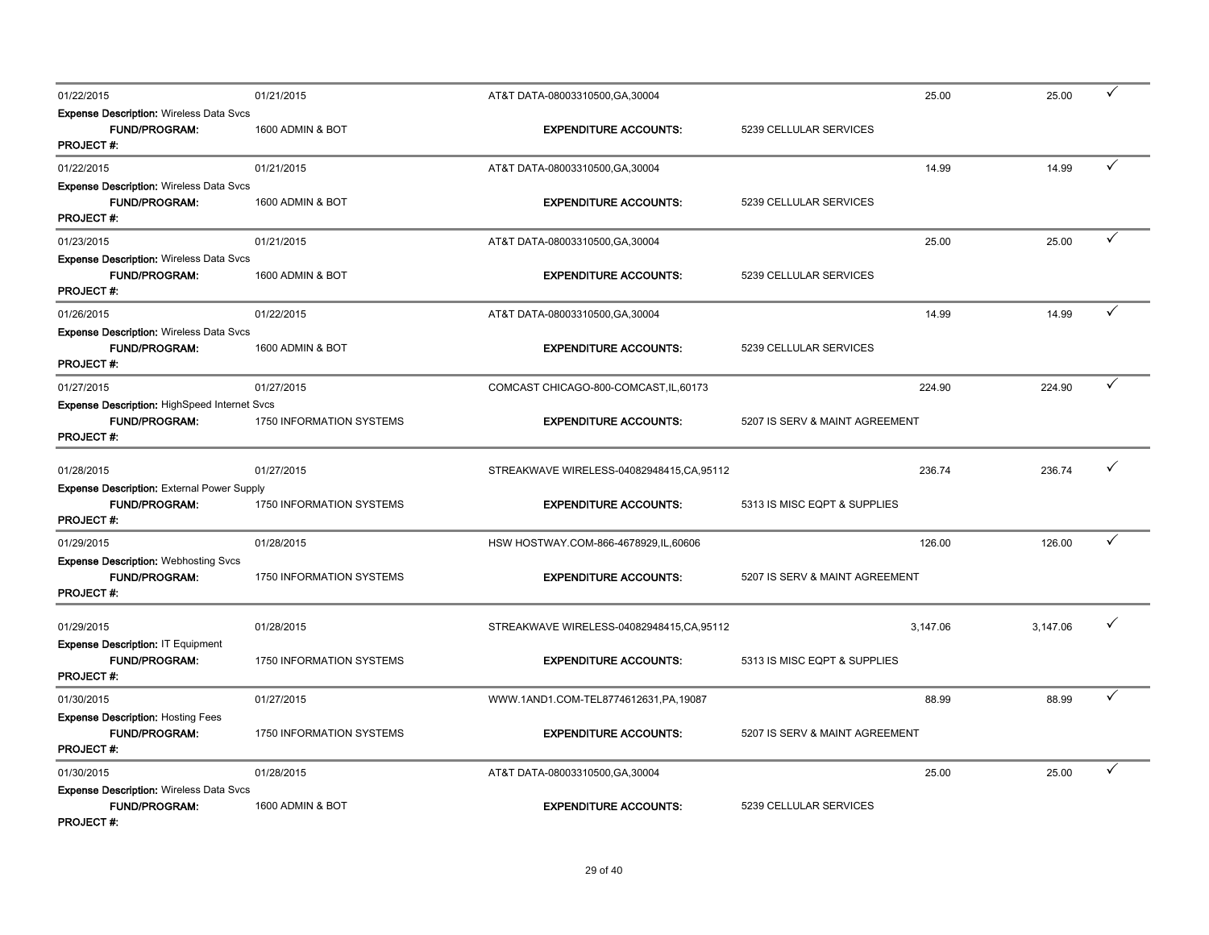| 01/22/2015 | 01/21/2015 | AT&T DATA-08003310500,GA,30004 | | 25.00 | 25.00 | ✓ |
|---|---|---|---|---|---|---|
| **Expense Description:** Wireless Data Svcs | | | | | | |
| **FUND/PROGRAM:** | 1600 ADMIN & BOT | **EXPENDITURE ACCOUNTS:** | 5239 CELLULAR SERVICES | | | |
| **PROJECT #:** | | | | | | |
| 01/22/2015 | 01/21/2015 | AT&T DATA-08003310500,GA,30004 | | 14.99 | 14.99 | ✓ |
| **Expense Description:** Wireless Data Svcs | | | | | | |
| **FUND/PROGRAM:** | 1600 ADMIN & BOT | **EXPENDITURE ACCOUNTS:** | 5239 CELLULAR SERVICES | | | |
| **PROJECT #:** | | | | | | |
| 01/23/2015 | 01/21/2015 | AT&T DATA-08003310500,GA,30004 | | 25.00 | 25.00 | ✓ |
| **Expense Description:** Wireless Data Svcs | | | | | | |
| **FUND/PROGRAM:** | 1600 ADMIN & BOT | **EXPENDITURE ACCOUNTS:** | 5239 CELLULAR SERVICES | | | |
| **PROJECT #:** | | | | | | |
| 01/26/2015 | 01/22/2015 | AT&T DATA-08003310500,GA,30004 | | 14.99 | 14.99 | ✓ |
| **Expense Description:** Wireless Data Svcs | | | | | | |
| **FUND/PROGRAM:** | 1600 ADMIN & BOT | **EXPENDITURE ACCOUNTS:** | 5239 CELLULAR SERVICES | | | |
| **PROJECT #:** | | | | | | |
| 01/27/2015 | 01/27/2015 | COMCAST CHICAGO-800-COMCAST,IL,60173 | | 224.90 | 224.90 | ✓ |
| **Expense Description:** HighSpeed Internet Svcs | | | | | | |
| **FUND/PROGRAM:** | 1750 INFORMATION SYSTEMS | **EXPENDITURE ACCOUNTS:** | 5207 IS SERV & MAINT AGREEMENT | | | |
| **PROJECT #:** | | | | | | |
| 01/28/2015 | 01/27/2015 | STREAKWAVE WIRELESS-04082948415,CA,95112 | | 236.74 | 236.74 | ✓ |
| **Expense Description:** External Power Supply | | | | | | |
| **FUND/PROGRAM:** | 1750 INFORMATION SYSTEMS | **EXPENDITURE ACCOUNTS:** | 5313 IS MISC EQPT & SUPPLIES | | | |
| **PROJECT #:** | | | | | | |
| 01/29/2015 | 01/28/2015 | HSW HOSTWAY.COM-866-4678929,IL,60606 | | 126.00 | 126.00 | ✓ |
| **Expense Description:** Webhosting Svcs | | | | | | |
| **FUND/PROGRAM:** | 1750 INFORMATION SYSTEMS | **EXPENDITURE ACCOUNTS:** | 5207 IS SERV & MAINT AGREEMENT | | | |
| **PROJECT #:** | | | | | | |
| 01/29/2015 | 01/28/2015 | STREAKWAVE WIRELESS-04082948415,CA,95112 | | 3,147.06 | 3,147.06 | ✓ |
| **Expense Description:** IT Equipment | | | | | | |
| **FUND/PROGRAM:** | 1750 INFORMATION SYSTEMS | **EXPENDITURE ACCOUNTS:** | 5313 IS MISC EQPT & SUPPLIES | | | |
| **PROJECT #:** | | | | | | |
| 01/30/2015 | 01/27/2015 | WWW.1AND1.COM-TEL8774612631,PA,19087 | | 88.99 | 88.99 | ✓ |
| **Expense Description:** Hosting Fees | | | | | | |
| **FUND/PROGRAM:** | 1750 INFORMATION SYSTEMS | **EXPENDITURE ACCOUNTS:** | 5207 IS SERV & MAINT AGREEMENT | | | |
| **PROJECT #:** | | | | | | |
| 01/30/2015 | 01/28/2015 | AT&T DATA-08003310500,GA,30004 | | 25.00 | 25.00 | ✓ |
| **Expense Description:** Wireless Data Svcs | | | | | | |
| **FUND/PROGRAM:** | 1600 ADMIN & BOT | **EXPENDITURE ACCOUNTS:** | 5239 CELLULAR SERVICES | | | |
| **PROJECT #:** | | | | | | |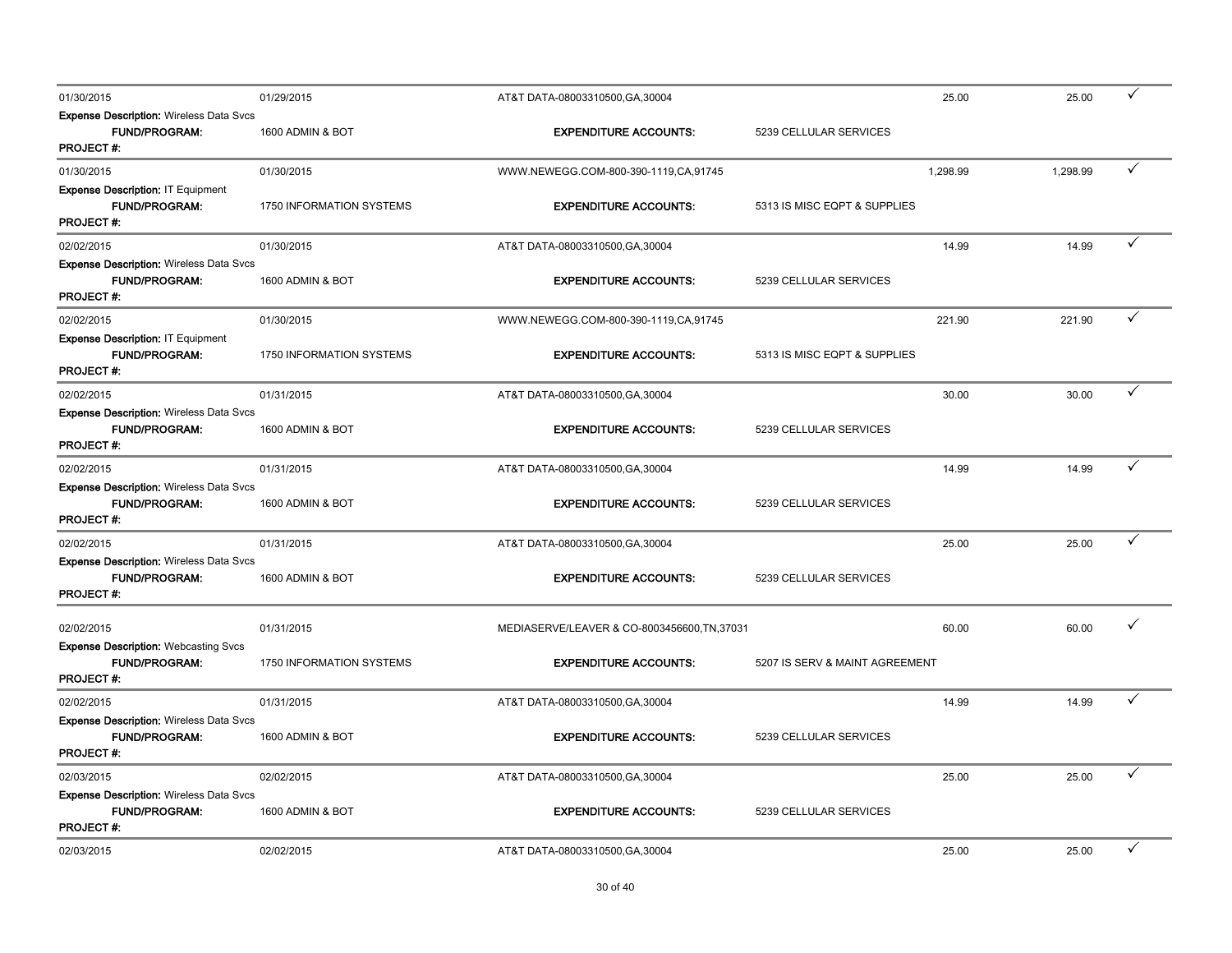| Date | Date | Vendor | | Amount | Amount | |
|---|---|---|---|---|---|---|
| 01/30/2015 | 01/29/2015 | AT&T DATA-08003310500,GA,30004 | | 25.00 | 25.00 | ✓ |
| **Expense Description:** Wireless Data Svcs | | | | | | |
| **FUND/PROGRAM:** | 1600 ADMIN & BOT | **EXPENDITURE ACCOUNTS:** | 5239 CELLULAR SERVICES | | | |
| **PROJECT #:** | | | | | | |
| 01/30/2015 | 01/30/2015 | WWW.NEWEGG.COM-800-390-1119,CA,91745 | | 1,298.99 | 1,298.99 | ✓ |
| **Expense Description:** IT Equipment | | | | | | |
| **FUND/PROGRAM:** | 1750 INFORMATION SYSTEMS | **EXPENDITURE ACCOUNTS:** | 5313 IS MISC EQPT & SUPPLIES | | | |
| **PROJECT #:** | | | | | | |
| 02/02/2015 | 01/30/2015 | AT&T DATA-08003310500,GA,30004 | | 14.99 | 14.99 | ✓ |
| **Expense Description:** Wireless Data Svcs | | | | | | |
| **FUND/PROGRAM:** | 1600 ADMIN & BOT | **EXPENDITURE ACCOUNTS:** | 5239 CELLULAR SERVICES | | | |
| **PROJECT #:** | | | | | | |
| 02/02/2015 | 01/30/2015 | WWW.NEWEGG.COM-800-390-1119,CA,91745 | | 221.90 | 221.90 | ✓ |
| **Expense Description:** IT Equipment | | | | | | |
| **FUND/PROGRAM:** | 1750 INFORMATION SYSTEMS | **EXPENDITURE ACCOUNTS:** | 5313 IS MISC EQPT & SUPPLIES | | | |
| **PROJECT #:** | | | | | | |
| 02/02/2015 | 01/31/2015 | AT&T DATA-08003310500,GA,30004 | | 30.00 | 30.00 | ✓ |
| **Expense Description:** Wireless Data Svcs | | | | | | |
| **FUND/PROGRAM:** | 1600 ADMIN & BOT | **EXPENDITURE ACCOUNTS:** | 5239 CELLULAR SERVICES | | | |
| **PROJECT #:** | | | | | | |
| 02/02/2015 | 01/31/2015 | AT&T DATA-08003310500,GA,30004 | | 14.99 | 14.99 | ✓ |
| **Expense Description:** Wireless Data Svcs | | | | | | |
| **FUND/PROGRAM:** | 1600 ADMIN & BOT | **EXPENDITURE ACCOUNTS:** | 5239 CELLULAR SERVICES | | | |
| **PROJECT #:** | | | | | | |
| 02/02/2015 | 01/31/2015 | AT&T DATA-08003310500,GA,30004 | | 25.00 | 25.00 | ✓ |
| **Expense Description:** Wireless Data Svcs | | | | | | |
| **FUND/PROGRAM:** | 1600 ADMIN & BOT | **EXPENDITURE ACCOUNTS:** | 5239 CELLULAR SERVICES | | | |
| **PROJECT #:** | | | | | | |
| 02/02/2015 | 01/31/2015 | MEDIASERVE/LEAVER & CO-8003456600,TN,37031 | | 60.00 | 60.00 | ✓ |
| **Expense Description:** Webcasting Svcs | | | | | | |
| **FUND/PROGRAM:** | 1750 INFORMATION SYSTEMS | **EXPENDITURE ACCOUNTS:** | 5207 IS SERV & MAINT AGREEMENT | | | |
| **PROJECT #:** | | | | | | |
| 02/02/2015 | 01/31/2015 | AT&T DATA-08003310500,GA,30004 | | 14.99 | 14.99 | ✓ |
| **Expense Description:** Wireless Data Svcs | | | | | | |
| **FUND/PROGRAM:** | 1600 ADMIN & BOT | **EXPENDITURE ACCOUNTS:** | 5239 CELLULAR SERVICES | | | |
| **PROJECT #:** | | | | | | |
| 02/03/2015 | 02/02/2015 | AT&T DATA-08003310500,GA,30004 | | 25.00 | 25.00 | ✓ |
| **Expense Description:** Wireless Data Svcs | | | | | | |
| **FUND/PROGRAM:** | 1600 ADMIN & BOT | **EXPENDITURE ACCOUNTS:** | 5239 CELLULAR SERVICES | | | |
| **PROJECT #:** | | | | | | |
| 02/03/2015 | 02/02/2015 | AT&T DATA-08003310500,GA,30004 | | 25.00 | 25.00 | ✓ |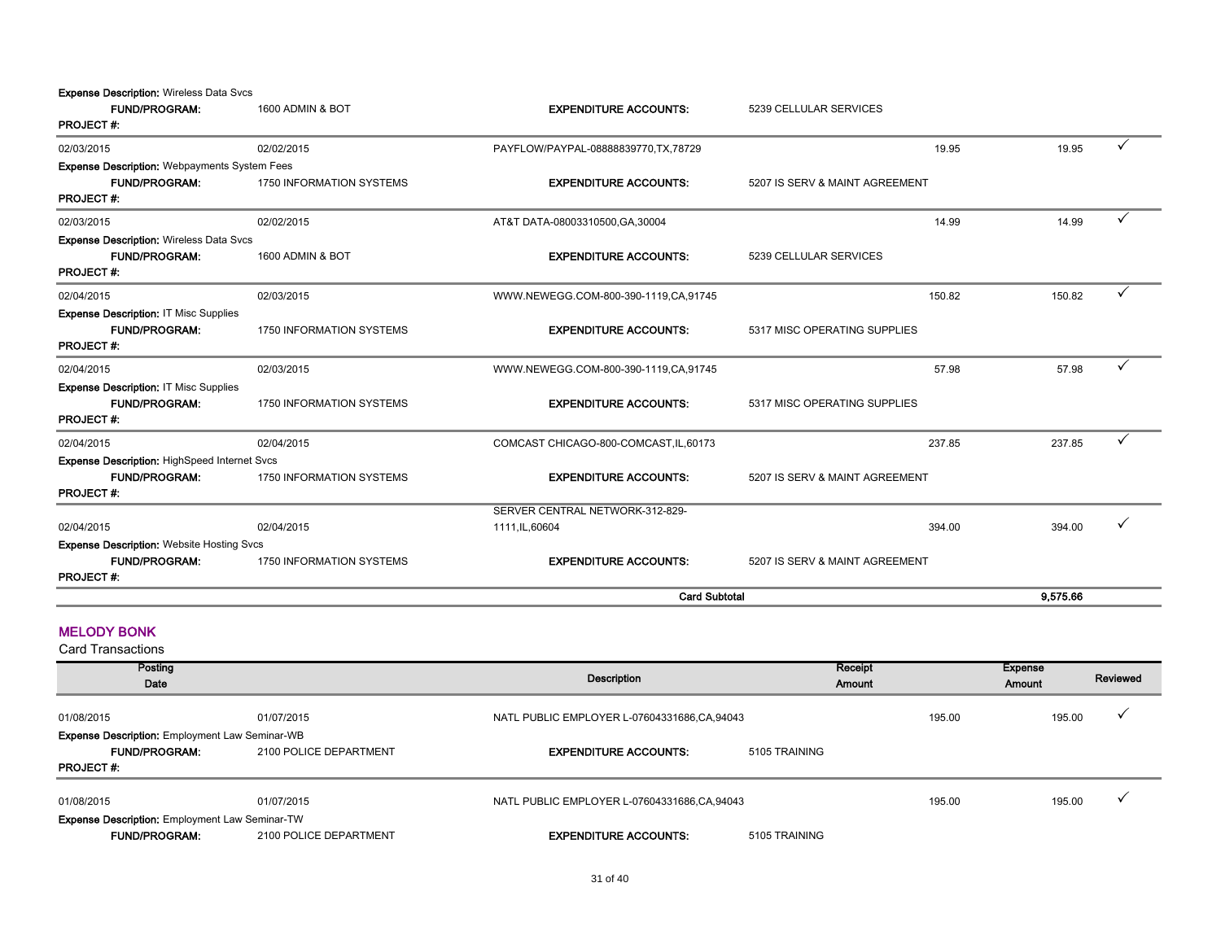**Expense Description:** Wireless Data Svcs

**FUND/PROGRAM:** 1600 ADMIN & BOT **EXPENDITURE ACCOUNTS:** 5239 CELLULAR SERVICES

**PROJECT #:**

| Posting Date | | Description | Receipt Amount | Expense Amount | Reviewed |
|---|---|---|---|---|---|
| 02/03/2015 | 02/02/2015 | PAYFLOW/PAYPAL-08888839770,TX,78729 | 19.95 | 19.95 | ✓ |
| **Expense Description:** Webpayments System Fees | | | | | |
| **FUND/PROGRAM:** | 1750 INFORMATION SYSTEMS | **EXPENDITURE ACCOUNTS:** | 5207 IS SERV & MAINT AGREEMENT | | |
| **PROJECT #:** | | | | | |
| 02/03/2015 | 02/02/2015 | AT&T DATA-08003310500,GA,30004 | 14.99 | 14.99 | ✓ |
| **Expense Description:** Wireless Data Svcs | | | | | |
| **FUND/PROGRAM:** | 1600 ADMIN & BOT | **EXPENDITURE ACCOUNTS:** | 5239 CELLULAR SERVICES | | |
| **PROJECT #:** | | | | | |
| 02/04/2015 | 02/03/2015 | WWW.NEWEGG.COM-800-390-1119,CA,91745 | 150.82 | 150.82 | ✓ |
| **Expense Description:** IT Misc Supplies | | | | | |
| **FUND/PROGRAM:** | 1750 INFORMATION SYSTEMS | **EXPENDITURE ACCOUNTS:** | 5317 MISC OPERATING SUPPLIES | | |
| **PROJECT #:** | | | | | |
| 02/04/2015 | 02/03/2015 | WWW.NEWEGG.COM-800-390-1119,CA,91745 | 57.98 | 57.98 | ✓ |
| **Expense Description:** IT Misc Supplies | | | | | |
| **FUND/PROGRAM:** | 1750 INFORMATION SYSTEMS | **EXPENDITURE ACCOUNTS:** | 5317 MISC OPERATING SUPPLIES | | |
| **PROJECT #:** | | | | | |
| 02/04/2015 | 02/04/2015 | COMCAST CHICAGO-800-COMCAST,IL,60173 | 237.85 | 237.85 | ✓ |
| **Expense Description:** HighSpeed Internet Svcs | | | | | |
| **FUND/PROGRAM:** | 1750 INFORMATION SYSTEMS | **EXPENDITURE ACCOUNTS:** | 5207 IS SERV & MAINT AGREEMENT | | |
| **PROJECT #:** | | | | | |
| 02/04/2015 | 02/04/2015 | SERVER CENTRAL NETWORK-312-829-1111,IL,60604 | 394.00 | 394.00 | ✓ |
| **Expense Description:** Website Hosting Svcs | | | | | |
| **FUND/PROGRAM:** | 1750 INFORMATION SYSTEMS | **EXPENDITURE ACCOUNTS:** | 5207 IS SERV & MAINT AGREEMENT | | |
| **PROJECT #:** | | | | | |
| | | **Card Subtotal** | | **9,575.66** | |

## MELODY BONK

Card Transactions

| Posting Date | | Description | Receipt Amount | Expense Amount | Reviewed |
|---|---|---|---|---|---|
| 01/08/2015 | 01/07/2015 | NATL PUBLIC EMPLOYER L-07604331686,CA,94043 | 195.00 | 195.00 | ✓ |
| **Expense Description:** Employment Law Seminar-WB | | | | | |
| **FUND/PROGRAM:** | 2100 POLICE DEPARTMENT | **EXPENDITURE ACCOUNTS:** | 5105 TRAINING | | |
| **PROJECT #:** | | | | | |
| 01/08/2015 | 01/07/2015 | NATL PUBLIC EMPLOYER L-07604331686,CA,94043 | 195.00 | 195.00 | ✓ |
| **Expense Description:** Employment Law Seminar-TW | | | | | |
| **FUND/PROGRAM:** | 2100 POLICE DEPARTMENT | **EXPENDITURE ACCOUNTS:** | 5105 TRAINING | | |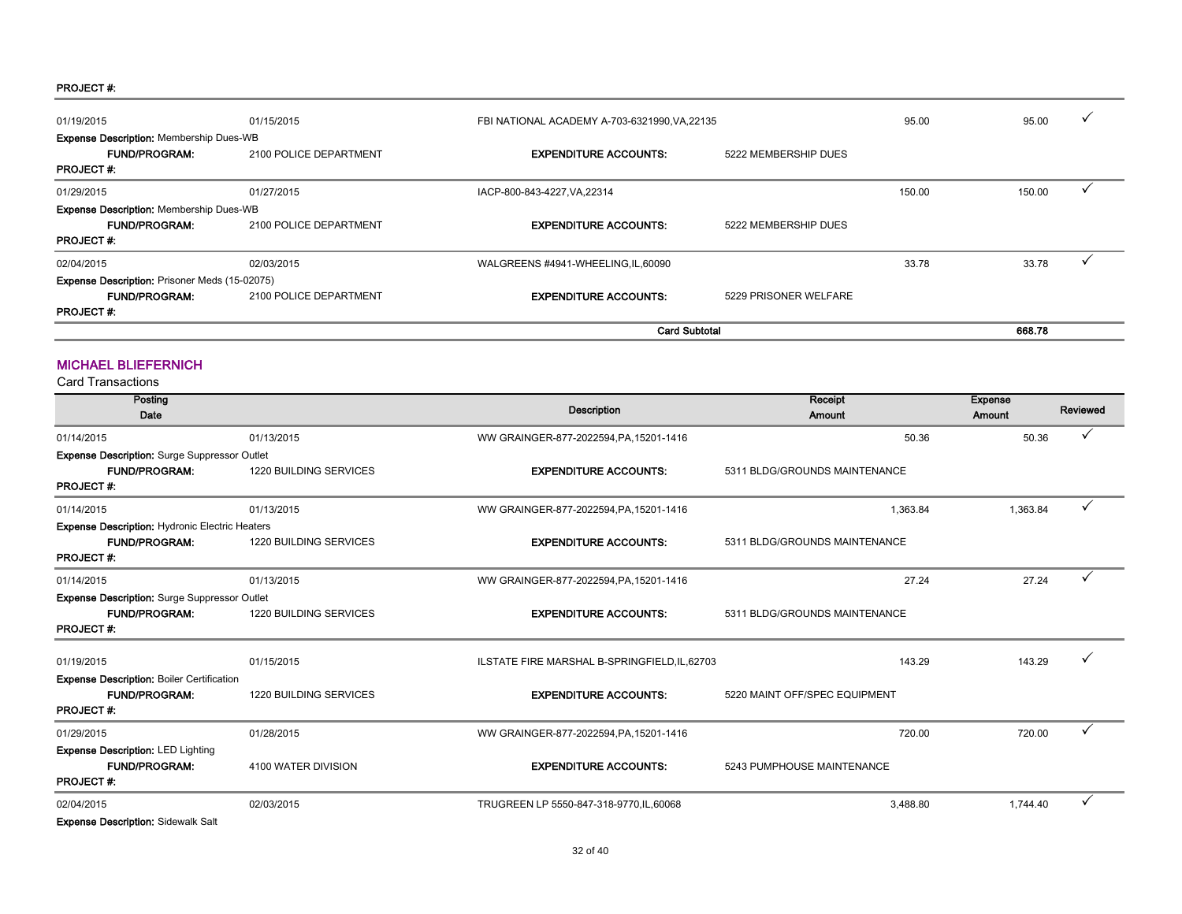**PROJECT #:**

| | | | | | |
|---|---|---|---|---|---|
| 01/19/2015 | 01/15/2015 | FBI NATIONAL ACADEMY A-703-6321990,VA,22135 | 95.00 | 95.00 | ✓ |

**Expense Description:** Membership Dues-WB
**FUND/PROGRAM:** 2100 POLICE DEPARTMENT **EXPENDITURE ACCOUNTS:** 5222 MEMBERSHIP DUES
**PROJECT #:**

| | | | | | |
|---|---|---|---|---|---|
| 01/29/2015 | 01/27/2015 | IACP-800-843-4227,VA,22314 | 150.00 | 150.00 | ✓ |

**Expense Description:** Membership Dues-WB
**FUND/PROGRAM:** 2100 POLICE DEPARTMENT **EXPENDITURE ACCOUNTS:** 5222 MEMBERSHIP DUES
**PROJECT #:**

| | | | | | |
|---|---|---|---|---|---|
| 02/04/2015 | 02/03/2015 | WALGREENS #4941-WHEELING,IL,60090 | 33.78 | 33.78 | ✓ |

**Expense Description:** Prisoner Meds (15-02075)
**FUND/PROGRAM:** 2100 POLICE DEPARTMENT **EXPENDITURE ACCOUNTS:** 5229 PRISONER WELFARE
**PROJECT #:**

**Card Subtotal** **668.78**

## MICHAEL BLIEFERNICH

Card Transactions

| Posting Date | | Description | Receipt Amount | Expense Amount | Reviewed |
|---|---|---|---|---|---|
| 01/14/2015 | 01/13/2015 | WW GRAINGER-877-2022594,PA,15201-1416 | 50.36 | 50.36 | ✓ |

**Expense Description:** Surge Suppressor Outlet
**FUND/PROGRAM:** 1220 BUILDING SERVICES **EXPENDITURE ACCOUNTS:** 5311 BLDG/GROUNDS MAINTENANCE
**PROJECT #:**

| | | | | | |
|---|---|---|---|---|---|
| 01/14/2015 | 01/13/2015 | WW GRAINGER-877-2022594,PA,15201-1416 | 1,363.84 | 1,363.84 | ✓ |

**Expense Description:** Hydronic Electric Heaters
**FUND/PROGRAM:** 1220 BUILDING SERVICES **EXPENDITURE ACCOUNTS:** 5311 BLDG/GROUNDS MAINTENANCE
**PROJECT #:**

| | | | | | |
|---|---|---|---|---|---|
| 01/14/2015 | 01/13/2015 | WW GRAINGER-877-2022594,PA,15201-1416 | 27.24 | 27.24 | ✓ |

**Expense Description:** Surge Suppressor Outlet
**FUND/PROGRAM:** 1220 BUILDING SERVICES **EXPENDITURE ACCOUNTS:** 5311 BLDG/GROUNDS MAINTENANCE
**PROJECT #:**

| | | | | | |
|---|---|---|---|---|---|
| 01/19/2015 | 01/15/2015 | ILSTATE FIRE MARSHAL B-SPRINGFIELD,IL,62703 | 143.29 | 143.29 | ✓ |

**Expense Description:** Boiler Certification
**FUND/PROGRAM:** 1220 BUILDING SERVICES **EXPENDITURE ACCOUNTS:** 5220 MAINT OFF/SPEC EQUIPMENT
**PROJECT #:**

| | | | | | |
|---|---|---|---|---|---|
| 01/29/2015 | 01/28/2015 | WW GRAINGER-877-2022594,PA,15201-1416 | 720.00 | 720.00 | ✓ |

**Expense Description:** LED Lighting
**FUND/PROGRAM:** 4100 WATER DIVISION **EXPENDITURE ACCOUNTS:** 5243 PUMPHOUSE MAINTENANCE
**PROJECT #:**

| | | | | | |
|---|---|---|---|---|---|
| 02/04/2015 | 02/03/2015 | TRUGREEN LP 5550-847-318-9770,IL,60068 | 3,488.80 | 1,744.40 | ✓ |

**Expense Description:** Sidewalk Salt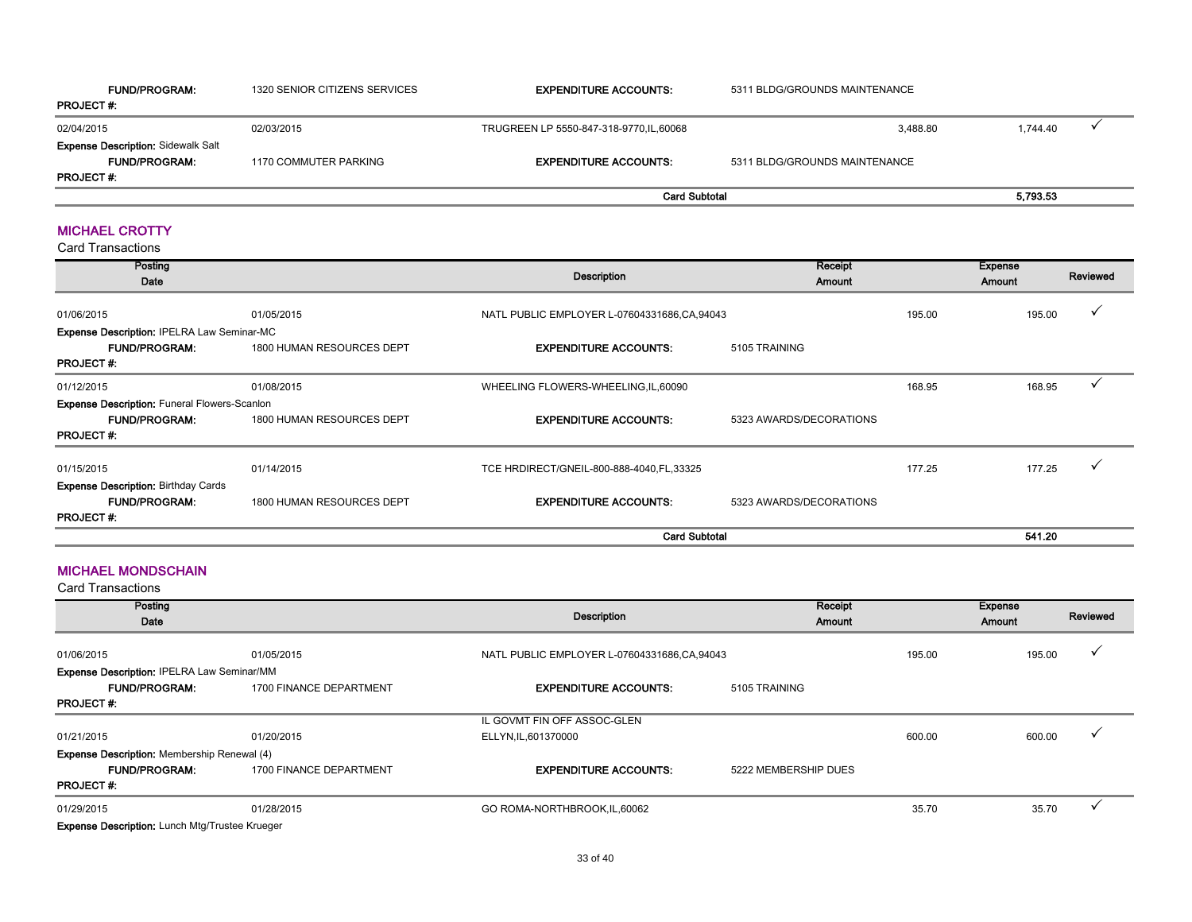| | | | | | |
|---|---|---|---|---|---|
| **FUND/PROGRAM:** | 1320 SENIOR CITIZENS SERVICES | **EXPENDITURE ACCOUNTS:** | 5311 BLDG/GROUNDS MAINTENANCE | | |
| **PROJECT #:** | | | | | |
| 02/04/2015 | 02/03/2015 | TRUGREEN LP 5550-847-318-9770,IL,60068 | 3,488.80 | 1,744.40 | ✓ |
| **Expense Description:** Sidewalk Salt | | | | | |
| **FUND/PROGRAM:** | 1170 COMMUTER PARKING | **EXPENDITURE ACCOUNTS:** | 5311 BLDG/GROUNDS MAINTENANCE | | |
| **PROJECT #:** | | | | | |
| | | **Card Subtotal** | | **5,793.53** | |

## MICHAEL CROTTY

Card Transactions

| Posting Date | | Description | Receipt Amount | Expense Amount | Reviewed |
|---|---|---|---|---|---|
| 01/06/2015 | 01/05/2015 | NATL PUBLIC EMPLOYER L-07604331686,CA,94043 | 195.00 | 195.00 | ✓ |
| **Expense Description:** IPELRA Law Seminar-MC | | | | | |
| **FUND/PROGRAM:** | 1800 HUMAN RESOURCES DEPT | **EXPENDITURE ACCOUNTS:** | 5105 TRAINING | | |
| **PROJECT #:** | | | | | |
| 01/12/2015 | 01/08/2015 | WHEELING FLOWERS-WHEELING,IL,60090 | 168.95 | 168.95 | ✓ |
| **Expense Description:** Funeral Flowers-Scanlon | | | | | |
| **FUND/PROGRAM:** | 1800 HUMAN RESOURCES DEPT | **EXPENDITURE ACCOUNTS:** | 5323 AWARDS/DECORATIONS | | |
| **PROJECT #:** | | | | | |
| 01/15/2015 | 01/14/2015 | TCE HRDIRECT/GNEIL-800-888-4040,FL,33325 | 177.25 | 177.25 | ✓ |
| **Expense Description:** Birthday Cards | | | | | |
| **FUND/PROGRAM:** | 1800 HUMAN RESOURCES DEPT | **EXPENDITURE ACCOUNTS:** | 5323 AWARDS/DECORATIONS | | |
| **PROJECT #:** | | | | | |
| | | **Card Subtotal** | | **541.20** | |

## MICHAEL MONDSCHAIN

Card Transactions

| Posting Date | | Description | Receipt Amount | Expense Amount | Reviewed |
|---|---|---|---|---|---|
| 01/06/2015 | 01/05/2015 | NATL PUBLIC EMPLOYER L-07604331686,CA,94043 | 195.00 | 195.00 | ✓ |
| **Expense Description:** IPELRA Law Seminar/MM | | | | | |
| **FUND/PROGRAM:** | 1700 FINANCE DEPARTMENT | **EXPENDITURE ACCOUNTS:** | 5105 TRAINING | | |
| **PROJECT #:** | | | | | |
| 01/21/2015 | 01/20/2015 | IL GOVMT FIN OFF ASSOC-GLEN ELLYN,IL,601370000 | 600.00 | 600.00 | ✓ |
| **Expense Description:** Membership Renewal (4) | | | | | |
| **FUND/PROGRAM:** | 1700 FINANCE DEPARTMENT | **EXPENDITURE ACCOUNTS:** | 5222 MEMBERSHIP DUES | | |
| **PROJECT #:** | | | | | |
| 01/29/2015 | 01/28/2015 | GO ROMA-NORTHBROOK,IL,60062 | 35.70 | 35.70 | ✓ |
| **Expense Description:** Lunch Mtg/Trustee Krueger | | | | | |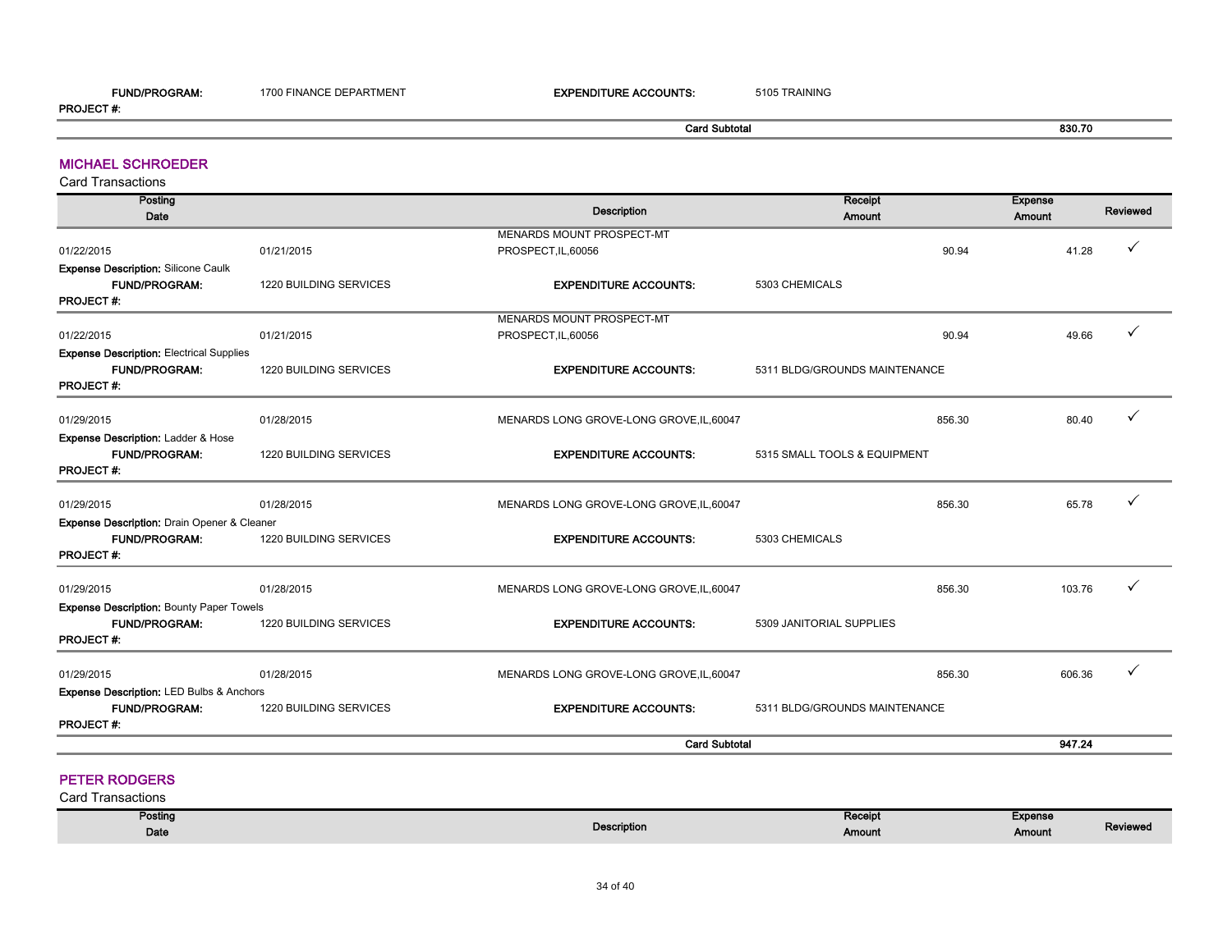**FUND/PROGRAM:** 1700 FINANCE DEPARTMENT **EXPENDITURE ACCOUNTS:** 5105 TRAINING

**PROJECT #:**

| | | **Card Subtotal** | | **830.70** | |
|---|---|---|---|---|---|

## MICHAEL SCHROEDER

Card Transactions

| Posting Date | | Description | Receipt Amount | Expense Amount | Reviewed |
|---|---|---|---|---|---|
| 01/22/2015 | 01/21/2015 | MENARDS MOUNT PROSPECT-MT PROSPECT,IL,60056 | 90.94 | 41.28 | ✓ |
| **Expense Description:** Silicone Caulk | | | | | |
| **FUND/PROGRAM:** | 1220 BUILDING SERVICES | **EXPENDITURE ACCOUNTS:** | 5303 CHEMICALS | | |
| **PROJECT #:** | | | | | |
| 01/22/2015 | 01/21/2015 | MENARDS MOUNT PROSPECT-MT PROSPECT,IL,60056 | 90.94 | 49.66 | ✓ |
| **Expense Description:** Electrical Supplies | | | | | |
| **FUND/PROGRAM:** | 1220 BUILDING SERVICES | **EXPENDITURE ACCOUNTS:** | 5311 BLDG/GROUNDS MAINTENANCE | | |
| **PROJECT #:** | | | | | |
| 01/29/2015 | 01/28/2015 | MENARDS LONG GROVE-LONG GROVE,IL,60047 | 856.30 | 80.40 | ✓ |
| **Expense Description:** Ladder & Hose | | | | | |
| **FUND/PROGRAM:** | 1220 BUILDING SERVICES | **EXPENDITURE ACCOUNTS:** | 5315 SMALL TOOLS & EQUIPMENT | | |
| **PROJECT #:** | | | | | |
| 01/29/2015 | 01/28/2015 | MENARDS LONG GROVE-LONG GROVE,IL,60047 | 856.30 | 65.78 | ✓ |
| **Expense Description:** Drain Opener & Cleaner | | | | | |
| **FUND/PROGRAM:** | 1220 BUILDING SERVICES | **EXPENDITURE ACCOUNTS:** | 5303 CHEMICALS | | |
| **PROJECT #:** | | | | | |
| 01/29/2015 | 01/28/2015 | MENARDS LONG GROVE-LONG GROVE,IL,60047 | 856.30 | 103.76 | ✓ |
| **Expense Description:** Bounty Paper Towels | | | | | |
| **FUND/PROGRAM:** | 1220 BUILDING SERVICES | **EXPENDITURE ACCOUNTS:** | 5309 JANITORIAL SUPPLIES | | |
| **PROJECT #:** | | | | | |
| 01/29/2015 | 01/28/2015 | MENARDS LONG GROVE-LONG GROVE,IL,60047 | 856.30 | 606.36 | ✓ |
| **Expense Description:** LED Bulbs & Anchors | | | | | |
| **FUND/PROGRAM:** | 1220 BUILDING SERVICES | **EXPENDITURE ACCOUNTS:** | 5311 BLDG/GROUNDS MAINTENANCE | | |
| **PROJECT #:** | | | | | |
| | | **Card Subtotal** | | **947.24** | |

## PETER RODGERS

Card Transactions

| Posting Date | | Description | Receipt Amount | Expense Amount | Reviewed |
|---|---|---|---|---|---|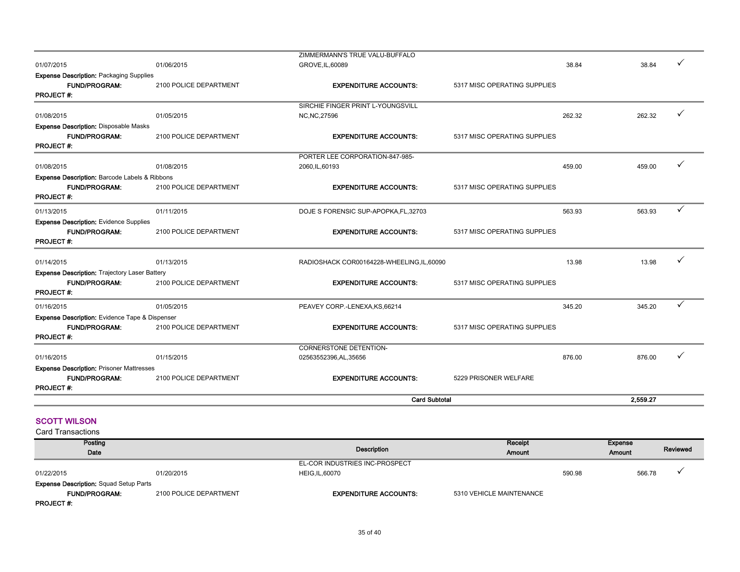| Posting Date | Transaction Date | Description | | Receipt Amount | Expense Amount | Reviewed |
|---|---|---|---|---|---|---|
| 01/07/2015 | 01/06/2015 | ZIMMERMANN'S TRUE VALU-BUFFALO GROVE,IL,60089 | | 38.84 | 38.84 | ✓ |
| **Expense Description:** Packaging Supplies | | | | | | |
| **FUND/PROGRAM:** | 2100 POLICE DEPARTMENT | **EXPENDITURE ACCOUNTS:** | 5317 MISC OPERATING SUPPLIES | | | |
| **PROJECT #:** | | | | | | |
| 01/08/2015 | 01/05/2015 | SIRCHIE FINGER PRINT L-YOUNGSVILL NC,NC,27596 | | 262.32 | 262.32 | ✓ |
| **Expense Description:** Disposable Masks | | | | | | |
| **FUND/PROGRAM:** | 2100 POLICE DEPARTMENT | **EXPENDITURE ACCOUNTS:** | 5317 MISC OPERATING SUPPLIES | | | |
| **PROJECT #:** | | | | | | |
| 01/08/2015 | 01/08/2015 | PORTER LEE CORPORATION-847-985-2060,IL,60193 | | 459.00 | 459.00 | ✓ |
| **Expense Description:** Barcode Labels & Ribbons | | | | | | |
| **FUND/PROGRAM:** | 2100 POLICE DEPARTMENT | **EXPENDITURE ACCOUNTS:** | 5317 MISC OPERATING SUPPLIES | | | |
| **PROJECT #:** | | | | | | |
| 01/13/2015 | 01/11/2015 | DOJE S FORENSIC SUP-APOPKA,FL,32703 | | 563.93 | 563.93 | ✓ |
| **Expense Description:** Evidence Supplies | | | | | | |
| **FUND/PROGRAM:** | 2100 POLICE DEPARTMENT | **EXPENDITURE ACCOUNTS:** | 5317 MISC OPERATING SUPPLIES | | | |
| **PROJECT #:** | | | | | | |
| 01/14/2015 | 01/13/2015 | RADIOSHACK COR00164228-WHEELING,IL,60090 | | 13.98 | 13.98 | ✓ |
| **Expense Description:** Trajectory Laser Battery | | | | | | |
| **FUND/PROGRAM:** | 2100 POLICE DEPARTMENT | **EXPENDITURE ACCOUNTS:** | 5317 MISC OPERATING SUPPLIES | | | |
| **PROJECT #:** | | | | | | |
| 01/16/2015 | 01/05/2015 | PEAVEY CORP.-LENEXA,KS,66214 | | 345.20 | 345.20 | ✓ |
| **Expense Description:** Evidence Tape & Dispenser | | | | | | |
| **FUND/PROGRAM:** | 2100 POLICE DEPARTMENT | **EXPENDITURE ACCOUNTS:** | 5317 MISC OPERATING SUPPLIES | | | |
| **PROJECT #:** | | | | | | |
| 01/16/2015 | 01/15/2015 | CORNERSTONE DETENTION-02563552396,AL,35656 | | 876.00 | 876.00 | ✓ |
| **Expense Description:** Prisoner Mattresses | | | | | | |
| **FUND/PROGRAM:** | 2100 POLICE DEPARTMENT | **EXPENDITURE ACCOUNTS:** | 5229 PRISONER WELFARE | | | |
| **PROJECT #:** | | | | | | |
| | | **Card Subtotal** | | | **2,559.27** | |

## SCOTT WILSON

Card Transactions

| Posting Date | | Description | | Receipt Amount | Expense Amount | Reviewed |
|---|---|---|---|---|---|---|
| 01/22/2015 | 01/20/2015 | EL-COR INDUSTRIES INC-PROSPECT HEIG,IL,60070 | | 590.98 | 566.78 | ✓ |
| **Expense Description:** Squad Setup Parts | | | | | | |
| **FUND/PROGRAM:** | 2100 POLICE DEPARTMENT | **EXPENDITURE ACCOUNTS:** | 5310 VEHICLE MAINTENANCE | | | |
| **PROJECT #:** | | | | | | |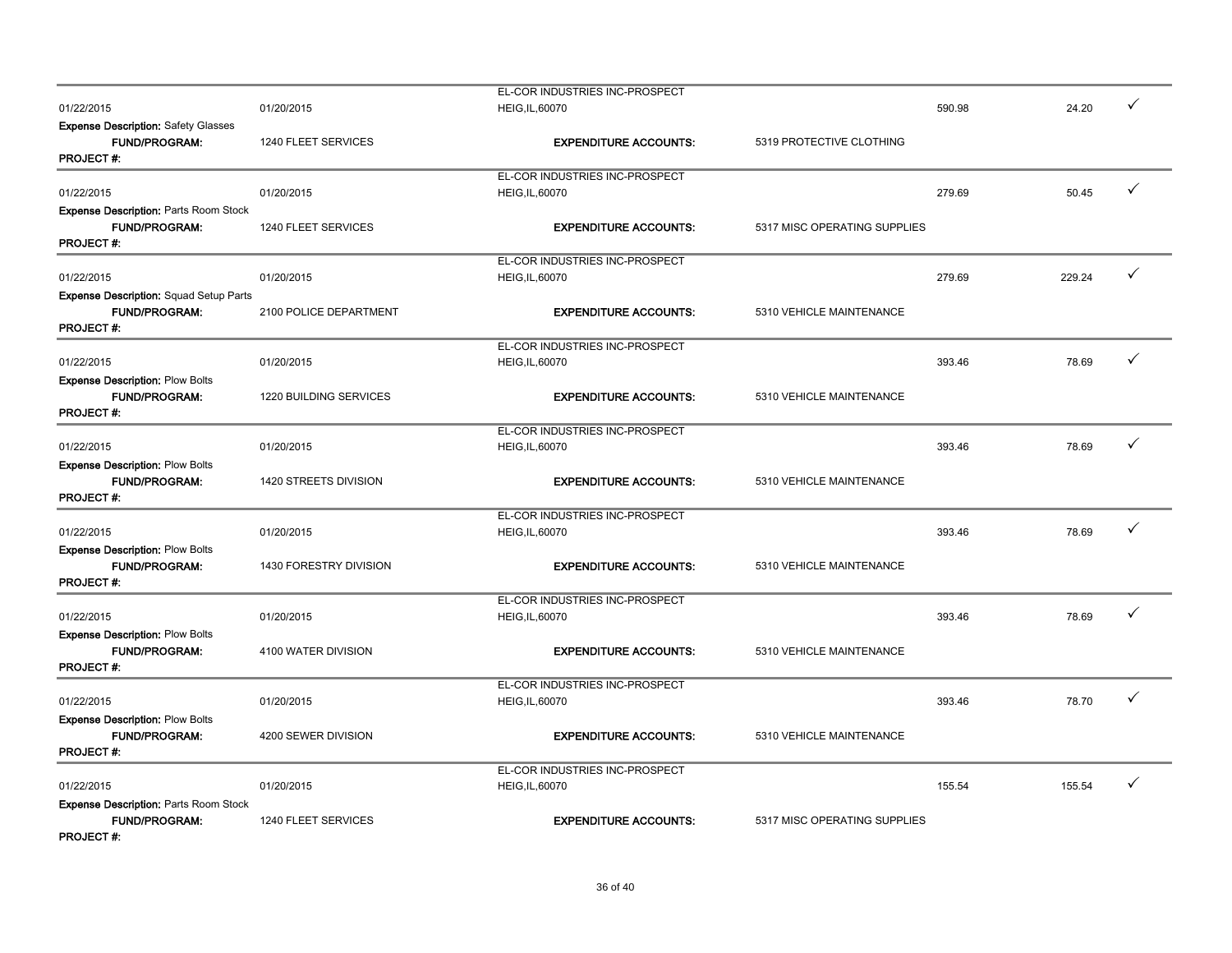| Date | Date | Vendor | | Amount | Amount | |
|---|---|---|---|---|---|---|
| 01/22/2015 | 01/20/2015 | EL-COR INDUSTRIES INC-PROSPECT HEIG,IL,60070 | | 590.98 | 24.20 | ✓ |
| **Expense Description:** Safety Glasses | | | | | | |
| **FUND/PROGRAM:** | 1240 FLEET SERVICES | **EXPENDITURE ACCOUNTS:** | 5319 PROTECTIVE CLOTHING | | | |
| **PROJECT #:** | | | | | | |
| 01/22/2015 | 01/20/2015 | EL-COR INDUSTRIES INC-PROSPECT HEIG,IL,60070 | | 279.69 | 50.45 | ✓ |
| **Expense Description:** Parts Room Stock | | | | | | |
| **FUND/PROGRAM:** | 1240 FLEET SERVICES | **EXPENDITURE ACCOUNTS:** | 5317 MISC OPERATING SUPPLIES | | | |
| **PROJECT #:** | | | | | | |
| 01/22/2015 | 01/20/2015 | EL-COR INDUSTRIES INC-PROSPECT HEIG,IL,60070 | | 279.69 | 229.24 | ✓ |
| **Expense Description:** Squad Setup Parts | | | | | | |
| **FUND/PROGRAM:** | 2100 POLICE DEPARTMENT | **EXPENDITURE ACCOUNTS:** | 5310 VEHICLE MAINTENANCE | | | |
| **PROJECT #:** | | | | | | |
| 01/22/2015 | 01/20/2015 | EL-COR INDUSTRIES INC-PROSPECT HEIG,IL,60070 | | 393.46 | 78.69 | ✓ |
| **Expense Description:** Plow Bolts | | | | | | |
| **FUND/PROGRAM:** | 1220 BUILDING SERVICES | **EXPENDITURE ACCOUNTS:** | 5310 VEHICLE MAINTENANCE | | | |
| **PROJECT #:** | | | | | | |
| 01/22/2015 | 01/20/2015 | EL-COR INDUSTRIES INC-PROSPECT HEIG,IL,60070 | | 393.46 | 78.69 | ✓ |
| **Expense Description:** Plow Bolts | | | | | | |
| **FUND/PROGRAM:** | 1420 STREETS DIVISION | **EXPENDITURE ACCOUNTS:** | 5310 VEHICLE MAINTENANCE | | | |
| **PROJECT #:** | | | | | | |
| 01/22/2015 | 01/20/2015 | EL-COR INDUSTRIES INC-PROSPECT HEIG,IL,60070 | | 393.46 | 78.69 | ✓ |
| **Expense Description:** Plow Bolts | | | | | | |
| **FUND/PROGRAM:** | 1430 FORESTRY DIVISION | **EXPENDITURE ACCOUNTS:** | 5310 VEHICLE MAINTENANCE | | | |
| **PROJECT #:** | | | | | | |
| 01/22/2015 | 01/20/2015 | EL-COR INDUSTRIES INC-PROSPECT HEIG,IL,60070 | | 393.46 | 78.69 | ✓ |
| **Expense Description:** Plow Bolts | | | | | | |
| **FUND/PROGRAM:** | 4100 WATER DIVISION | **EXPENDITURE ACCOUNTS:** | 5310 VEHICLE MAINTENANCE | | | |
| **PROJECT #:** | | | | | | |
| 01/22/2015 | 01/20/2015 | EL-COR INDUSTRIES INC-PROSPECT HEIG,IL,60070 | | 393.46 | 78.70 | ✓ |
| **Expense Description:** Plow Bolts | | | | | | |
| **FUND/PROGRAM:** | 4200 SEWER DIVISION | **EXPENDITURE ACCOUNTS:** | 5310 VEHICLE MAINTENANCE | | | |
| **PROJECT #:** | | | | | | |
| 01/22/2015 | 01/20/2015 | EL-COR INDUSTRIES INC-PROSPECT HEIG,IL,60070 | | 155.54 | 155.54 | ✓ |
| **Expense Description:** Parts Room Stock | | | | | | |
| **FUND/PROGRAM:** | 1240 FLEET SERVICES | **EXPENDITURE ACCOUNTS:** | 5317 MISC OPERATING SUPPLIES | | | |
| **PROJECT #:** | | | | | | |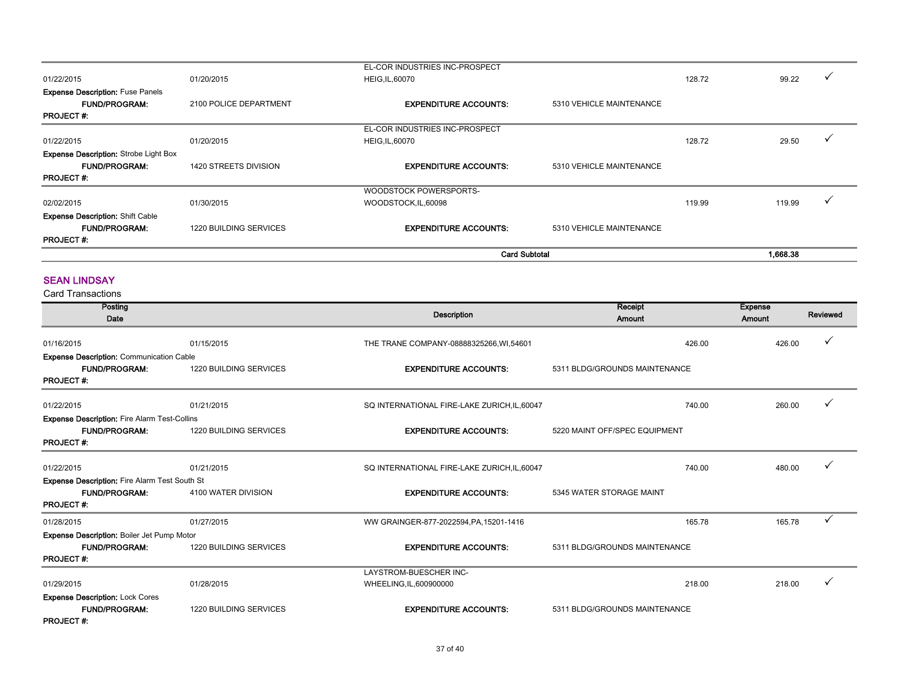| | | | | | |
|---|---|---|---|---|---|
| 01/22/2015 | 01/20/2015 | EL-COR INDUSTRIES INC-PROSPECT HEIG,IL,60070 | 128.72 | 99.22 | ✓ |
| **Expense Description:** Fuse Panels | | | | | |
| **FUND/PROGRAM:** | 2100 POLICE DEPARTMENT | **EXPENDITURE ACCOUNTS:** | 5310 VEHICLE MAINTENANCE | | |
| **PROJECT #:** | | | | | |
| 01/22/2015 | 01/20/2015 | EL-COR INDUSTRIES INC-PROSPECT HEIG,IL,60070 | 128.72 | 29.50 | ✓ |
| **Expense Description:** Strobe Light Box | | | | | |
| **FUND/PROGRAM:** | 1420 STREETS DIVISION | **EXPENDITURE ACCOUNTS:** | 5310 VEHICLE MAINTENANCE | | |
| **PROJECT #:** | | | | | |
| 02/02/2015 | 01/30/2015 | WOODSTOCK POWERSPORTS-WOODSTOCK,IL,60098 | 119.99 | 119.99 | ✓ |
| **Expense Description:** Shift Cable | | | | | |
| **FUND/PROGRAM:** | 1220 BUILDING SERVICES | **EXPENDITURE ACCOUNTS:** | 5310 VEHICLE MAINTENANCE | | |
| **PROJECT #:** | | | | | |
| | | **Card Subtotal** | | **1,668.38** | |

## SEAN LINDSAY

Card Transactions

| Posting Date | | Description | Receipt Amount | Expense Amount | Reviewed |
|---|---|---|---|---|---|
| 01/16/2015 | 01/15/2015 | THE TRANE COMPANY-08888325266,WI,54601 | 426.00 | 426.00 | ✓ |
| **Expense Description:** Communication Cable | | | | | |
| **FUND/PROGRAM:** | 1220 BUILDING SERVICES | **EXPENDITURE ACCOUNTS:** | 5311 BLDG/GROUNDS MAINTENANCE | | |
| **PROJECT #:** | | | | | |
| 01/22/2015 | 01/21/2015 | SQ INTERNATIONAL FIRE-LAKE ZURICH,IL,60047 | 740.00 | 260.00 | ✓ |
| **Expense Description:** Fire Alarm Test-Collins | | | | | |
| **FUND/PROGRAM:** | 1220 BUILDING SERVICES | **EXPENDITURE ACCOUNTS:** | 5220 MAINT OFF/SPEC EQUIPMENT | | |
| **PROJECT #:** | | | | | |
| 01/22/2015 | 01/21/2015 | SQ INTERNATIONAL FIRE-LAKE ZURICH,IL,60047 | 740.00 | 480.00 | ✓ |
| **Expense Description:** Fire Alarm Test South St | | | | | |
| **FUND/PROGRAM:** | 4100 WATER DIVISION | **EXPENDITURE ACCOUNTS:** | 5345 WATER STORAGE MAINT | | |
| **PROJECT #:** | | | | | |
| 01/28/2015 | 01/27/2015 | WW GRAINGER-877-2022594,PA,15201-1416 | 165.78 | 165.78 | ✓ |
| **Expense Description:** Boiler Jet Pump Motor | | | | | |
| **FUND/PROGRAM:** | 1220 BUILDING SERVICES | **EXPENDITURE ACCOUNTS:** | 5311 BLDG/GROUNDS MAINTENANCE | | |
| **PROJECT #:** | | | | | |
| 01/29/2015 | 01/28/2015 | LAYSTROM-BUESCHER INC-WHEELING,IL,600900000 | 218.00 | 218.00 | ✓ |
| **Expense Description:** Lock Cores | | | | | |
| **FUND/PROGRAM:** | 1220 BUILDING SERVICES | **EXPENDITURE ACCOUNTS:** | 5311 BLDG/GROUNDS MAINTENANCE | | |
| **PROJECT #:** | | | | | |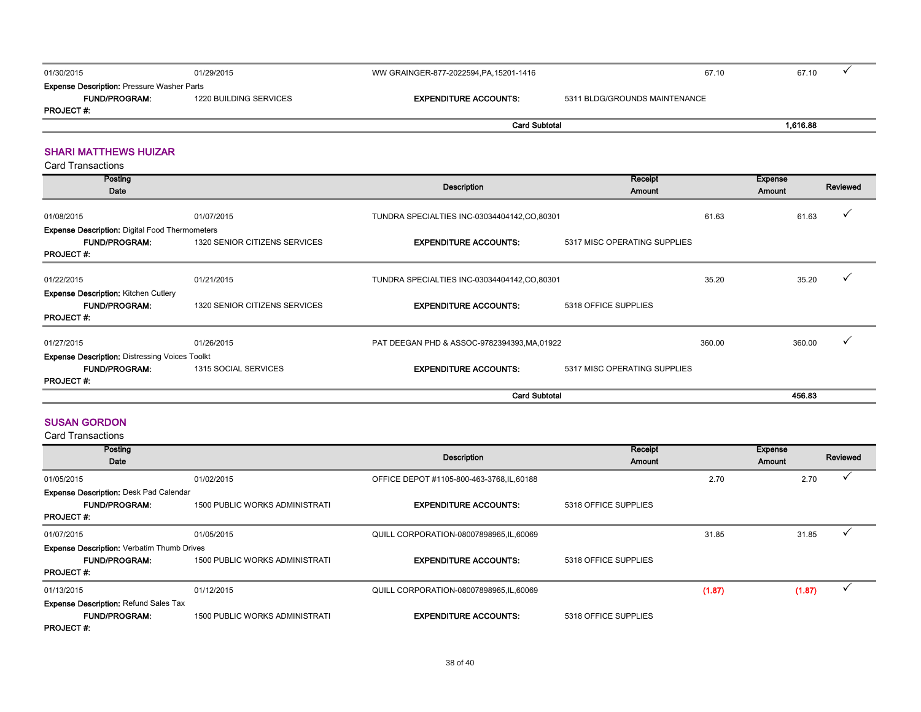| | | | | | |
|---|---|---|---|---|---|
| 01/30/2015 | 01/29/2015 | WW GRAINGER-877-2022594,PA,15201-1416 | 67.10 | 67.10 | ✓ |

**Expense Description:** Pressure Washer Parts

**FUND/PROGRAM:** 1220 BUILDING SERVICES **EXPENDITURE ACCOUNTS:** 5311 BLDG/GROUNDS MAINTENANCE

**PROJECT #:**

**Card Subtotal** **1,616.88**

## SHARI MATTHEWS HUIZAR

Card Transactions

| Posting Date | | Description | Receipt Amount | Expense Amount | Reviewed |
|---|---|---|---|---|---|
| 01/08/2015 | 01/07/2015 | TUNDRA SPECIALTIES INC-03034404142,CO,80301 | 61.63 | 61.63 | ✓ |
| **Expense Description:** Digital Food Thermometers | | | | | |
| **FUND/PROGRAM:** | 1320 SENIOR CITIZENS SERVICES | **EXPENDITURE ACCOUNTS:** | 5317 MISC OPERATING SUPPLIES | | |
| **PROJECT #:** | | | | | |
| 01/22/2015 | 01/21/2015 | TUNDRA SPECIALTIES INC-03034404142,CO,80301 | 35.20 | 35.20 | ✓ |
| **Expense Description:** Kitchen Cutlery | | | | | |
| **FUND/PROGRAM:** | 1320 SENIOR CITIZENS SERVICES | **EXPENDITURE ACCOUNTS:** | 5318 OFFICE SUPPLIES | | |
| **PROJECT #:** | | | | | |
| 01/27/2015 | 01/26/2015 | PAT DEEGAN PHD & ASSOC-9782394393,MA,01922 | 360.00 | 360.00 | ✓ |
| **Expense Description:** Distressing Voices Toolkt | | | | | |
| **FUND/PROGRAM:** | 1315 SOCIAL SERVICES | **EXPENDITURE ACCOUNTS:** | 5317 MISC OPERATING SUPPLIES | | |
| **PROJECT #:** | | | | | |
| | | **Card Subtotal** | | **456.83** | |

## SUSAN GORDON

Card Transactions

| Posting Date | | Description | Receipt Amount | Expense Amount | Reviewed |
|---|---|---|---|---|---|
| 01/05/2015 | 01/02/2015 | OFFICE DEPOT #1105-800-463-3768,IL,60188 | 2.70 | 2.70 | ✓ |
| **Expense Description:** Desk Pad Calendar | | | | | |
| **FUND/PROGRAM:** | 1500 PUBLIC WORKS ADMINISTRATI | **EXPENDITURE ACCOUNTS:** | 5318 OFFICE SUPPLIES | | |
| **PROJECT #:** | | | | | |
| 01/07/2015 | 01/05/2015 | QUILL CORPORATION-08007898965,IL,60069 | 31.85 | 31.85 | ✓ |
| **Expense Description:** Verbatim Thumb Drives | | | | | |
| **FUND/PROGRAM:** | 1500 PUBLIC WORKS ADMINISTRATI | **EXPENDITURE ACCOUNTS:** | 5318 OFFICE SUPPLIES | | |
| **PROJECT #:** | | | | | |
| 01/13/2015 | 01/12/2015 | QUILL CORPORATION-08007898965,IL,60069 | (1.87) | (1.87) | ✓ |
| **Expense Description:** Refund Sales Tax | | | | | |
| **FUND/PROGRAM:** | 1500 PUBLIC WORKS ADMINISTRATI | **EXPENDITURE ACCOUNTS:** | 5318 OFFICE SUPPLIES | | |
| **PROJECT #:** | | | | | |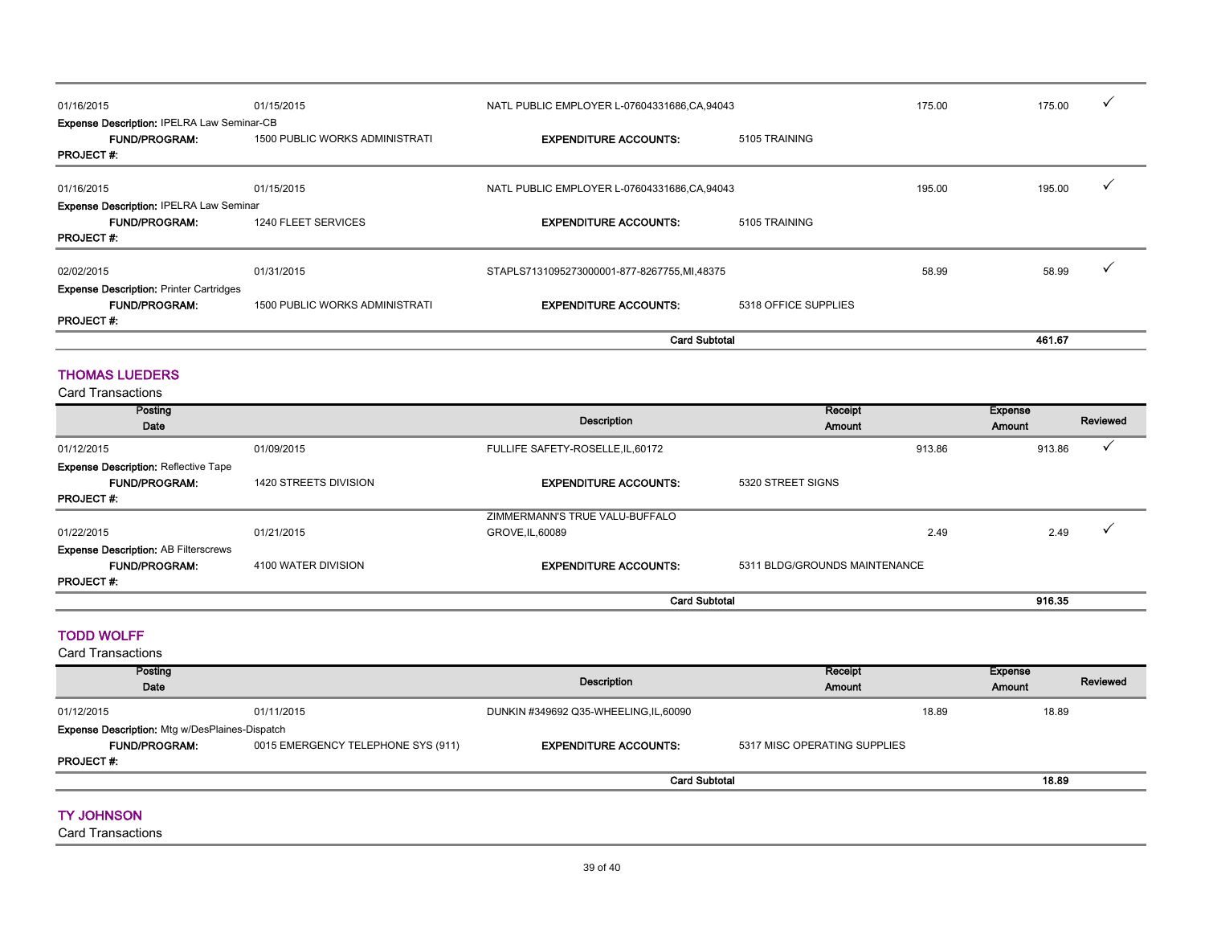| Posting Date | | Description | Receipt Amount | Expense Amount | Reviewed |
|---|---|---|---|---|---|
| 01/16/2015 | 01/15/2015 | NATL PUBLIC EMPLOYER L-07604331686,CA,94043 | 175.00 | 175.00 | ✓ |

**Expense Description:** IPELRA Law Seminar-CB
**FUND/PROGRAM:** 1500 PUBLIC WORKS ADMINISTRATI **EXPENDITURE ACCOUNTS:** 5105 TRAINING
**PROJECT #:**

| Posting Date | | Description | Receipt Amount | Expense Amount | Reviewed |
|---|---|---|---|---|---|
| 01/16/2015 | 01/15/2015 | NATL PUBLIC EMPLOYER L-07604331686,CA,94043 | 195.00 | 195.00 | ✓ |

**Expense Description:** IPELRA Law Seminar
**FUND/PROGRAM:** 1240 FLEET SERVICES **EXPENDITURE ACCOUNTS:** 5105 TRAINING
**PROJECT #:**

| Posting Date | | Description | Receipt Amount | Expense Amount | Reviewed |
|---|---|---|---|---|---|
| 02/02/2015 | 01/31/2015 | STAPLS7131095273000001-877-8267755,MI,48375 | 58.99 | 58.99 | ✓ |

**Expense Description:** Printer Cartridges
**FUND/PROGRAM:** 1500 PUBLIC WORKS ADMINISTRATI **EXPENDITURE ACCOUNTS:** 5318 OFFICE SUPPLIES
**PROJECT #:**

**Card Subtotal** **461.67**

## THOMAS LUEDERS

Card Transactions

| Posting Date | | Description | Receipt Amount | Expense Amount | Reviewed |
|---|---|---|---|---|---|
| 01/12/2015 | 01/09/2015 | FULLIFE SAFETY-ROSELLE,IL,60172 | 913.86 | 913.86 | ✓ |

**Expense Description:** Reflective Tape
**FUND/PROGRAM:** 1420 STREETS DIVISION **EXPENDITURE ACCOUNTS:** 5320 STREET SIGNS
**PROJECT #:**

| Posting Date | | Description | Receipt Amount | Expense Amount | Reviewed |
|---|---|---|---|---|---|
| 01/22/2015 | 01/21/2015 | ZIMMERMANN'S TRUE VALU-BUFFALO GROVE,IL,60089 | 2.49 | 2.49 | ✓ |

**Expense Description:** AB Filterscrews
**FUND/PROGRAM:** 4100 WATER DIVISION **EXPENDITURE ACCOUNTS:** 5311 BLDG/GROUNDS MAINTENANCE
**PROJECT #:**

**Card Subtotal** **916.35**

## TODD WOLFF

Card Transactions

| Posting Date | | Description | Receipt Amount | Expense Amount | Reviewed |
|---|---|---|---|---|---|
| 01/12/2015 | 01/11/2015 | DUNKIN #349692 Q35-WHEELING,IL,60090 | 18.89 | 18.89 | |

**Expense Description:** Mtg w/DesPlaines-Dispatch
**FUND/PROGRAM:** 0015 EMERGENCY TELEPHONE SYS (911) **EXPENDITURE ACCOUNTS:** 5317 MISC OPERATING SUPPLIES
**PROJECT #:**

**Card Subtotal** **18.89**

## TY JOHNSON

Card Transactions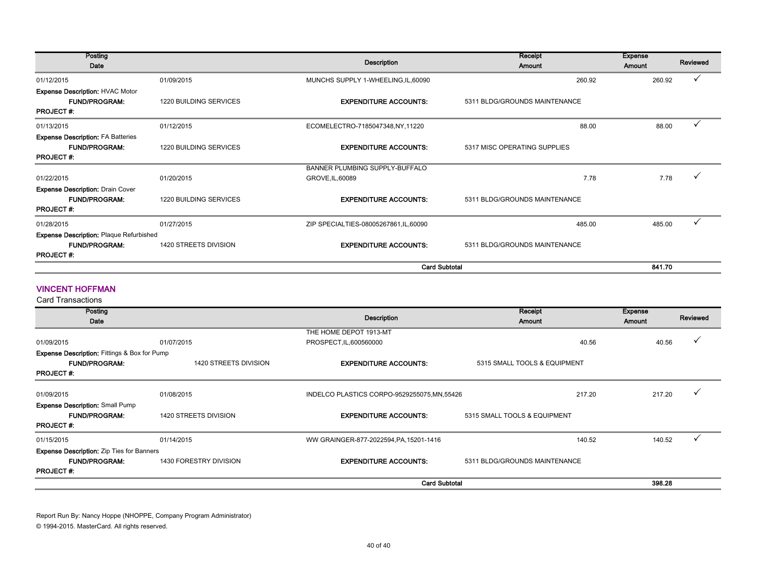| Posting Date | | Description | Receipt Amount | Expense Amount | Reviewed |
|---|---|---|---|---|---|
| 01/12/2015 | 01/09/2015 | MUNCHS SUPPLY 1-WHEELING,IL,60090 | 260.92 | 260.92 | ✓ |
| **Expense Description:** HVAC Motor | | | | | |
| **FUND/PROGRAM:** | 1220 BUILDING SERVICES | **EXPENDITURE ACCOUNTS:** | 5311 BLDG/GROUNDS MAINTENANCE | | |
| **PROJECT #:** | | | | | |
| 01/13/2015 | 01/12/2015 | ECOMELECTRO-7185047348,NY,11220 | 88.00 | 88.00 | ✓ |
| **Expense Description:** FA Batteries | | | | | |
| **FUND/PROGRAM:** | 1220 BUILDING SERVICES | **EXPENDITURE ACCOUNTS:** | 5317 MISC OPERATING SUPPLIES | | |
| **PROJECT #:** | | | | | |
| 01/22/2015 | 01/20/2015 | BANNER PLUMBING SUPPLY-BUFFALO GROVE,IL,60089 | 7.78 | 7.78 | ✓ |
| **Expense Description:** Drain Cover | | | | | |
| **FUND/PROGRAM:** | 1220 BUILDING SERVICES | **EXPENDITURE ACCOUNTS:** | 5311 BLDG/GROUNDS MAINTENANCE | | |
| **PROJECT #:** | | | | | |
| 01/28/2015 | 01/27/2015 | ZIP SPECIALTIES-08005267861,IL,60090 | 485.00 | 485.00 | ✓ |
| **Expense Description:** Plaque Refurbished | | | | | |
| **FUND/PROGRAM:** | 1420 STREETS DIVISION | **EXPENDITURE ACCOUNTS:** | 5311 BLDG/GROUNDS MAINTENANCE | | |
| **PROJECT #:** | | | | | |
| | | **Card Subtotal** | | **841.70** | |

## VINCENT HOFFMAN

Card Transactions

| Posting Date | | Description | Receipt Amount | Expense Amount | Reviewed |
|---|---|---|---|---|---|
| 01/09/2015 | 01/07/2015 | THE HOME DEPOT 1913-MT PROSPECT,IL,600560000 | 40.56 | 40.56 | ✓ |
| **Expense Description:** Fittings & Box for Pump | | | | | |
| **FUND/PROGRAM:** | 1420 STREETS DIVISION | **EXPENDITURE ACCOUNTS:** | 5315 SMALL TOOLS & EQUIPMENT | | |
| **PROJECT #:** | | | | | |
| 01/09/2015 | 01/08/2015 | INDELCO PLASTICS CORPO-9529255075,MN,55426 | 217.20 | 217.20 | ✓ |
| **Expense Description:** Small Pump | | | | | |
| **FUND/PROGRAM:** | 1420 STREETS DIVISION | **EXPENDITURE ACCOUNTS:** | 5315 SMALL TOOLS & EQUIPMENT | | |
| **PROJECT #:** | | | | | |
| 01/15/2015 | 01/14/2015 | WW GRAINGER-877-2022594,PA,15201-1416 | 140.52 | 140.52 | ✓ |
| **Expense Description:** Zip Ties for Banners | | | | | |
| **FUND/PROGRAM:** | 1430 FORESTRY DIVISION | **EXPENDITURE ACCOUNTS:** | 5311 BLDG/GROUNDS MAINTENANCE | | |
| **PROJECT #:** | | | | | |
| | | **Card Subtotal** | | **398.28** | |

Report Run By: Nancy Hoppe (NHOPPE, Company Program Administrator)

© 1994-2015. MasterCard. All rights reserved.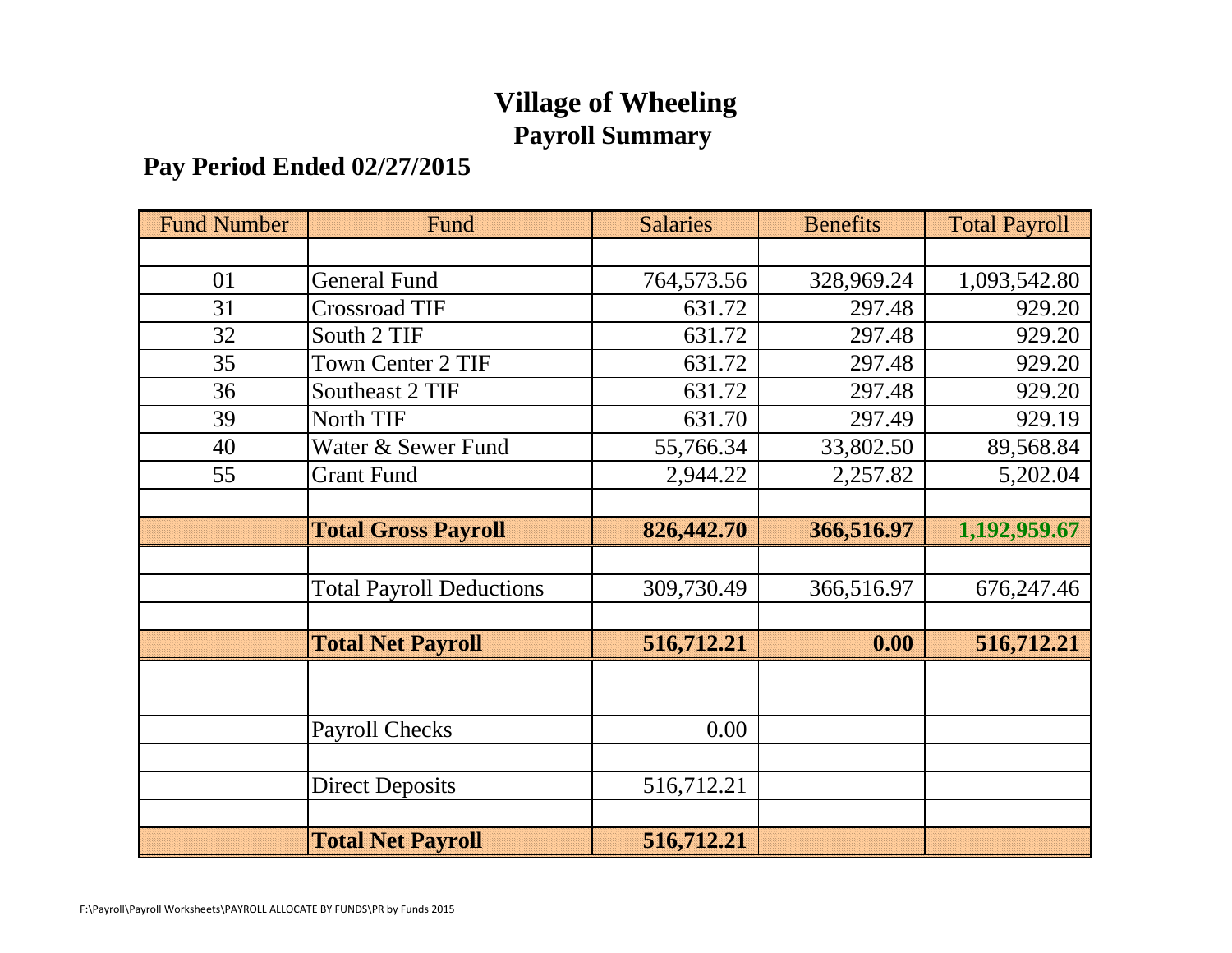# Village of Wheeling

## Payroll Summary

### Pay Period Ended 02/27/2015

| Fund Number | Fund | Salaries | Benefits | Total Payroll |
|---|---|---|---|---|
| | | | | |
| 01 | General Fund | 764,573.56 | 328,969.24 | 1,093,542.80 |
| 31 | Crossroad TIF | 631.72 | 297.48 | 929.20 |
| 32 | South 2 TIF | 631.72 | 297.48 | 929.20 |
| 35 | Town Center 2 TIF | 631.72 | 297.48 | 929.20 |
| 36 | Southeast 2 TIF | 631.72 | 297.48 | 929.20 |
| 39 | North TIF | 631.70 | 297.49 | 929.19 |
| 40 | Water & Sewer Fund | 55,766.34 | 33,802.50 | 89,568.84 |
| 55 | Grant Fund | 2,944.22 | 2,257.82 | 5,202.04 |
| | | | | |
| | **Total Gross Payroll** | **826,442.70** | **366,516.97** | **1,192,959.67** |
| | | | | |
| | Total Payroll Deductions | 309,730.49 | 366,516.97 | 676,247.46 |
| | | | | |
| | **Total Net Payroll** | **516,712.21** | **0.00** | **516,712.21** |
| | | | | |
| | | | | |
| | Payroll Checks | 0.00 | | |
| | | | | |
| | Direct Deposits | 516,712.21 | | |
| | | | | |
| | **Total Net Payroll** | **516,712.21** | | |

F:\Payroll\Payroll Worksheets\PAYROLL ALLOCATE BY FUNDS\PR by Funds 2015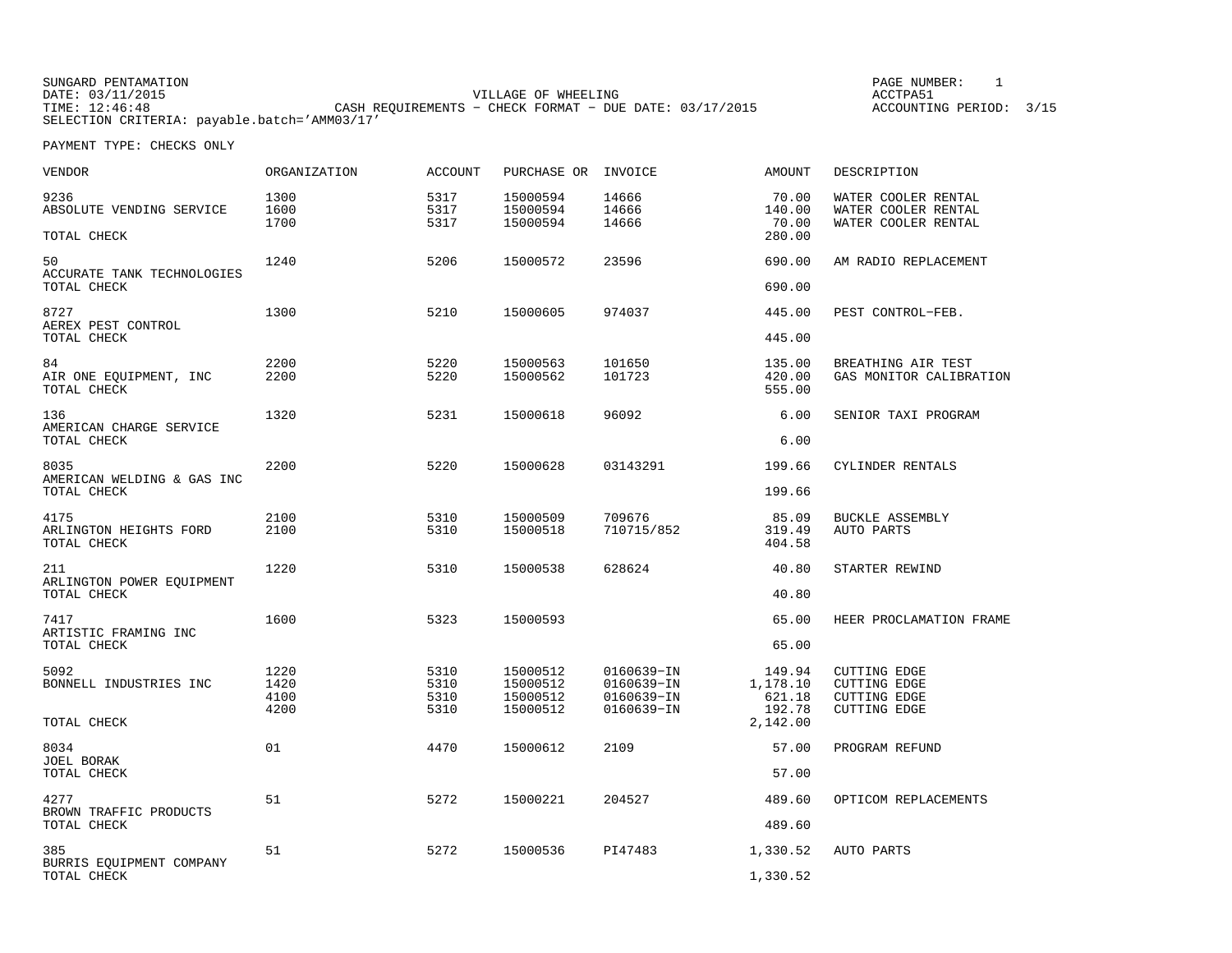SUNGARD PENTAMATION
DATE: 03/11/2015
TIME: 12:46:48
SELECTION CRITERIA: payable.batch='AMM03/17'

VILLAGE OF WHEELING
CASH REQUIREMENTS - CHECK FORMAT - DUE DATE: 03/17/2015

PAGE NUMBER: 1
ACCTPA51
ACCOUNTING PERIOD: 3/15

PAYMENT TYPE: CHECKS ONLY

| VENDOR | ORGANIZATION | ACCOUNT | PURCHASE OR | INVOICE | AMOUNT | DESCRIPTION |
|---|---|---|---|---|---|---|
| 9236 | 1300 | 5317 | 15000594 | 14666 | 70.00 | WATER COOLER RENTAL |
| ABSOLUTE VENDING SERVICE | 1600 | 5317 | 15000594 | 14666 | 140.00 | WATER COOLER RENTAL |
| | 1700 | 5317 | 15000594 | 14666 | 70.00 | WATER COOLER RENTAL |
| TOTAL CHECK | | | | | 280.00 | |
| 50 | 1240 | 5206 | 15000572 | 23596 | 690.00 | AM RADIO REPLACEMENT |
| ACCURATE TANK TECHNOLOGIES | | | | | | |
| TOTAL CHECK | | | | | 690.00 | |
| 8727 | 1300 | 5210 | 15000605 | 974037 | 445.00 | PEST CONTROL-FEB. |
| AEREX PEST CONTROL | | | | | | |
| TOTAL CHECK | | | | | 445.00 | |
| 84 | 2200 | 5220 | 15000563 | 101650 | 135.00 | BREATHING AIR TEST |
| AIR ONE EQUIPMENT, INC | 2200 | 5220 | 15000562 | 101723 | 420.00 | GAS MONITOR CALIBRATION |
| TOTAL CHECK | | | | | 555.00 | |
| 136 | 1320 | 5231 | 15000618 | 96092 | 6.00 | SENIOR TAXI PROGRAM |
| AMERICAN CHARGE SERVICE | | | | | | |
| TOTAL CHECK | | | | | 6.00 | |
| 8035 | 2200 | 5220 | 15000628 | 03143291 | 199.66 | CYLINDER RENTALS |
| AMERICAN WELDING & GAS INC | | | | | | |
| TOTAL CHECK | | | | | 199.66 | |
| 4175 | 2100 | 5310 | 15000509 | 709676 | 85.09 | BUCKLE ASSEMBLY |
| ARLINGTON HEIGHTS FORD | 2100 | 5310 | 15000518 | 710715/852 | 319.49 | AUTO PARTS |
| TOTAL CHECK | | | | | 404.58 | |
| 211 | 1220 | 5310 | 15000538 | 628624 | 40.80 | STARTER REWIND |
| ARLINGTON POWER EQUIPMENT | | | | | | |
| TOTAL CHECK | | | | | 40.80 | |
| 7417 | 1600 | 5323 | 15000593 | | 65.00 | HEER PROCLAMATION FRAME |
| ARTISTIC FRAMING INC | | | | | | |
| TOTAL CHECK | | | | | 65.00 | |
| 5092 | 1220 | 5310 | 15000512 | 0160639-IN | 149.94 | CUTTING EDGE |
| BONNELL INDUSTRIES INC | 1420 | 5310 | 15000512 | 0160639-IN | 1,178.10 | CUTTING EDGE |
| | 4100 | 5310 | 15000512 | 0160639-IN | 621.18 | CUTTING EDGE |
| | 4200 | 5310 | 15000512 | 0160639-IN | 192.78 | CUTTING EDGE |
| TOTAL CHECK | | | | | 2,142.00 | |
| 8034 | 01 | 4470 | 15000612 | 2109 | 57.00 | PROGRAM REFUND |
| JOEL BORAK | | | | | | |
| TOTAL CHECK | | | | | 57.00 | |
| 4277 | 51 | 5272 | 15000221 | 204527 | 489.60 | OPTICOM REPLACEMENTS |
| BROWN TRAFFIC PRODUCTS | | | | | | |
| TOTAL CHECK | | | | | 489.60 | |
| 385 | 51 | 5272 | 15000536 | PI47483 | 1,330.52 | AUTO PARTS |
| BURRIS EQUIPMENT COMPANY | | | | | | |
| TOTAL CHECK | | | | | 1,330.52 | |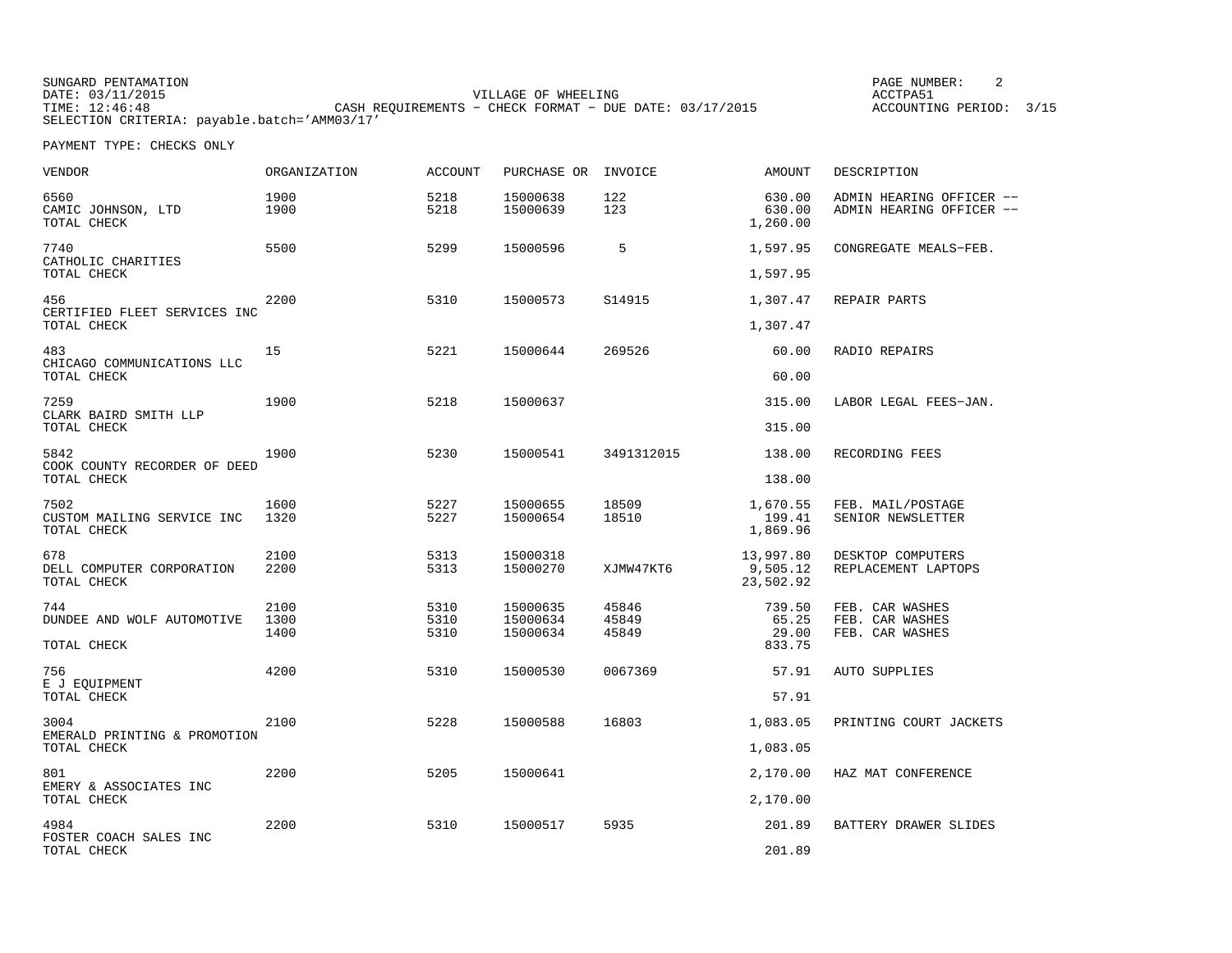SUNGARD PENTAMATION
DATE: 03/11/2015
TIME: 12:46:48
SELECTION CRITERIA: payable.batch='AMM03/17'

VILLAGE OF WHEELING
CASH REQUIREMENTS - CHECK FORMAT - DUE DATE: 03/17/2015

PAGE NUMBER: 2
ACCTPA51
ACCOUNTING PERIOD: 3/15

PAYMENT TYPE: CHECKS ONLY

| VENDOR | ORGANIZATION | ACCOUNT | PURCHASE OR | INVOICE | AMOUNT | DESCRIPTION |
|---|---|---|---|---|---|---|
| 6560 | 1900 | 5218 | 15000638 | 122 | 630.00 | ADMIN HEARING OFFICER -- |
| CAMIC JOHNSON, LTD | 1900 | 5218 | 15000639 | 123 | 630.00 | ADMIN HEARING OFFICER -- |
| TOTAL CHECK | | | | | 1,260.00 | |
| 7740 | 5500 | 5299 | 15000596 | 5 | 1,597.95 | CONGREGATE MEALS-FEB. |
| CATHOLIC CHARITIES | | | | | | |
| TOTAL CHECK | | | | | 1,597.95 | |
| 456 | 2200 | 5310 | 15000573 | S14915 | 1,307.47 | REPAIR PARTS |
| CERTIFIED FLEET SERVICES INC | | | | | | |
| TOTAL CHECK | | | | | 1,307.47 | |
| 483 | 15 | 5221 | 15000644 | 269526 | 60.00 | RADIO REPAIRS |
| CHICAGO COMMUNICATIONS LLC | | | | | | |
| TOTAL CHECK | | | | | 60.00 | |
| 7259 | 1900 | 5218 | 15000637 | | 315.00 | LABOR LEGAL FEES-JAN. |
| CLARK BAIRD SMITH LLP | | | | | | |
| TOTAL CHECK | | | | | 315.00 | |
| 5842 | 1900 | 5230 | 15000541 | 3491312015 | 138.00 | RECORDING FEES |
| COOK COUNTY RECORDER OF DEED | | | | | | |
| TOTAL CHECK | | | | | 138.00 | |
| 7502 | 1600 | 5227 | 15000655 | 18509 | 1,670.55 | FEB. MAIL/POSTAGE |
| CUSTOM MAILING SERVICE INC | 1320 | 5227 | 15000654 | 18510 | 199.41 | SENIOR NEWSLETTER |
| TOTAL CHECK | | | | | 1,869.96 | |
| 678 | 2100 | 5313 | 15000318 | | 13,997.80 | DESKTOP COMPUTERS |
| DELL COMPUTER CORPORATION | 2200 | 5313 | 15000270 | XJMW47KT6 | 9,505.12 | REPLACEMENT LAPTOPS |
| TOTAL CHECK | | | | | 23,502.92 | |
| 744 | 2100 | 5310 | 15000635 | 45846 | 739.50 | FEB. CAR WASHES |
| DUNDEE AND WOLF AUTOMOTIVE | 1300 | 5310 | 15000634 | 45849 | 65.25 | FEB. CAR WASHES |
| | 1400 | 5310 | 15000634 | 45849 | 29.00 | FEB. CAR WASHES |
| TOTAL CHECK | | | | | 833.75 | |
| 756 | 4200 | 5310 | 15000530 | 0067369 | 57.91 | AUTO SUPPLIES |
| E J EQUIPMENT | | | | | | |
| TOTAL CHECK | | | | | 57.91 | |
| 3004 | 2100 | 5228 | 15000588 | 16803 | 1,083.05 | PRINTING COURT JACKETS |
| EMERALD PRINTING & PROMOTION | | | | | | |
| TOTAL CHECK | | | | | 1,083.05 | |
| 801 | 2200 | 5205 | 15000641 | | 2,170.00 | HAZ MAT CONFERENCE |
| EMERY & ASSOCIATES INC | | | | | | |
| TOTAL CHECK | | | | | 2,170.00 | |
| 4984 | 2200 | 5310 | 15000517 | 5935 | 201.89 | BATTERY DRAWER SLIDES |
| FOSTER COACH SALES INC | | | | | | |
| TOTAL CHECK | | | | | 201.89 | |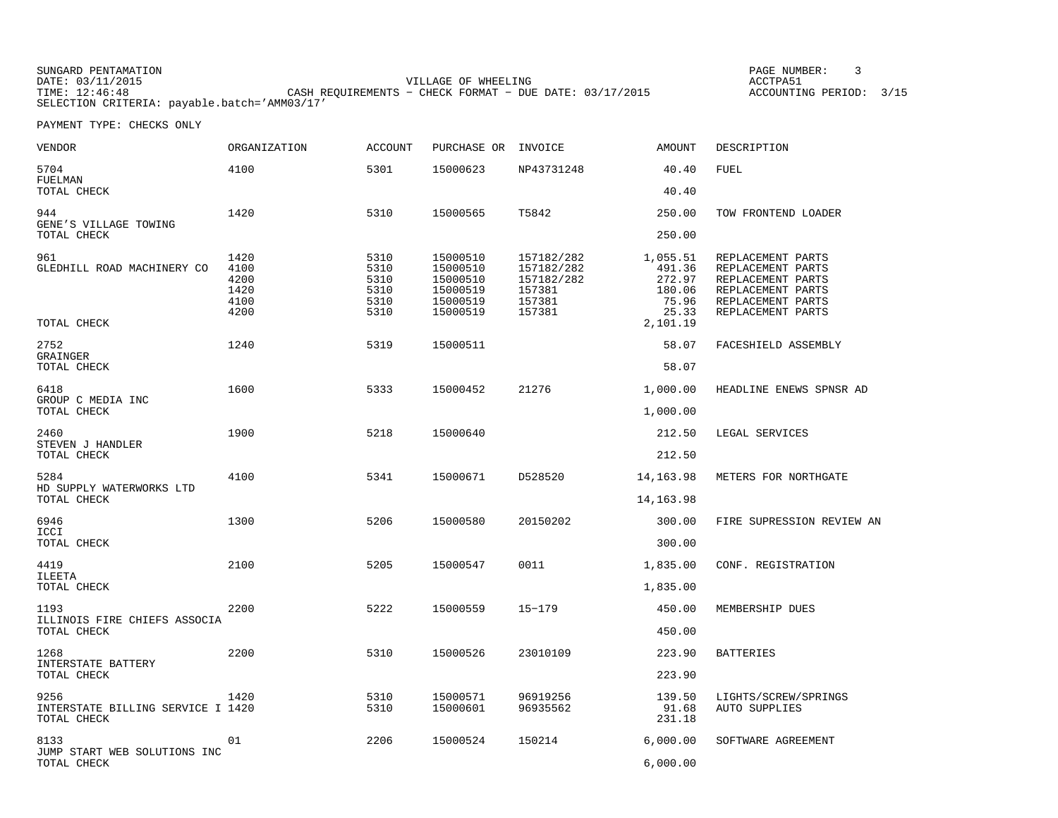SUNGARD PENTAMATION
DATE: 03/11/2015
TIME: 12:46:48
SELECTION CRITERIA: payable.batch='AMM03/17'

VILLAGE OF WHEELING
CASH REQUIREMENTS - CHECK FORMAT - DUE DATE: 03/17/2015

PAGE NUMBER: 3
ACCTPA51
ACCOUNTING PERIOD: 3/15

PAYMENT TYPE: CHECKS ONLY

| VENDOR | ORGANIZATION | ACCOUNT | PURCHASE OR | INVOICE | AMOUNT | DESCRIPTION |
|---|---|---|---|---|---|---|
| 5704 FUELMAN | 4100 | 5301 | 15000623 | NP43731248 | 40.40 | FUEL |
| TOTAL CHECK | | | | | 40.40 | |
| 944 GENE'S VILLAGE TOWING | 1420 | 5310 | 15000565 | T5842 | 250.00 | TOW FRONTEND LOADER |
| TOTAL CHECK | | | | | 250.00 | |
| 961 GLEDHILL ROAD MACHINERY CO | 1420 | 5310 | 15000510 | 157182/282 | 1,055.51 | REPLACEMENT PARTS |
| | 4100 | 5310 | 15000510 | 157182/282 | 491.36 | REPLACEMENT PARTS |
| | 4200 | 5310 | 15000510 | 157182/282 | 272.97 | REPLACEMENT PARTS |
| | 1420 | 5310 | 15000519 | 157381 | 180.06 | REPLACEMENT PARTS |
| | 4100 | 5310 | 15000519 | 157381 | 75.96 | REPLACEMENT PARTS |
| | 4200 | 5310 | 15000519 | 157381 | 25.33 | REPLACEMENT PARTS |
| TOTAL CHECK | | | | | 2,101.19 | |
| 2752 GRAINGER | 1240 | 5319 | 15000511 | | 58.07 | FACESHIELD ASSEMBLY |
| TOTAL CHECK | | | | | 58.07 | |
| 6418 GROUP C MEDIA INC | 1600 | 5333 | 15000452 | 21276 | 1,000.00 | HEADLINE ENEWS SPNSR AD |
| TOTAL CHECK | | | | | 1,000.00 | |
| 2460 STEVEN J HANDLER | 1900 | 5218 | 15000640 | | 212.50 | LEGAL SERVICES |
| TOTAL CHECK | | | | | 212.50 | |
| 5284 HD SUPPLY WATERWORKS LTD | 4100 | 5341 | 15000671 | D528520 | 14,163.98 | METERS FOR NORTHGATE |
| TOTAL CHECK | | | | | 14,163.98 | |
| 6946 ICCI | 1300 | 5206 | 15000580 | 20150202 | 300.00 | FIRE SUPRESSION REVIEW AN |
| TOTAL CHECK | | | | | 300.00 | |
| 4419 ILEETA | 2100 | 5205 | 15000547 | 0011 | 1,835.00 | CONF. REGISTRATION |
| TOTAL CHECK | | | | | 1,835.00 | |
| 1193 ILLINOIS FIRE CHIEFS ASSOCIA | 2200 | 5222 | 15000559 | 15-179 | 450.00 | MEMBERSHIP DUES |
| TOTAL CHECK | | | | | 450.00 | |
| 1268 INTERSTATE BATTERY | 2200 | 5310 | 15000526 | 23010109 | 223.90 | BATTERIES |
| TOTAL CHECK | | | | | 223.90 | |
| 9256 INTERSTATE BILLING SERVICE I | 1420 | 5310 | 15000571 | 96919256 | 139.50 | LIGHTS/SCREW/SPRINGS |
| | 1420 | 5310 | 15000601 | 96935562 | 91.68 | AUTO SUPPLIES |
| TOTAL CHECK | | | | | 231.18 | |
| 8133 JUMP START WEB SOLUTIONS INC | 01 | 2206 | 15000524 | 150214 | 6,000.00 | SOFTWARE AGREEMENT |
| TOTAL CHECK | | | | | 6,000.00 | |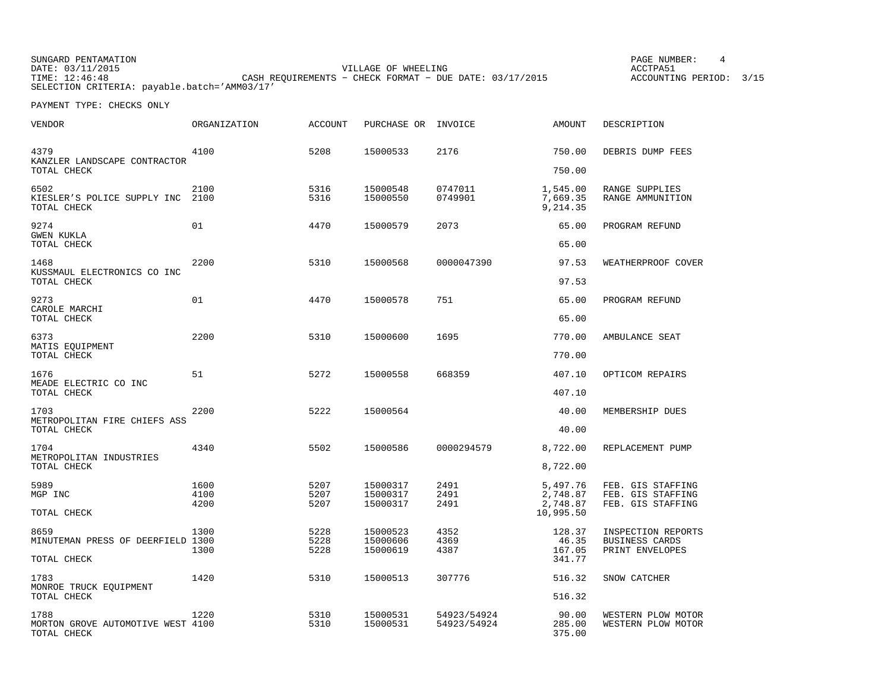SUNGARD PENTAMATION
DATE: 03/11/2015
TIME: 12:46:48
SELECTION CRITERIA: payable.batch='AMM03/17'

VILLAGE OF WHEELING
CASH REQUIREMENTS - CHECK FORMAT - DUE DATE: 03/17/2015

PAGE NUMBER: 4
ACCTPA51
ACCOUNTING PERIOD: 3/15

PAYMENT TYPE: CHECKS ONLY

| VENDOR | ORGANIZATION | ACCOUNT | PURCHASE OR | INVOICE | AMOUNT | DESCRIPTION |
|---|---|---|---|---|---|---|
| 4379 | 4100 | 5208 | 15000533 | 2176 | 750.00 | DEBRIS DUMP FEES |
| KANZLER LANDSCAPE CONTRACTOR | | | | | | |
| TOTAL CHECK | | | | | 750.00 | |
| 6502 | 2100 | 5316 | 15000548 | 0747011 | 1,545.00 | RANGE SUPPLIES |
| KIESLER'S POLICE SUPPLY INC | 2100 | 5316 | 15000550 | 0749901 | 7,669.35 | RANGE AMMUNITION |
| TOTAL CHECK | | | | | 9,214.35 | |
| 9274 | 01 | 4470 | 15000579 | 2073 | 65.00 | PROGRAM REFUND |
| GWEN KUKLA | | | | | | |
| TOTAL CHECK | | | | | 65.00 | |
| 1468 | 2200 | 5310 | 15000568 | 0000047390 | 97.53 | WEATHERPROOF COVER |
| KUSSMAUL ELECTRONICS CO INC | | | | | | |
| TOTAL CHECK | | | | | 97.53 | |
| 9273 | 01 | 4470 | 15000578 | 751 | 65.00 | PROGRAM REFUND |
| CAROLE MARCHI | | | | | | |
| TOTAL CHECK | | | | | 65.00 | |
| 6373 | 2200 | 5310 | 15000600 | 1695 | 770.00 | AMBULANCE SEAT |
| MATIS EQUIPMENT | | | | | | |
| TOTAL CHECK | | | | | 770.00 | |
| 1676 | 51 | 5272 | 15000558 | 668359 | 407.10 | OPTICOM REPAIRS |
| MEADE ELECTRIC CO INC | | | | | | |
| TOTAL CHECK | | | | | 407.10 | |
| 1703 | 2200 | 5222 | 15000564 | | 40.00 | MEMBERSHIP DUES |
| METROPOLITAN FIRE CHIEFS ASS | | | | | | |
| TOTAL CHECK | | | | | 40.00 | |
| 1704 | 4340 | 5502 | 15000586 | 0000294579 | 8,722.00 | REPLACEMENT PUMP |
| METROPOLITAN INDUSTRIES | | | | | | |
| TOTAL CHECK | | | | | 8,722.00 | |
| 5989 | 1600 | 5207 | 15000317 | 2491 | 5,497.76 | FEB. GIS STAFFING |
| MGP INC | 4100 | 5207 | 15000317 | 2491 | 2,748.87 | FEB. GIS STAFFING |
| | 4200 | 5207 | 15000317 | 2491 | 2,748.87 | FEB. GIS STAFFING |
| TOTAL CHECK | | | | | 10,995.50 | |
| 8659 | 1300 | 5228 | 15000523 | 4352 | 128.37 | INSPECTION REPORTS |
| MINUTEMAN PRESS OF DEERFIELD | 1300 | 5228 | 15000606 | 4369 | 46.35 | BUSINESS CARDS |
| | 1300 | 5228 | 15000619 | 4387 | 167.05 | PRINT ENVELOPES |
| TOTAL CHECK | | | | | 341.77 | |
| 1783 | 1420 | 5310 | 15000513 | 307776 | 516.32 | SNOW CATCHER |
| MONROE TRUCK EQUIPMENT | | | | | | |
| TOTAL CHECK | | | | | 516.32 | |
| 1788 | 1220 | 5310 | 15000531 | 54923/54924 | 90.00 | WESTERN PLOW MOTOR |
| MORTON GROVE AUTOMOTIVE WEST | 4100 | 5310 | 15000531 | 54923/54924 | 285.00 | WESTERN PLOW MOTOR |
| TOTAL CHECK | | | | | 375.00 | |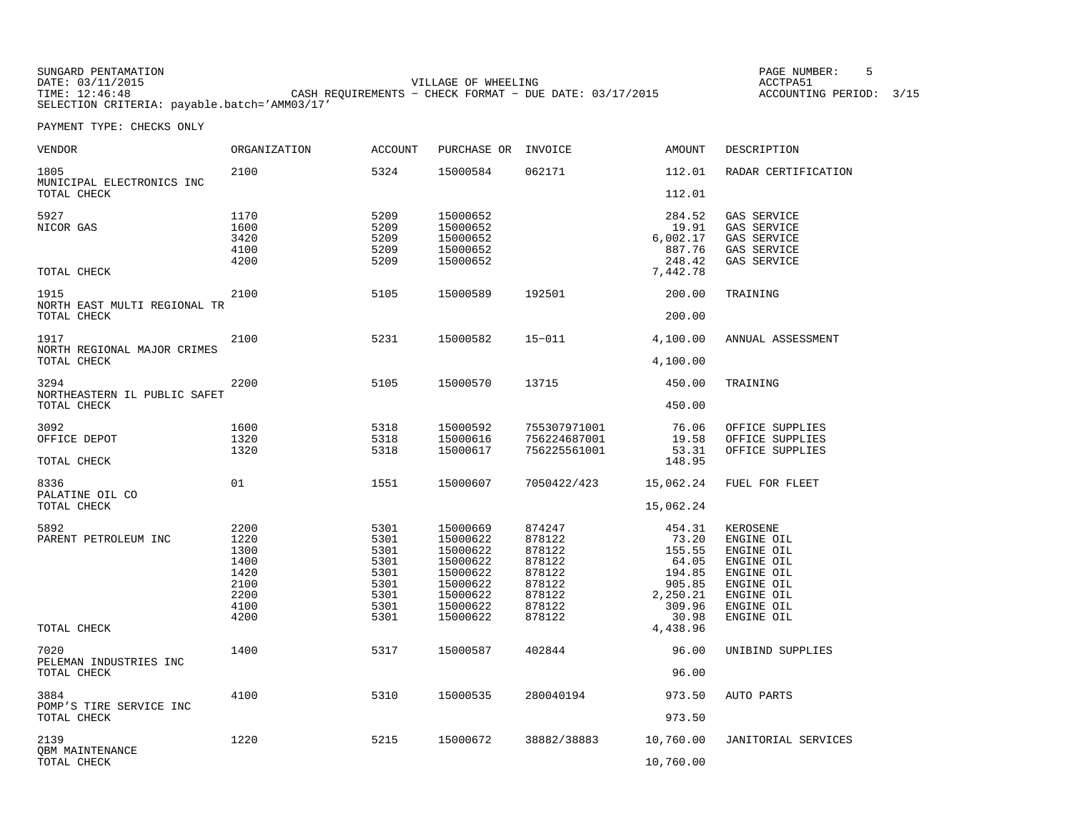SUNGARD PENTAMATION
DATE: 03/11/2015
TIME: 12:46:48
SELECTION CRITERIA: payable.batch='AMM03/17'

VILLAGE OF WHEELING
CASH REQUIREMENTS - CHECK FORMAT - DUE DATE: 03/17/2015

ACCTPA51
ACCOUNTING PERIOD: 3/15

PAYMENT TYPE: CHECKS ONLY

| VENDOR | ORGANIZATION | ACCOUNT | PURCHASE OR | INVOICE | AMOUNT | DESCRIPTION |
|---|---|---|---|---|---|---|
| 1805 | 2100 | 5324 | 15000584 | 062171 | 112.01 | RADAR CERTIFICATION |
| MUNICIPAL ELECTRONICS INC | | | | | | |
| TOTAL CHECK | | | | | 112.01 | |
| 5927 | 1170 | 5209 | 15000652 | | 284.52 | GAS SERVICE |
| NICOR GAS | 1600 | 5209 | 15000652 | | 19.91 | GAS SERVICE |
| | 3420 | 5209 | 15000652 | | 6,002.17 | GAS SERVICE |
| | 4100 | 5209 | 15000652 | | 887.76 | GAS SERVICE |
| | 4200 | 5209 | 15000652 | | 248.42 | GAS SERVICE |
| TOTAL CHECK | | | | | 7,442.78 | |
| 1915 | 2100 | 5105 | 15000589 | 192501 | 200.00 | TRAINING |
| NORTH EAST MULTI REGIONAL TR | | | | | | |
| TOTAL CHECK | | | | | 200.00 | |
| 1917 | 2100 | 5231 | 15000582 | 15-011 | 4,100.00 | ANNUAL ASSESSMENT |
| NORTH REGIONAL MAJOR CRIMES | | | | | | |
| TOTAL CHECK | | | | | 4,100.00 | |
| 3294 | 2200 | 5105 | 15000570 | 13715 | 450.00 | TRAINING |
| NORTHEASTERN IL PUBLIC SAFET | | | | | | |
| TOTAL CHECK | | | | | 450.00 | |
| 3092 | 1600 | 5318 | 15000592 | 755307971001 | 76.06 | OFFICE SUPPLIES |
| OFFICE DEPOT | 1320 | 5318 | 15000616 | 756224687001 | 19.58 | OFFICE SUPPLIES |
| | 1320 | 5318 | 15000617 | 756225561001 | 53.31 | OFFICE SUPPLIES |
| TOTAL CHECK | | | | | 148.95 | |
| 8336 | 01 | 1551 | 15000607 | 7050422/423 | 15,062.24 | FUEL FOR FLEET |
| PALATINE OIL CO | | | | | | |
| TOTAL CHECK | | | | | 15,062.24 | |
| 5892 | 2200 | 5301 | 15000669 | 874247 | 454.31 | KEROSENE |
| PARENT PETROLEUM INC | 1220 | 5301 | 15000622 | 878122 | 73.20 | ENGINE OIL |
| | 1300 | 5301 | 15000622 | 878122 | 155.55 | ENGINE OIL |
| | 1400 | 5301 | 15000622 | 878122 | 64.05 | ENGINE OIL |
| | 1420 | 5301 | 15000622 | 878122 | 194.85 | ENGINE OIL |
| | 2100 | 5301 | 15000622 | 878122 | 905.85 | ENGINE OIL |
| | 2200 | 5301 | 15000622 | 878122 | 2,250.21 | ENGINE OIL |
| | 4100 | 5301 | 15000622 | 878122 | 309.96 | ENGINE OIL |
| | 4200 | 5301 | 15000622 | 878122 | 30.98 | ENGINE OIL |
| TOTAL CHECK | | | | | 4,438.96 | |
| 7020 | 1400 | 5317 | 15000587 | 402844 | 96.00 | UNIBIND SUPPLIES |
| PELEMAN INDUSTRIES INC | | | | | | |
| TOTAL CHECK | | | | | 96.00 | |
| 3884 | 4100 | 5310 | 15000535 | 280040194 | 973.50 | AUTO PARTS |
| POMP'S TIRE SERVICE INC | | | | | | |
| TOTAL CHECK | | | | | 973.50 | |
| 2139 | 1220 | 5215 | 15000672 | 38882/38883 | 10,760.00 | JANITORIAL SERVICES |
| QBM MAINTENANCE | | | | | | |
| TOTAL CHECK | | | | | 10,760.00 | |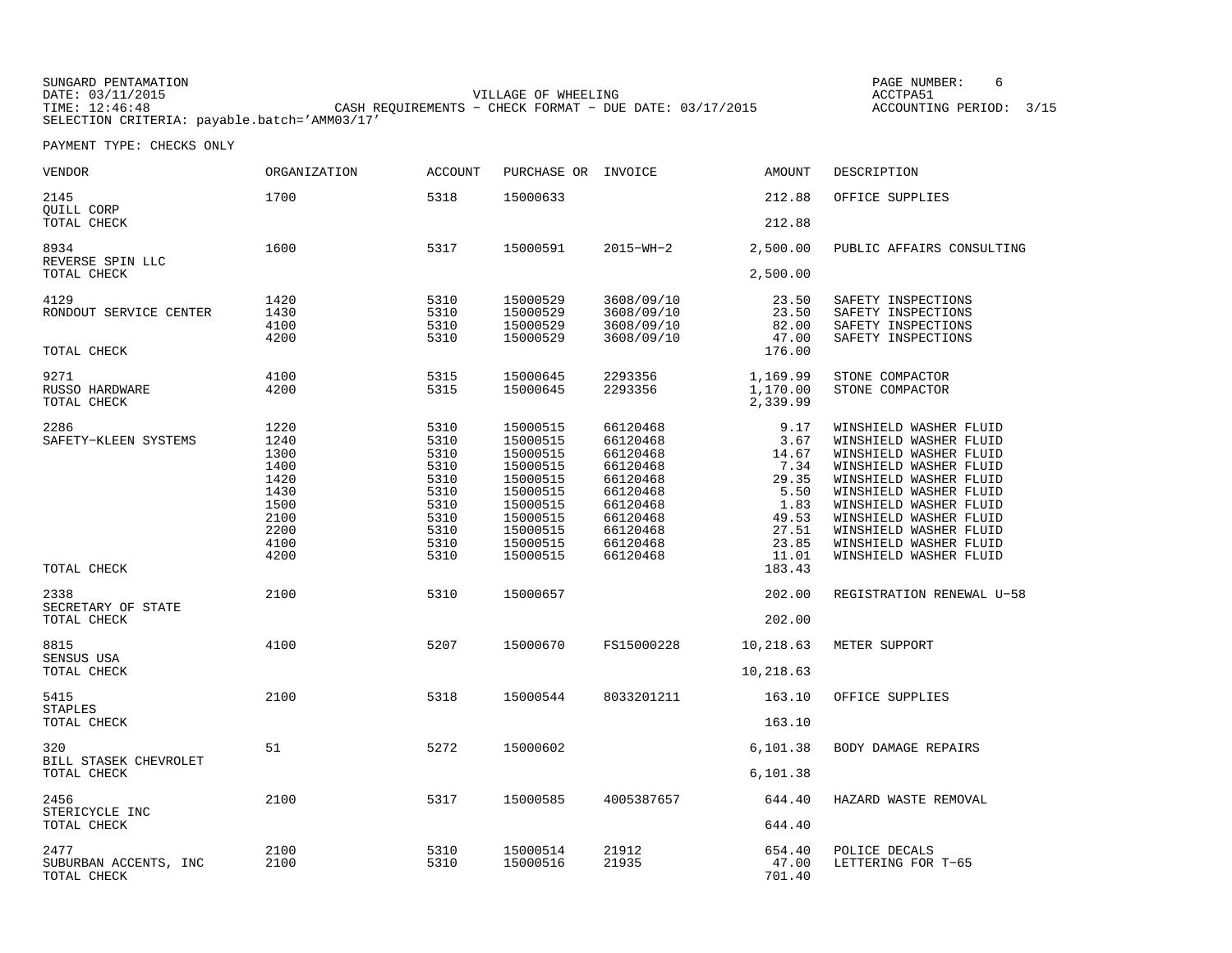SUNGARD PENTAMATION
DATE: 03/11/2015
TIME: 12:46:48
SELECTION CRITERIA: payable.batch='AMM03/17'

VILLAGE OF WHEELING
CASH REQUIREMENTS - CHECK FORMAT - DUE DATE: 03/17/2015

ACCTPA51
ACCOUNTING PERIOD: 3/15

PAYMENT TYPE: CHECKS ONLY

| VENDOR | ORGANIZATION | ACCOUNT | PURCHASE OR | INVOICE | AMOUNT | DESCRIPTION |
|---|---|---|---|---|---|---|
| 2145 | 1700 | 5318 | 15000633 | | 212.88 | OFFICE SUPPLIES |
| QUILL CORP | | | | | | |
| TOTAL CHECK | | | | | 212.88 | |
| 8934 | 1600 | 5317 | 15000591 | 2015-WH-2 | 2,500.00 | PUBLIC AFFAIRS CONSULTING |
| REVERSE SPIN LLC | | | | | | |
| TOTAL CHECK | | | | | 2,500.00 | |
| 4129 | 1420 | 5310 | 15000529 | 3608/09/10 | 23.50 | SAFETY INSPECTIONS |
| RONDOUT SERVICE CENTER | 1430 | 5310 | 15000529 | 3608/09/10 | 23.50 | SAFETY INSPECTIONS |
| | 4100 | 5310 | 15000529 | 3608/09/10 | 82.00 | SAFETY INSPECTIONS |
| | 4200 | 5310 | 15000529 | 3608/09/10 | 47.00 | SAFETY INSPECTIONS |
| TOTAL CHECK | | | | | 176.00 | |
| 9271 | 4100 | 5315 | 15000645 | 2293356 | 1,169.99 | STONE COMPACTOR |
| RUSSO HARDWARE | 4200 | 5315 | 15000645 | 2293356 | 1,170.00 | STONE COMPACTOR |
| TOTAL CHECK | | | | | 2,339.99 | |
| 2286 | 1220 | 5310 | 15000515 | 66120468 | 9.17 | WINSHIELD WASHER FLUID |
| SAFETY-KLEEN SYSTEMS | 1240 | 5310 | 15000515 | 66120468 | 3.67 | WINSHIELD WASHER FLUID |
| | 1300 | 5310 | 15000515 | 66120468 | 14.67 | WINSHIELD WASHER FLUID |
| | 1400 | 5310 | 15000515 | 66120468 | 7.34 | WINSHIELD WASHER FLUID |
| | 1420 | 5310 | 15000515 | 66120468 | 29.35 | WINSHIELD WASHER FLUID |
| | 1430 | 5310 | 15000515 | 66120468 | 5.50 | WINSHIELD WASHER FLUID |
| | 1500 | 5310 | 15000515 | 66120468 | 1.83 | WINSHIELD WASHER FLUID |
| | 2100 | 5310 | 15000515 | 66120468 | 49.53 | WINSHIELD WASHER FLUID |
| | 2200 | 5310 | 15000515 | 66120468 | 27.51 | WINSHIELD WASHER FLUID |
| | 4100 | 5310 | 15000515 | 66120468 | 23.85 | WINSHIELD WASHER FLUID |
| | 4200 | 5310 | 15000515 | 66120468 | 11.01 | WINSHIELD WASHER FLUID |
| TOTAL CHECK | | | | | 183.43 | |
| 2338 | 2100 | 5310 | 15000657 | | 202.00 | REGISTRATION RENEWAL U-58 |
| SECRETARY OF STATE | | | | | | |
| TOTAL CHECK | | | | | 202.00 | |
| 8815 | 4100 | 5207 | 15000670 | FS15000228 | 10,218.63 | METER SUPPORT |
| SENSUS USA | | | | | | |
| TOTAL CHECK | | | | | 10,218.63 | |
| 5415 | 2100 | 5318 | 15000544 | 8033201211 | 163.10 | OFFICE SUPPLIES |
| STAPLES | | | | | | |
| TOTAL CHECK | | | | | 163.10 | |
| 320 | 51 | 5272 | 15000602 | | 6,101.38 | BODY DAMAGE REPAIRS |
| BILL STASEK CHEVROLET | | | | | | |
| TOTAL CHECK | | | | | 6,101.38 | |
| 2456 | 2100 | 5317 | 15000585 | 4005387657 | 644.40 | HAZARD WASTE REMOVAL |
| STERICYCLE INC | | | | | | |
| TOTAL CHECK | | | | | 644.40 | |
| 2477 | 2100 | 5310 | 15000514 | 21912 | 654.40 | POLICE DECALS |
| SUBURBAN ACCENTS, INC | 2100 | 5310 | 15000516 | 21935 | 47.00 | LETTERING FOR T-65 |
| TOTAL CHECK | | | | | 701.40 | |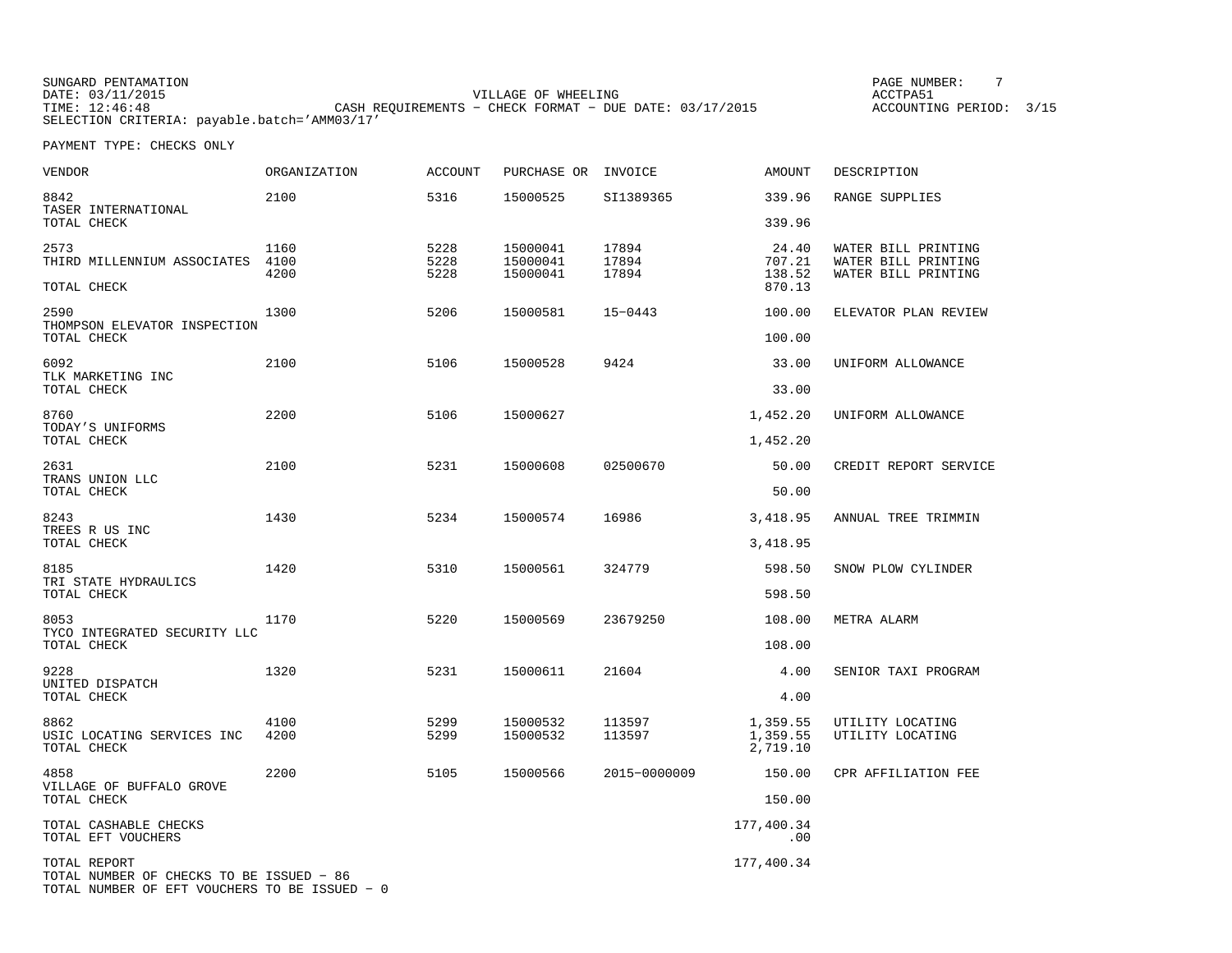SUNGARD PENTAMATION
DATE: 03/11/2015
TIME: 12:46:48
SELECTION CRITERIA: payable.batch='AMM03/17'

VILLAGE OF WHEELING
CASH REQUIREMENTS - CHECK FORMAT - DUE DATE: 03/17/2015

ACCTPA51
ACCOUNTING PERIOD: 3/15

PAYMENT TYPE: CHECKS ONLY

| VENDOR | ORGANIZATION | ACCOUNT | PURCHASE OR | INVOICE | AMOUNT | DESCRIPTION |
|---|---|---|---|---|---|---|
| 8842 | 2100 | 5316 | 15000525 | SI1389365 | 339.96 | RANGE SUPPLIES |
| TASER INTERNATIONAL | | | | | | |
| TOTAL CHECK | | | | | 339.96 | |
| 2573 | 1160 | 5228 | 15000041 | 17894 | 24.40 | WATER BILL PRINTING |
| THIRD MILLENNIUM ASSOCIATES | 4100 | 5228 | 15000041 | 17894 | 707.21 | WATER BILL PRINTING |
| | 4200 | 5228 | 15000041 | 17894 | 138.52 | WATER BILL PRINTING |
| TOTAL CHECK | | | | | 870.13 | |
| 2590 | 1300 | 5206 | 15000581 | 15-0443 | 100.00 | ELEVATOR PLAN REVIEW |
| THOMPSON ELEVATOR INSPECTION | | | | | | |
| TOTAL CHECK | | | | | 100.00 | |
| 6092 | 2100 | 5106 | 15000528 | 9424 | 33.00 | UNIFORM ALLOWANCE |
| TLK MARKETING INC | | | | | | |
| TOTAL CHECK | | | | | 33.00 | |
| 8760 | 2200 | 5106 | 15000627 | | 1,452.20 | UNIFORM ALLOWANCE |
| TODAY'S UNIFORMS | | | | | | |
| TOTAL CHECK | | | | | 1,452.20 | |
| 2631 | 2100 | 5231 | 15000608 | 02500670 | 50.00 | CREDIT REPORT SERVICE |
| TRANS UNION LLC | | | | | | |
| TOTAL CHECK | | | | | 50.00 | |
| 8243 | 1430 | 5234 | 15000574 | 16986 | 3,418.95 | ANNUAL TREE TRIMMIN |
| TREES R US INC | | | | | | |
| TOTAL CHECK | | | | | 3,418.95 | |
| 8185 | 1420 | 5310 | 15000561 | 324779 | 598.50 | SNOW PLOW CYLINDER |
| TRI STATE HYDRAULICS | | | | | | |
| TOTAL CHECK | | | | | 598.50 | |
| 8053 | 1170 | 5220 | 15000569 | 23679250 | 108.00 | METRA ALARM |
| TYCO INTEGRATED SECURITY LLC | | | | | | |
| TOTAL CHECK | | | | | 108.00 | |
| 9228 | 1320 | 5231 | 15000611 | 21604 | 4.00 | SENIOR TAXI PROGRAM |
| UNITED DISPATCH | | | | | | |
| TOTAL CHECK | | | | | 4.00 | |
| 8862 | 4100 | 5299 | 15000532 | 113597 | 1,359.55 | UTILITY LOCATING |
| USIC LOCATING SERVICES INC | 4200 | 5299 | 15000532 | 113597 | 1,359.55 | UTILITY LOCATING |
| TOTAL CHECK | | | | | 2,719.10 | |
| 4858 | 2200 | 5105 | 15000566 | 2015-0000009 | 150.00 | CPR AFFILIATION FEE |
| VILLAGE OF BUFFALO GROVE | | | | | | |
| TOTAL CHECK | | | | | 150.00 | |
| TOTAL CASHABLE CHECKS | | | | | 177,400.34 | |
| TOTAL EFT VOUCHERS | | | | | .00 | |
| TOTAL REPORT | | | | | 177,400.34 | |

TOTAL NUMBER OF CHECKS TO BE ISSUED - 86
TOTAL NUMBER OF EFT VOUCHERS TO BE ISSUED - 0